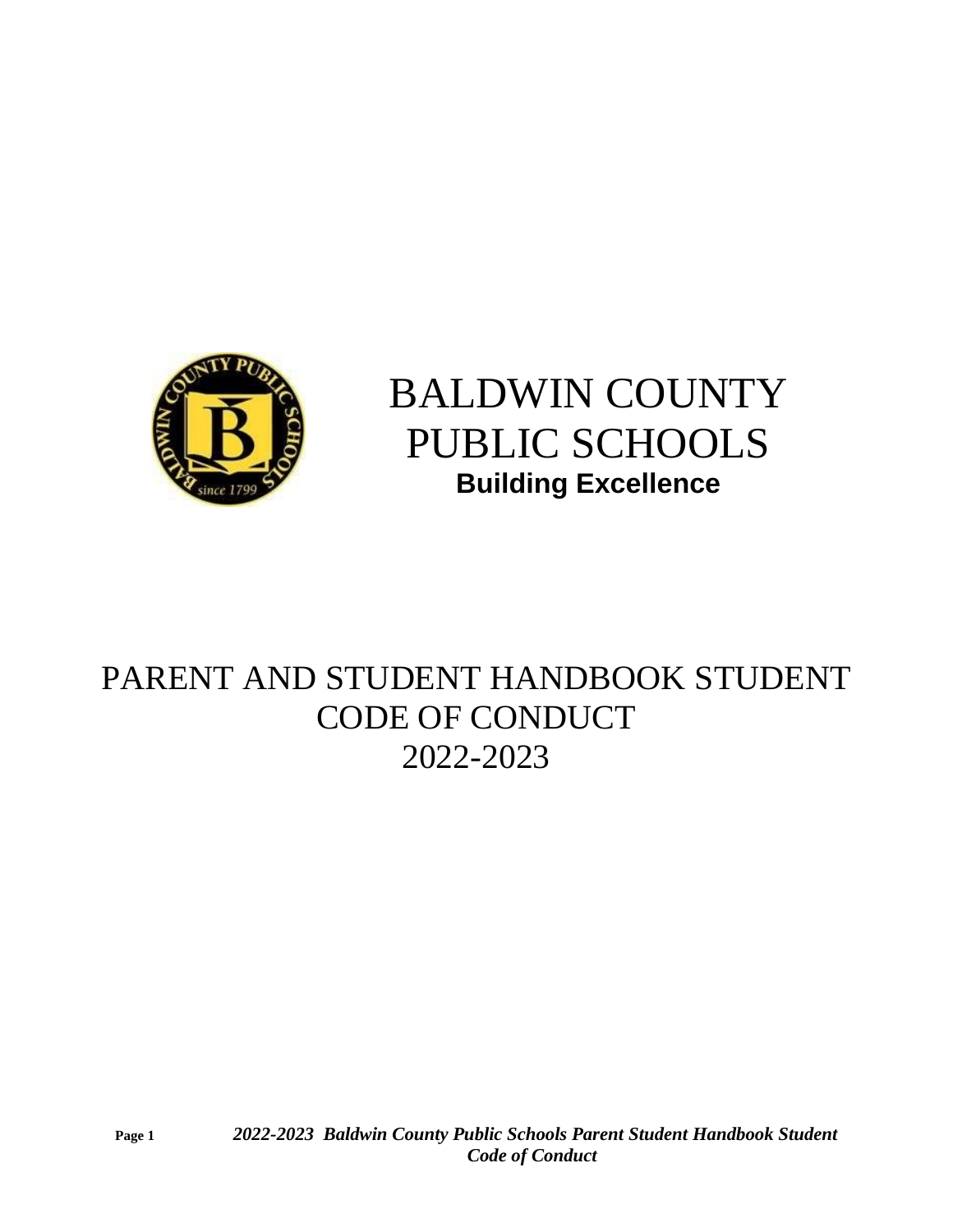# BALDWIN COUNTY PUBLIC SCHOOLS

**Building Excellence**

# PARENT AND STUDENT HANDBOOK STUDENT CODE OF CONDUCT 2022-2023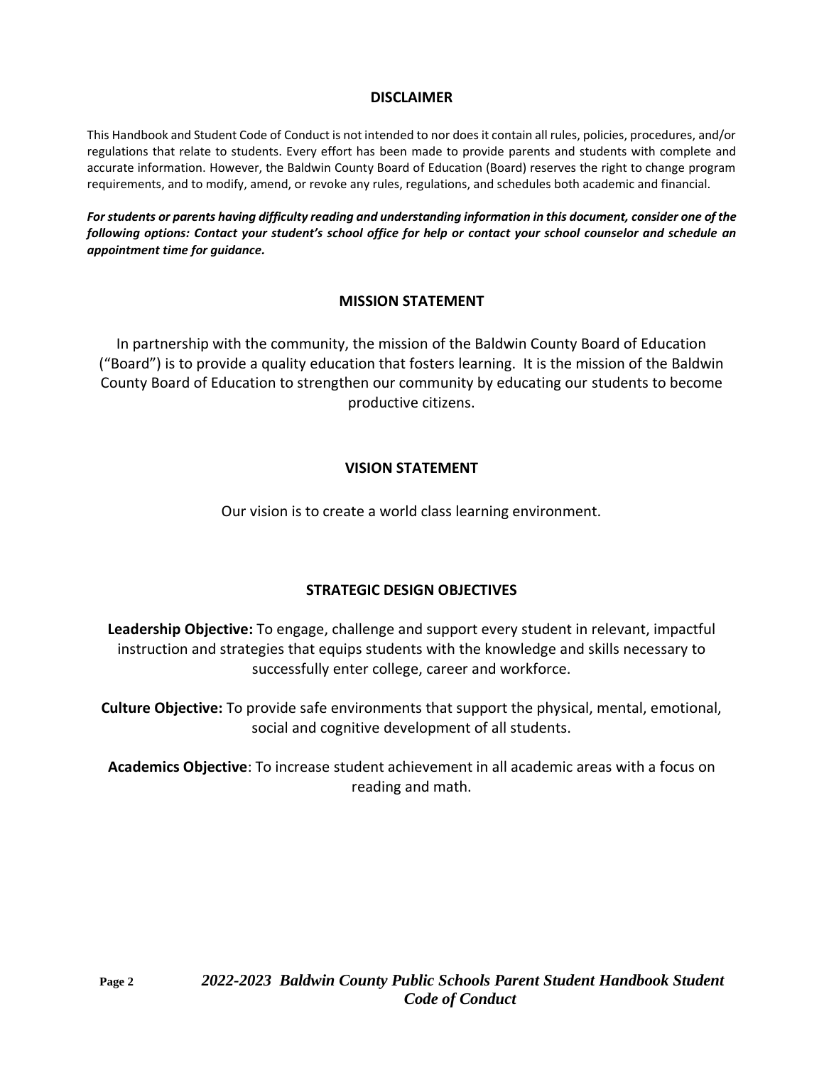## DISCLAIMER

This Handbook and Student Code of Conduct is not intended to nor does it contain all rules, policies, procedures, and/or regulations that relate to students. Every effort has been made to provide parents and students with complete and accurate information. However, the Baldwin County Board of Education (Board) reserves the right to change program requirements, and to modify, amend, or revoke any rules, regulations, and schedules both academic and financial.

***For students or parents having difficulty reading and understanding information in this document, consider one of the following options: Contact your student's school office for help or contact your school counselor and schedule an appointment time for guidance.***

## MISSION STATEMENT

In partnership with the community, the mission of the Baldwin County Board of Education ("Board") is to provide a quality education that fosters learning. It is the mission of the Baldwin County Board of Education to strengthen our community by educating our students to become productive citizens.

## VISION STATEMENT

Our vision is to create a world class learning environment.

## STRATEGIC DESIGN OBJECTIVES

**Leadership Objective:** To engage, challenge and support every student in relevant, impactful instruction and strategies that equips students with the knowledge and skills necessary to successfully enter college, career and workforce.

**Culture Objective:** To provide safe environments that support the physical, mental, emotional, social and cognitive development of all students.

**Academics Objective**: To increase student achievement in all academic areas with a focus on reading and math.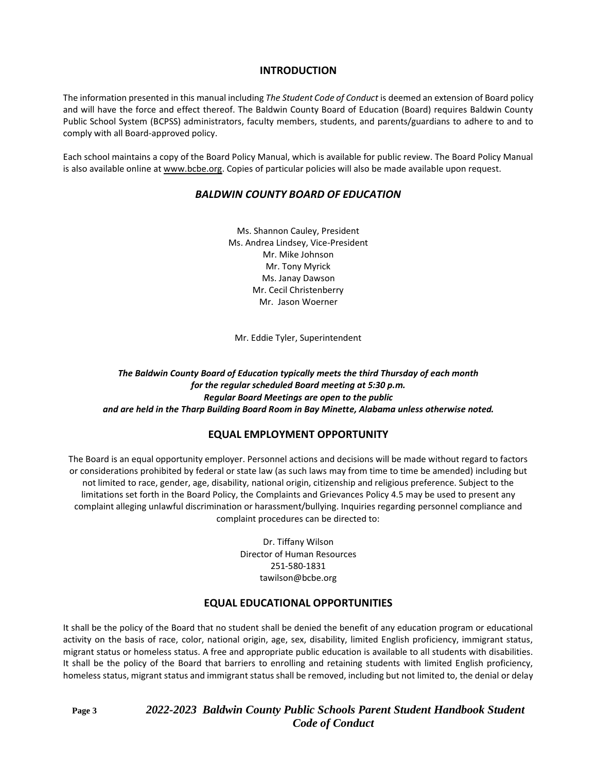## INTRODUCTION

The information presented in this manual including *The Student Code of Conduct* is deemed an extension of Board policy and will have the force and effect thereof. The Baldwin County Board of Education (Board) requires Baldwin County Public School System (BCPSS) administrators, faculty members, students, and parents/guardians to adhere to and to comply with all Board-approved policy.

Each school maintains a copy of the Board Policy Manual, which is available for public review. The Board Policy Manual is also available online at www.bcbe.org. Copies of particular policies will also be made available upon request.

## *BALDWIN COUNTY BOARD OF EDUCATION*

Ms. Shannon Cauley, President
Ms. Andrea Lindsey, Vice-President
Mr. Mike Johnson
Mr. Tony Myrick
Ms. Janay Dawson
Mr. Cecil Christenberry
Mr. Jason Woerner

Mr. Eddie Tyler, Superintendent

***The Baldwin County Board of Education typically meets the third Thursday of each month for the regular scheduled Board meeting at 5:30 p.m. Regular Board Meetings are open to the public and are held in the Tharp Building Board Room in Bay Minette, Alabama unless otherwise noted.***

## EQUAL EMPLOYMENT OPPORTUNITY

The Board is an equal opportunity employer. Personnel actions and decisions will be made without regard to factors or considerations prohibited by federal or state law (as such laws may from time to time be amended) including but not limited to race, gender, age, disability, national origin, citizenship and religious preference. Subject to the limitations set forth in the Board Policy, the Complaints and Grievances Policy 4.5 may be used to present any complaint alleging unlawful discrimination or harassment/bullying. Inquiries regarding personnel compliance and complaint procedures can be directed to:

Dr. Tiffany Wilson
Director of Human Resources
251-580-1831
tawilson@bcbe.org

## EQUAL EDUCATIONAL OPPORTUNITIES

It shall be the policy of the Board that no student shall be denied the benefit of any education program or educational activity on the basis of race, color, national origin, age, sex, disability, limited English proficiency, immigrant status, migrant status or homeless status. A free and appropriate public education is available to all students with disabilities. It shall be the policy of the Board that barriers to enrolling and retaining students with limited English proficiency, homeless status, migrant status and immigrant status shall be removed, including but not limited to, the denial or delay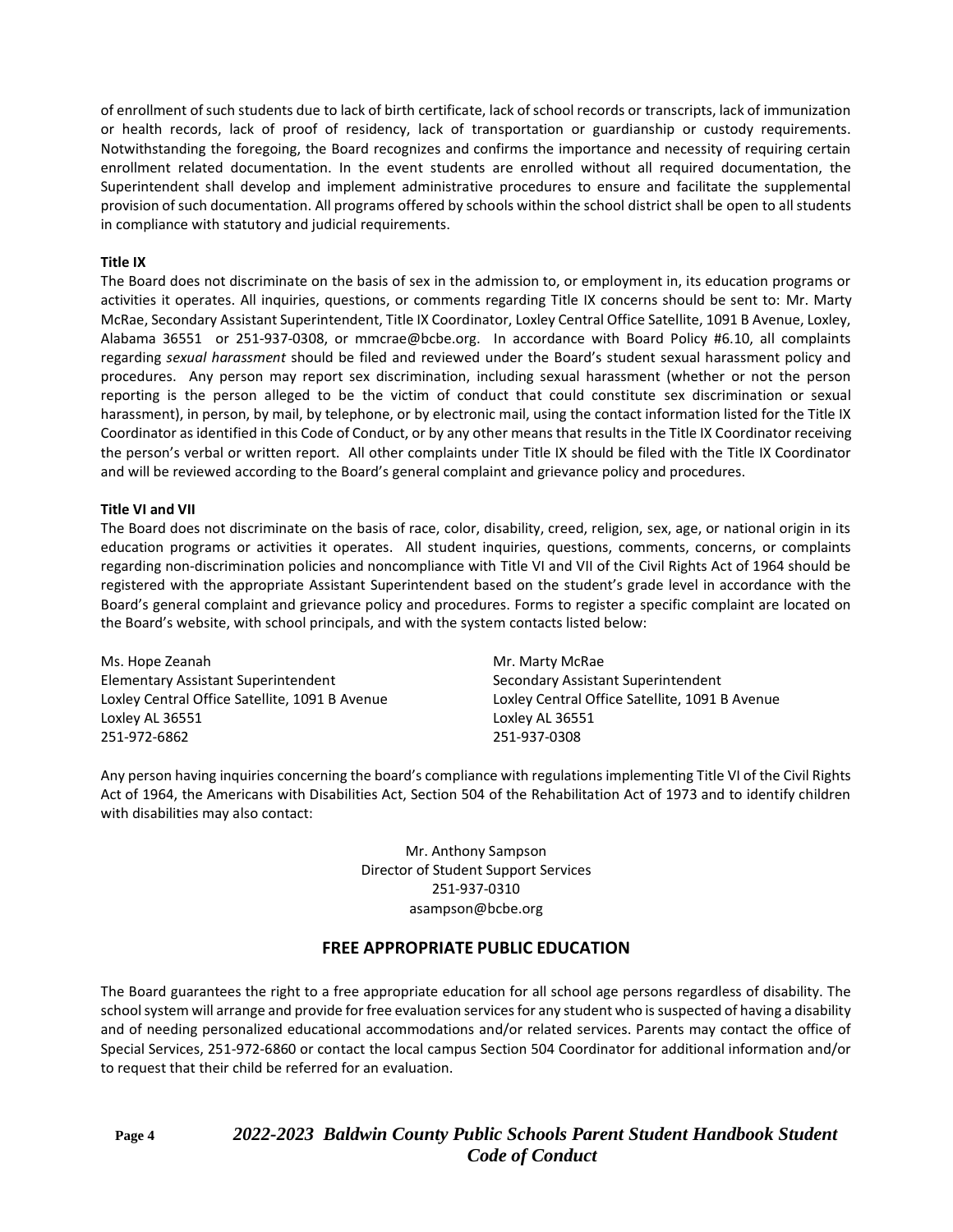of enrollment of such students due to lack of birth certificate, lack of school records or transcripts, lack of immunization or health records, lack of proof of residency, lack of transportation or guardianship or custody requirements. Notwithstanding the foregoing, the Board recognizes and confirms the importance and necessity of requiring certain enrollment related documentation. In the event students are enrolled without all required documentation, the Superintendent shall develop and implement administrative procedures to ensure and facilitate the supplemental provision of such documentation. All programs offered by schools within the school district shall be open to all students in compliance with statutory and judicial requirements.

**Title IX**

The Board does not discriminate on the basis of sex in the admission to, or employment in, its education programs or activities it operates. All inquiries, questions, or comments regarding Title IX concerns should be sent to: Mr. Marty McRae, Secondary Assistant Superintendent, Title IX Coordinator, Loxley Central Office Satellite, 1091 B Avenue, Loxley, Alabama 36551 or 251-937-0308, or mmcrae@bcbe.org. In accordance with Board Policy #6.10, all complaints regarding *sexual harassment* should be filed and reviewed under the Board's student sexual harassment policy and procedures. Any person may report sex discrimination, including sexual harassment (whether or not the person reporting is the person alleged to be the victim of conduct that could constitute sex discrimination or sexual harassment), in person, by mail, by telephone, or by electronic mail, using the contact information listed for the Title IX Coordinator as identified in this Code of Conduct, or by any other means that results in the Title IX Coordinator receiving the person's verbal or written report. All other complaints under Title IX should be filed with the Title IX Coordinator and will be reviewed according to the Board's general complaint and grievance policy and procedures.

**Title VI and VII**

The Board does not discriminate on the basis of race, color, disability, creed, religion, sex, age, or national origin in its education programs or activities it operates. All student inquiries, questions, comments, concerns, or complaints regarding non-discrimination policies and noncompliance with Title VI and VII of the Civil Rights Act of 1964 should be registered with the appropriate Assistant Superintendent based on the student's grade level in accordance with the Board's general complaint and grievance policy and procedures. Forms to register a specific complaint are located on the Board's website, with school principals, and with the system contacts listed below:

Ms. Hope Zeanah
Elementary Assistant Superintendent
Loxley Central Office Satellite, 1091 B Avenue
Loxley AL 36551
251-972-6862

Mr. Marty McRae
Secondary Assistant Superintendent
Loxley Central Office Satellite, 1091 B Avenue
Loxley AL 36551
251-937-0308

Any person having inquiries concerning the board's compliance with regulations implementing Title VI of the Civil Rights Act of 1964, the Americans with Disabilities Act, Section 504 of the Rehabilitation Act of 1973 and to identify children with disabilities may also contact:

Mr. Anthony Sampson
Director of Student Support Services
251-937-0310
asampson@bcbe.org

## FREE APPROPRIATE PUBLIC EDUCATION

The Board guarantees the right to a free appropriate education for all school age persons regardless of disability. The school system will arrange and provide for free evaluation services for any student who is suspected of having a disability and of needing personalized educational accommodations and/or related services. Parents may contact the office of Special Services, 251-972-6860 or contact the local campus Section 504 Coordinator for additional information and/or to request that their child be referred for an evaluation.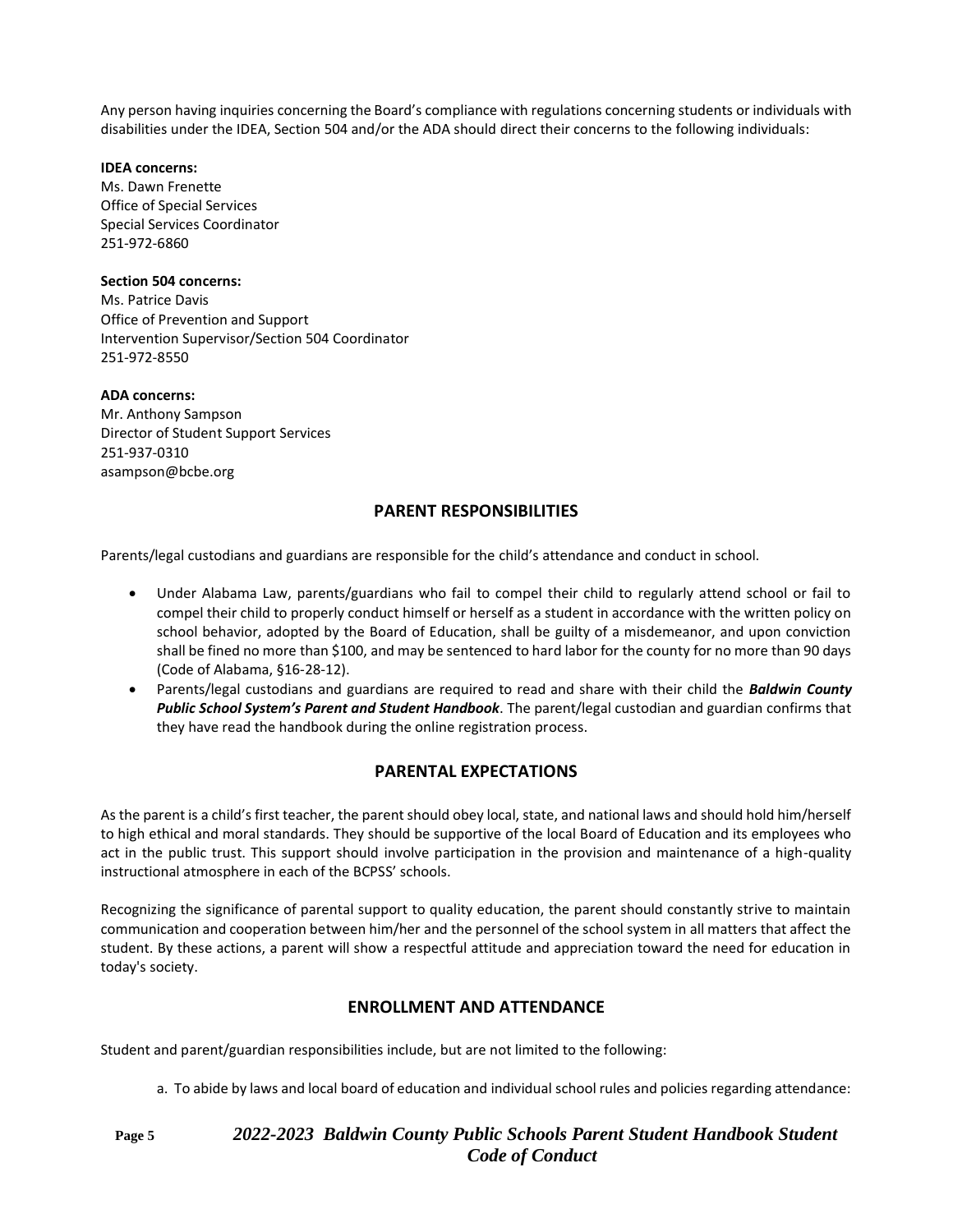Any person having inquiries concerning the Board's compliance with regulations concerning students or individuals with disabilities under the IDEA, Section 504 and/or the ADA should direct their concerns to the following individuals:

**IDEA concerns:**
Ms. Dawn Frenette
Office of Special Services
Special Services Coordinator
251-972-6860

**Section 504 concerns:**
Ms. Patrice Davis
Office of Prevention and Support
Intervention Supervisor/Section 504 Coordinator
251-972-8550

**ADA concerns:**
Mr. Anthony Sampson
Director of Student Support Services
251-937-0310
asampson@bcbe.org

## PARENT RESPONSIBILITIES

Parents/legal custodians and guardians are responsible for the child's attendance and conduct in school.

- Under Alabama Law, parents/guardians who fail to compel their child to regularly attend school or fail to compel their child to properly conduct himself or herself as a student in accordance with the written policy on school behavior, adopted by the Board of Education, shall be guilty of a misdemeanor, and upon conviction shall be fined no more than $100, and may be sentenced to hard labor for the county for no more than 90 days (Code of Alabama, §16-28-12).
- Parents/legal custodians and guardians are required to read and share with their child the ***Baldwin County Public School System's Parent and Student Handbook***. The parent/legal custodian and guardian confirms that they have read the handbook during the online registration process.

## PARENTAL EXPECTATIONS

As the parent is a child's first teacher, the parent should obey local, state, and national laws and should hold him/herself to high ethical and moral standards. They should be supportive of the local Board of Education and its employees who act in the public trust. This support should involve participation in the provision and maintenance of a high-quality instructional atmosphere in each of the BCPSS' schools.

Recognizing the significance of parental support to quality education, the parent should constantly strive to maintain communication and cooperation between him/her and the personnel of the school system in all matters that affect the student. By these actions, a parent will show a respectful attitude and appreciation toward the need for education in today's society.

## ENROLLMENT AND ATTENDANCE

Student and parent/guardian responsibilities include, but are not limited to the following:

a. To abide by laws and local board of education and individual school rules and policies regarding attendance: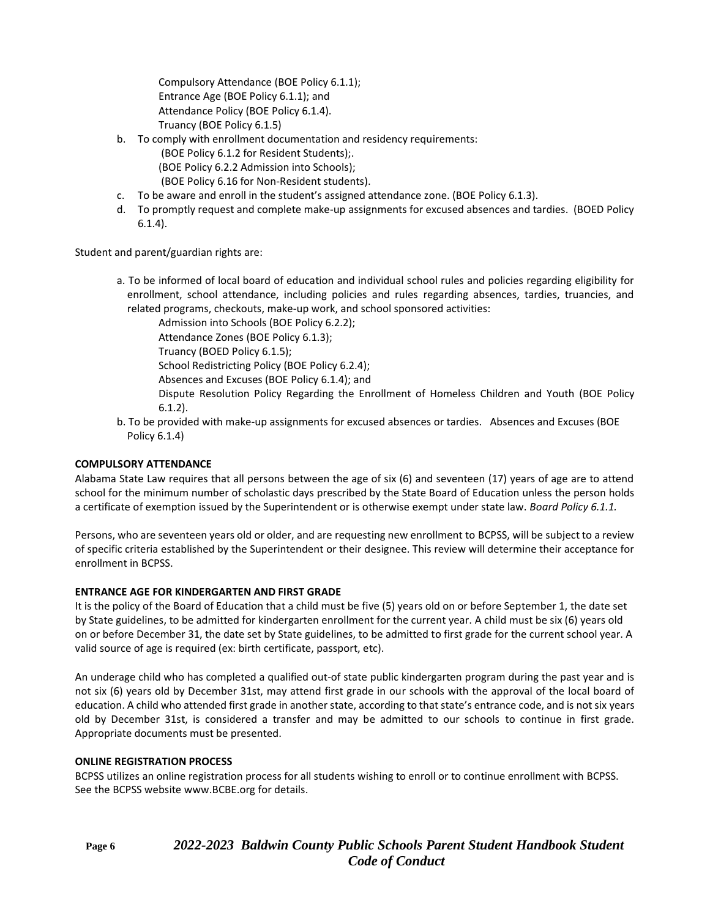Compulsory Attendance (BOE Policy 6.1.1);
Entrance Age (BOE Policy 6.1.1); and
Attendance Policy (BOE Policy 6.1.4).
Truancy (BOE Policy 6.1.5)

b. To comply with enrollment documentation and residency requirements:
(BOE Policy 6.1.2 for Resident Students);.
(BOE Policy 6.2.2 Admission into Schools);
(BOE Policy 6.16 for Non-Resident students).
c. To be aware and enroll in the student's assigned attendance zone. (BOE Policy 6.1.3).
d. To promptly request and complete make-up assignments for excused absences and tardies. (BOED Policy 6.1.4).

Student and parent/guardian rights are:

a. To be informed of local board of education and individual school rules and policies regarding eligibility for enrollment, school attendance, including policies and rules regarding absences, tardies, truancies, and related programs, checkouts, make-up work, and school sponsored activities:
Admission into Schools (BOE Policy 6.2.2);
Attendance Zones (BOE Policy 6.1.3);
Truancy (BOED Policy 6.1.5);
School Redistricting Policy (BOE Policy 6.2.4);
Absences and Excuses (BOE Policy 6.1.4); and
Dispute Resolution Policy Regarding the Enrollment of Homeless Children and Youth (BOE Policy 6.1.2).
b. To be provided with make-up assignments for excused absences or tardies. Absences and Excuses (BOE Policy 6.1.4)

**COMPULSORY ATTENDANCE**

Alabama State Law requires that all persons between the age of six (6) and seventeen (17) years of age are to attend school for the minimum number of scholastic days prescribed by the State Board of Education unless the person holds a certificate of exemption issued by the Superintendent or is otherwise exempt under state law. *Board Policy 6.1.1.*

Persons, who are seventeen years old or older, and are requesting new enrollment to BCPSS, will be subject to a review of specific criteria established by the Superintendent or their designee. This review will determine their acceptance for enrollment in BCPSS.

**ENTRANCE AGE FOR KINDERGARTEN AND FIRST GRADE**

It is the policy of the Board of Education that a child must be five (5) years old on or before September 1, the date set by State guidelines, to be admitted for kindergarten enrollment for the current year. A child must be six (6) years old on or before December 31, the date set by State guidelines, to be admitted to first grade for the current school year. A valid source of age is required (ex: birth certificate, passport, etc).

An underage child who has completed a qualified out-of state public kindergarten program during the past year and is not six (6) years old by December 31st, may attend first grade in our schools with the approval of the local board of education. A child who attended first grade in another state, according to that state's entrance code, and is not six years old by December 31st, is considered a transfer and may be admitted to our schools to continue in first grade. Appropriate documents must be presented.

**ONLINE REGISTRATION PROCESS**

BCPSS utilizes an online registration process for all students wishing to enroll or to continue enrollment with BCPSS. See the BCPSS website www.BCBE.org for details.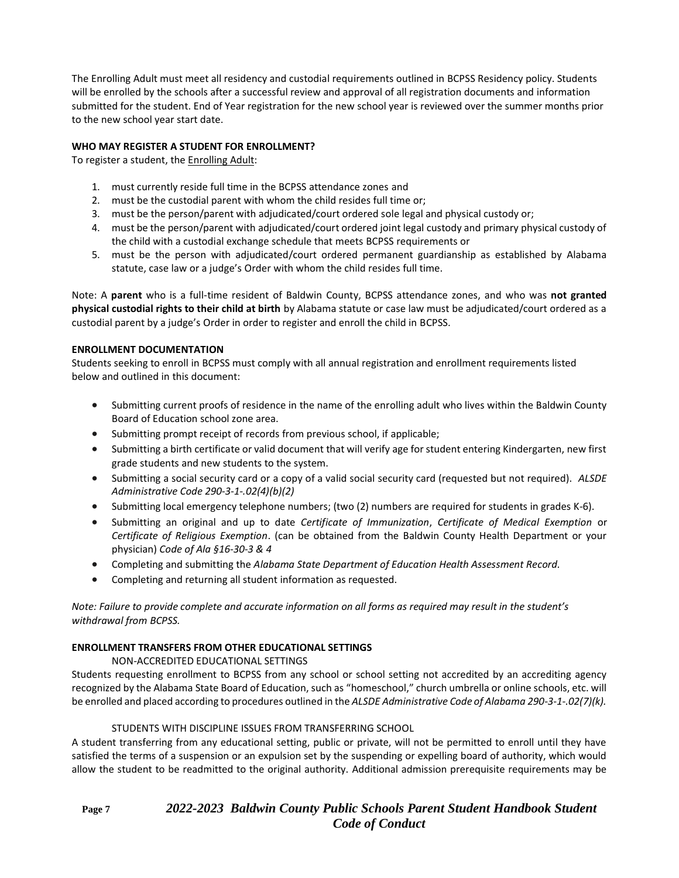The Enrolling Adult must meet all residency and custodial requirements outlined in BCPSS Residency policy. Students will be enrolled by the schools after a successful review and approval of all registration documents and information submitted for the student. End of Year registration for the new school year is reviewed over the summer months prior to the new school year start date.

**WHO MAY REGISTER A STUDENT FOR ENROLLMENT?**

To register a student, the <u>Enrolling Adult</u>:

1. must currently reside full time in the BCPSS attendance zones and
2. must be the custodial parent with whom the child resides full time or;
3. must be the person/parent with adjudicated/court ordered sole legal and physical custody or;
4. must be the person/parent with adjudicated/court ordered joint legal custody and primary physical custody of the child with a custodial exchange schedule that meets BCPSS requirements or
5. must be the person with adjudicated/court ordered permanent guardianship as established by Alabama statute, case law or a judge's Order with whom the child resides full time.

Note: A **parent** who is a full-time resident of Baldwin County, BCPSS attendance zones, and who was **not granted physical custodial rights to their child at birth** by Alabama statute or case law must be adjudicated/court ordered as a custodial parent by a judge's Order in order to register and enroll the child in BCPSS.

**ENROLLMENT DOCUMENTATION**

Students seeking to enroll in BCPSS must comply with all annual registration and enrollment requirements listed below and outlined in this document:

- Submitting current proofs of residence in the name of the enrolling adult who lives within the Baldwin County Board of Education school zone area.
- Submitting prompt receipt of records from previous school, if applicable;
- Submitting a birth certificate or valid document that will verify age for student entering Kindergarten, new first grade students and new students to the system.
- Submitting a social security card or a copy of a valid social security card (requested but not required). *ALSDE Administrative Code 290-3-1-.02(4)(b)(2)*
- Submitting local emergency telephone numbers; (two (2) numbers are required for students in grades K-6).
- Submitting an original and up to date *Certificate of Immunization*, *Certificate of Medical Exemption* or *Certificate of Religious Exemption*. (can be obtained from the Baldwin County Health Department or your physician) *Code of Ala §16-30-3 & 4*
- Completing and submitting the *Alabama State Department of Education Health Assessment Record.*
- Completing and returning all student information as requested.

*Note: Failure to provide complete and accurate information on all forms as required may result in the student's withdrawal from BCPSS.*

**ENROLLMENT TRANSFERS FROM OTHER EDUCATIONAL SETTINGS**

NON-ACCREDITED EDUCATIONAL SETTINGS

Students requesting enrollment to BCPSS from any school or school setting not accredited by an accrediting agency recognized by the Alabama State Board of Education, such as "homeschool," church umbrella or online schools, etc. will be enrolled and placed according to procedures outlined in the *ALSDE Administrative Code of Alabama 290-3-1-.02(7)(k).*

STUDENTS WITH DISCIPLINE ISSUES FROM TRANSFERRING SCHOOL

A student transferring from any educational setting, public or private, will not be permitted to enroll until they have satisfied the terms of a suspension or an expulsion set by the suspending or expelling board of authority, which would allow the student to be readmitted to the original authority. Additional admission prerequisite requirements may be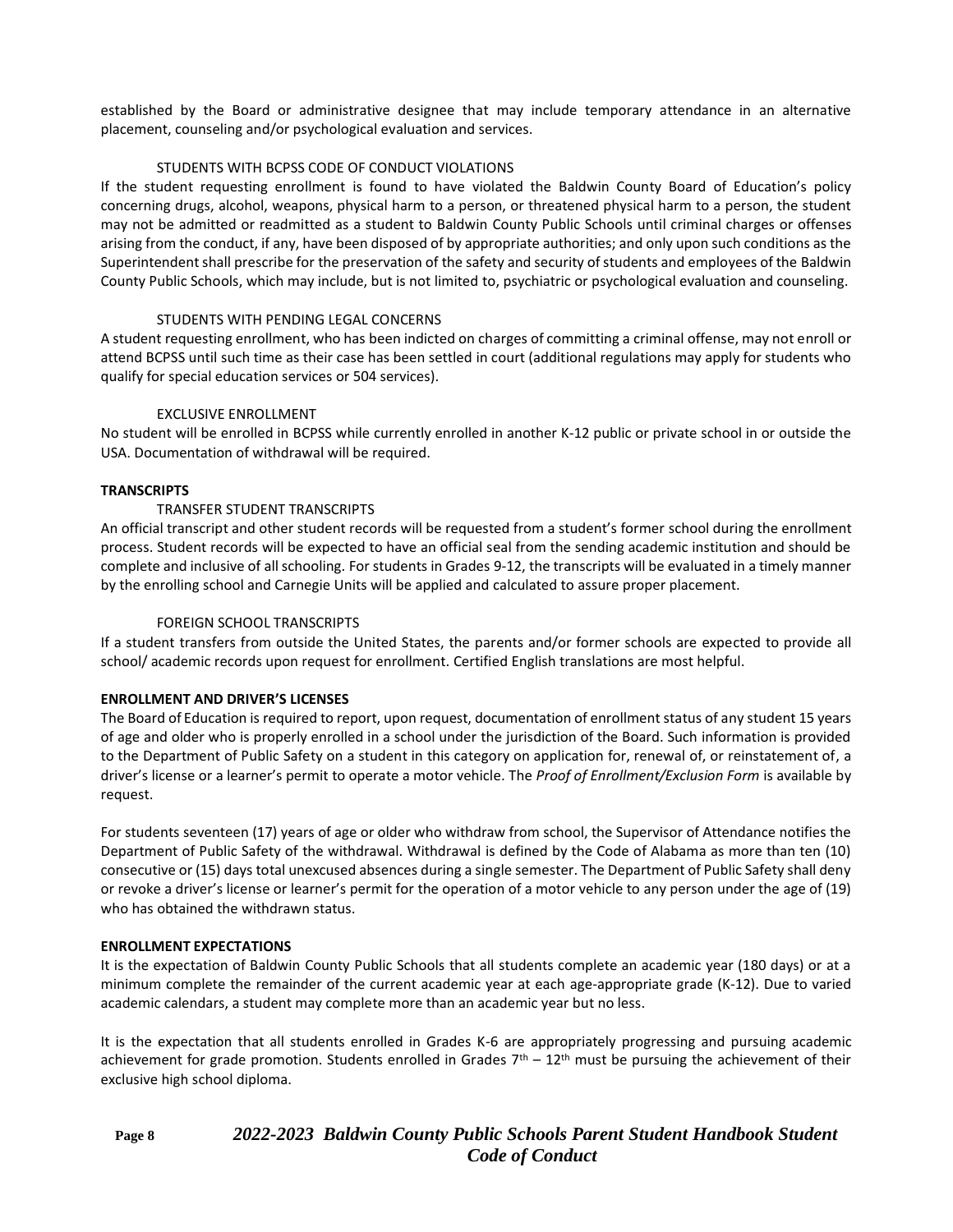established by the Board or administrative designee that may include temporary attendance in an alternative placement, counseling and/or psychological evaluation and services.

STUDENTS WITH BCPSS CODE OF CONDUCT VIOLATIONS

If the student requesting enrollment is found to have violated the Baldwin County Board of Education's policy concerning drugs, alcohol, weapons, physical harm to a person, or threatened physical harm to a person, the student may not be admitted or readmitted as a student to Baldwin County Public Schools until criminal charges or offenses arising from the conduct, if any, have been disposed of by appropriate authorities; and only upon such conditions as the Superintendent shall prescribe for the preservation of the safety and security of students and employees of the Baldwin County Public Schools, which may include, but is not limited to, psychiatric or psychological evaluation and counseling.

STUDENTS WITH PENDING LEGAL CONCERNS

A student requesting enrollment, who has been indicted on charges of committing a criminal offense, may not enroll or attend BCPSS until such time as their case has been settled in court (additional regulations may apply for students who qualify for special education services or 504 services).

EXCLUSIVE ENROLLMENT

No student will be enrolled in BCPSS while currently enrolled in another K-12 public or private school in or outside the USA. Documentation of withdrawal will be required.

**TRANSCRIPTS**

TRANSFER STUDENT TRANSCRIPTS

An official transcript and other student records will be requested from a student's former school during the enrollment process. Student records will be expected to have an official seal from the sending academic institution and should be complete and inclusive of all schooling. For students in Grades 9-12, the transcripts will be evaluated in a timely manner by the enrolling school and Carnegie Units will be applied and calculated to assure proper placement.

FOREIGN SCHOOL TRANSCRIPTS

If a student transfers from outside the United States, the parents and/or former schools are expected to provide all school/ academic records upon request for enrollment. Certified English translations are most helpful.

**ENROLLMENT AND DRIVER'S LICENSES**

The Board of Education is required to report, upon request, documentation of enrollment status of any student 15 years of age and older who is properly enrolled in a school under the jurisdiction of the Board. Such information is provided to the Department of Public Safety on a student in this category on application for, renewal of, or reinstatement of, a driver's license or a learner's permit to operate a motor vehicle. The *Proof of Enrollment/Exclusion Form* is available by request.

For students seventeen (17) years of age or older who withdraw from school, the Supervisor of Attendance notifies the Department of Public Safety of the withdrawal. Withdrawal is defined by the Code of Alabama as more than ten (10) consecutive or (15) days total unexcused absences during a single semester. The Department of Public Safety shall deny or revoke a driver's license or learner's permit for the operation of a motor vehicle to any person under the age of (19) who has obtained the withdrawn status.

**ENROLLMENT EXPECTATIONS**

It is the expectation of Baldwin County Public Schools that all students complete an academic year (180 days) or at a minimum complete the remainder of the current academic year at each age-appropriate grade (K-12). Due to varied academic calendars, a student may complete more than an academic year but no less.

It is the expectation that all students enrolled in Grades K-6 are appropriately progressing and pursuing academic achievement for grade promotion. Students enrolled in Grades 7th – 12th must be pursuing the achievement of their exclusive high school diploma.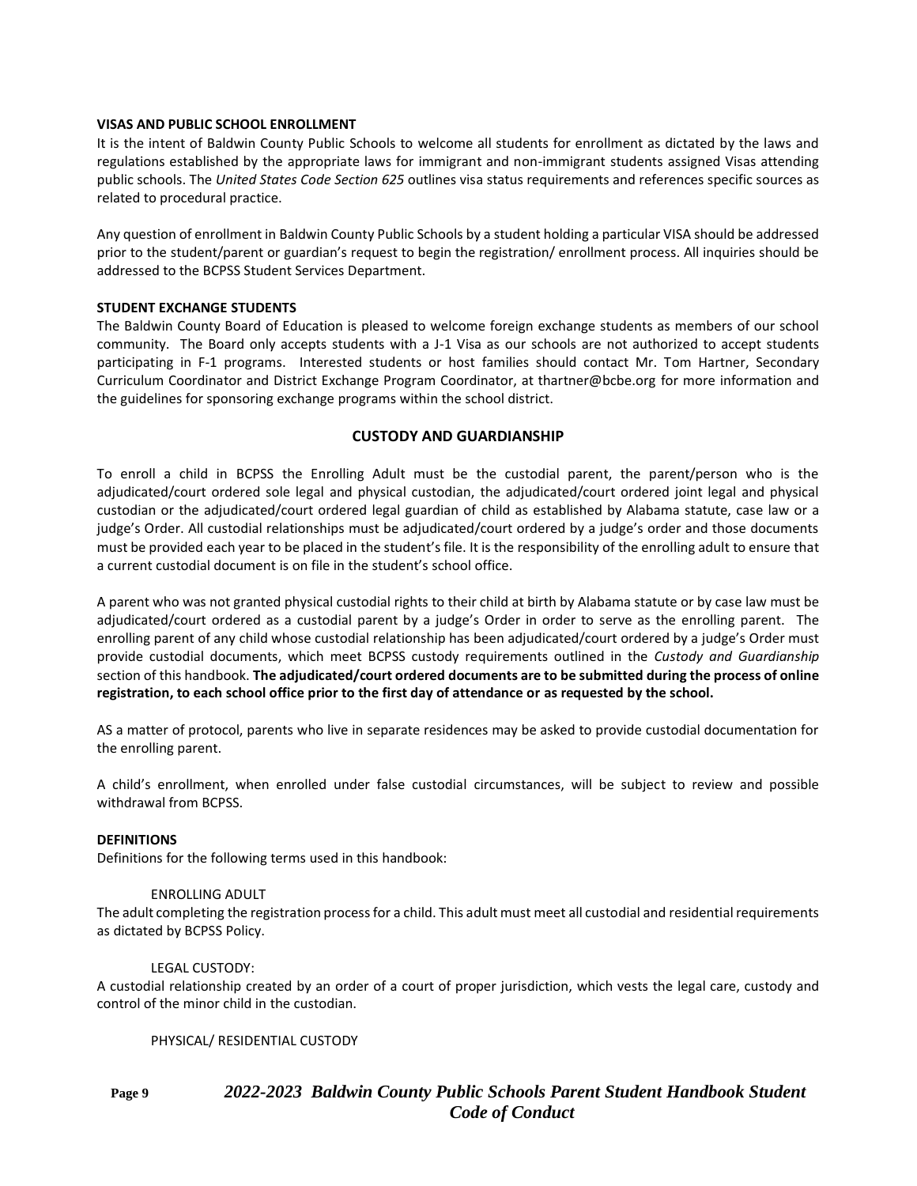**VISAS AND PUBLIC SCHOOL ENROLLMENT**

It is the intent of Baldwin County Public Schools to welcome all students for enrollment as dictated by the laws and regulations established by the appropriate laws for immigrant and non-immigrant students assigned Visas attending public schools. The *United States Code Section 625* outlines visa status requirements and references specific sources as related to procedural practice.

Any question of enrollment in Baldwin County Public Schools by a student holding a particular VISA should be addressed prior to the student/parent or guardian's request to begin the registration/ enrollment process. All inquiries should be addressed to the BCPSS Student Services Department.

**STUDENT EXCHANGE STUDENTS**

The Baldwin County Board of Education is pleased to welcome foreign exchange students as members of our school community. The Board only accepts students with a J-1 Visa as our schools are not authorized to accept students participating in F-1 programs. Interested students or host families should contact Mr. Tom Hartner, Secondary Curriculum Coordinator and District Exchange Program Coordinator, at thartner@bcbe.org for more information and the guidelines for sponsoring exchange programs within the school district.

## CUSTODY AND GUARDIANSHIP

To enroll a child in BCPSS the Enrolling Adult must be the custodial parent, the parent/person who is the adjudicated/court ordered sole legal and physical custodian, the adjudicated/court ordered joint legal and physical custodian or the adjudicated/court ordered legal guardian of child as established by Alabama statute, case law or a judge's Order. All custodial relationships must be adjudicated/court ordered by a judge's order and those documents must be provided each year to be placed in the student's file. It is the responsibility of the enrolling adult to ensure that a current custodial document is on file in the student's school office.

A parent who was not granted physical custodial rights to their child at birth by Alabama statute or by case law must be adjudicated/court ordered as a custodial parent by a judge's Order in order to serve as the enrolling parent. The enrolling parent of any child whose custodial relationship has been adjudicated/court ordered by a judge's Order must provide custodial documents, which meet BCPSS custody requirements outlined in the *Custody and Guardianship* section of this handbook. **The adjudicated/court ordered documents are to be submitted during the process of online registration, to each school office prior to the first day of attendance or as requested by the school.**

AS a matter of protocol, parents who live in separate residences may be asked to provide custodial documentation for the enrolling parent.

A child's enrollment, when enrolled under false custodial circumstances, will be subject to review and possible withdrawal from BCPSS.

**DEFINITIONS**

Definitions for the following terms used in this handbook:

ENROLLING ADULT

The adult completing the registration process for a child. This adult must meet all custodial and residential requirements as dictated by BCPSS Policy.

LEGAL CUSTODY:

A custodial relationship created by an order of a court of proper jurisdiction, which vests the legal care, custody and control of the minor child in the custodian.

PHYSICAL/ RESIDENTIAL CUSTODY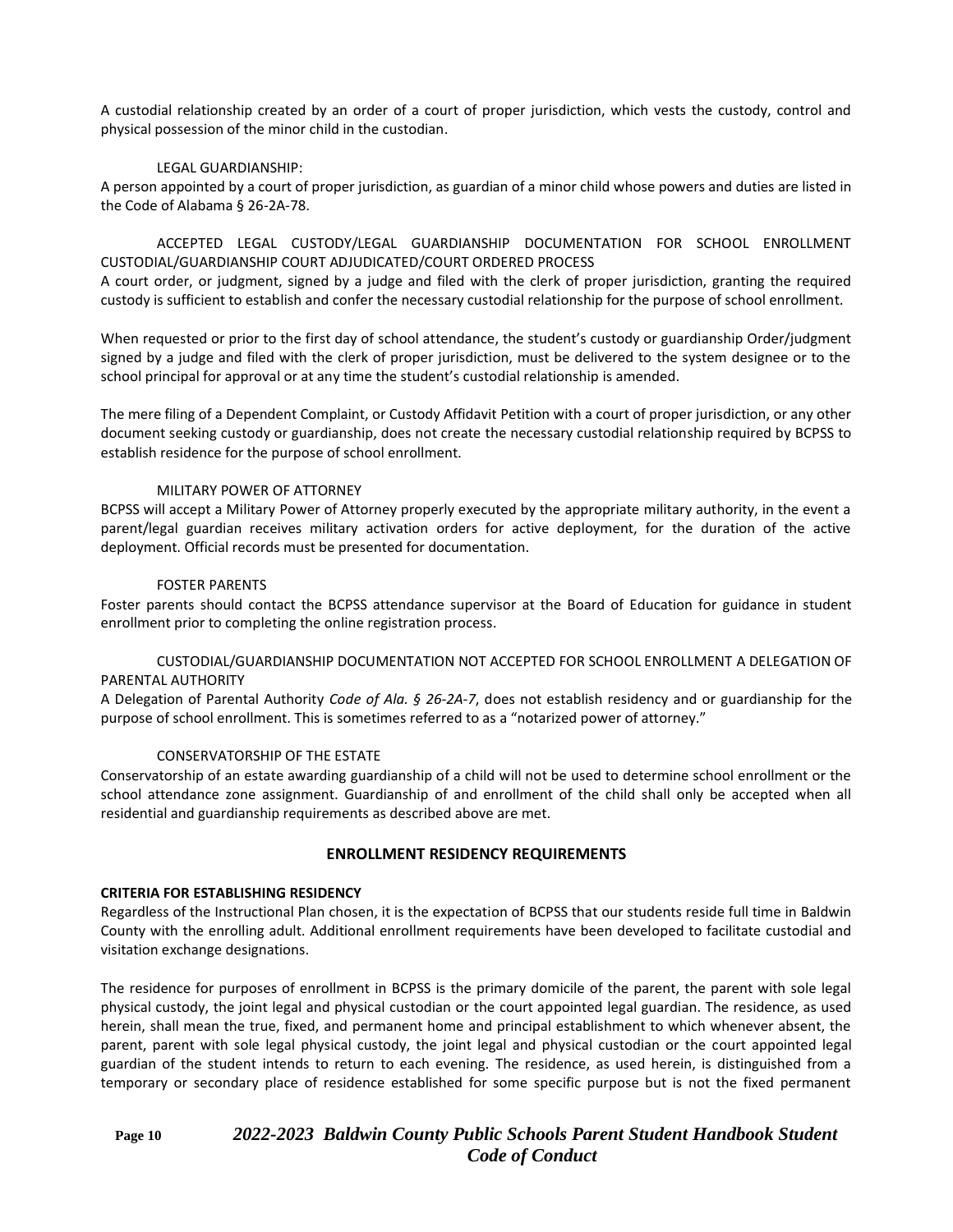A custodial relationship created by an order of a court of proper jurisdiction, which vests the custody, control and physical possession of the minor child in the custodian.

LEGAL GUARDIANSHIP:

A person appointed by a court of proper jurisdiction, as guardian of a minor child whose powers and duties are listed in the Code of Alabama § 26-2A-78.

ACCEPTED LEGAL CUSTODY/LEGAL GUARDIANSHIP DOCUMENTATION FOR SCHOOL ENROLLMENT CUSTODIAL/GUARDIANSHIP COURT ADJUDICATED/COURT ORDERED PROCESS

A court order, or judgment, signed by a judge and filed with the clerk of proper jurisdiction, granting the required custody is sufficient to establish and confer the necessary custodial relationship for the purpose of school enrollment.

When requested or prior to the first day of school attendance, the student's custody or guardianship Order/judgment signed by a judge and filed with the clerk of proper jurisdiction, must be delivered to the system designee or to the school principal for approval or at any time the student's custodial relationship is amended.

The mere filing of a Dependent Complaint, or Custody Affidavit Petition with a court of proper jurisdiction, or any other document seeking custody or guardianship, does not create the necessary custodial relationship required by BCPSS to establish residence for the purpose of school enrollment.

MILITARY POWER OF ATTORNEY

BCPSS will accept a Military Power of Attorney properly executed by the appropriate military authority, in the event a parent/legal guardian receives military activation orders for active deployment, for the duration of the active deployment. Official records must be presented for documentation.

FOSTER PARENTS

Foster parents should contact the BCPSS attendance supervisor at the Board of Education for guidance in student enrollment prior to completing the online registration process.

CUSTODIAL/GUARDIANSHIP DOCUMENTATION NOT ACCEPTED FOR SCHOOL ENROLLMENT A DELEGATION OF PARENTAL AUTHORITY

A Delegation of Parental Authority *Code of Ala. § 26-2A-7*, does not establish residency and or guardianship for the purpose of school enrollment. This is sometimes referred to as a "notarized power of attorney."

CONSERVATORSHIP OF THE ESTATE

Conservatorship of an estate awarding guardianship of a child will not be used to determine school enrollment or the school attendance zone assignment. Guardianship of and enrollment of the child shall only be accepted when all residential and guardianship requirements as described above are met.

## ENROLLMENT RESIDENCY REQUIREMENTS

**CRITERIA FOR ESTABLISHING RESIDENCY**

Regardless of the Instructional Plan chosen, it is the expectation of BCPSS that our students reside full time in Baldwin County with the enrolling adult. Additional enrollment requirements have been developed to facilitate custodial and visitation exchange designations.

The residence for purposes of enrollment in BCPSS is the primary domicile of the parent, the parent with sole legal physical custody, the joint legal and physical custodian or the court appointed legal guardian. The residence, as used herein, shall mean the true, fixed, and permanent home and principal establishment to which whenever absent, the parent, parent with sole legal physical custody, the joint legal and physical custodian or the court appointed legal guardian of the student intends to return to each evening. The residence, as used herein, is distinguished from a temporary or secondary place of residence established for some specific purpose but is not the fixed permanent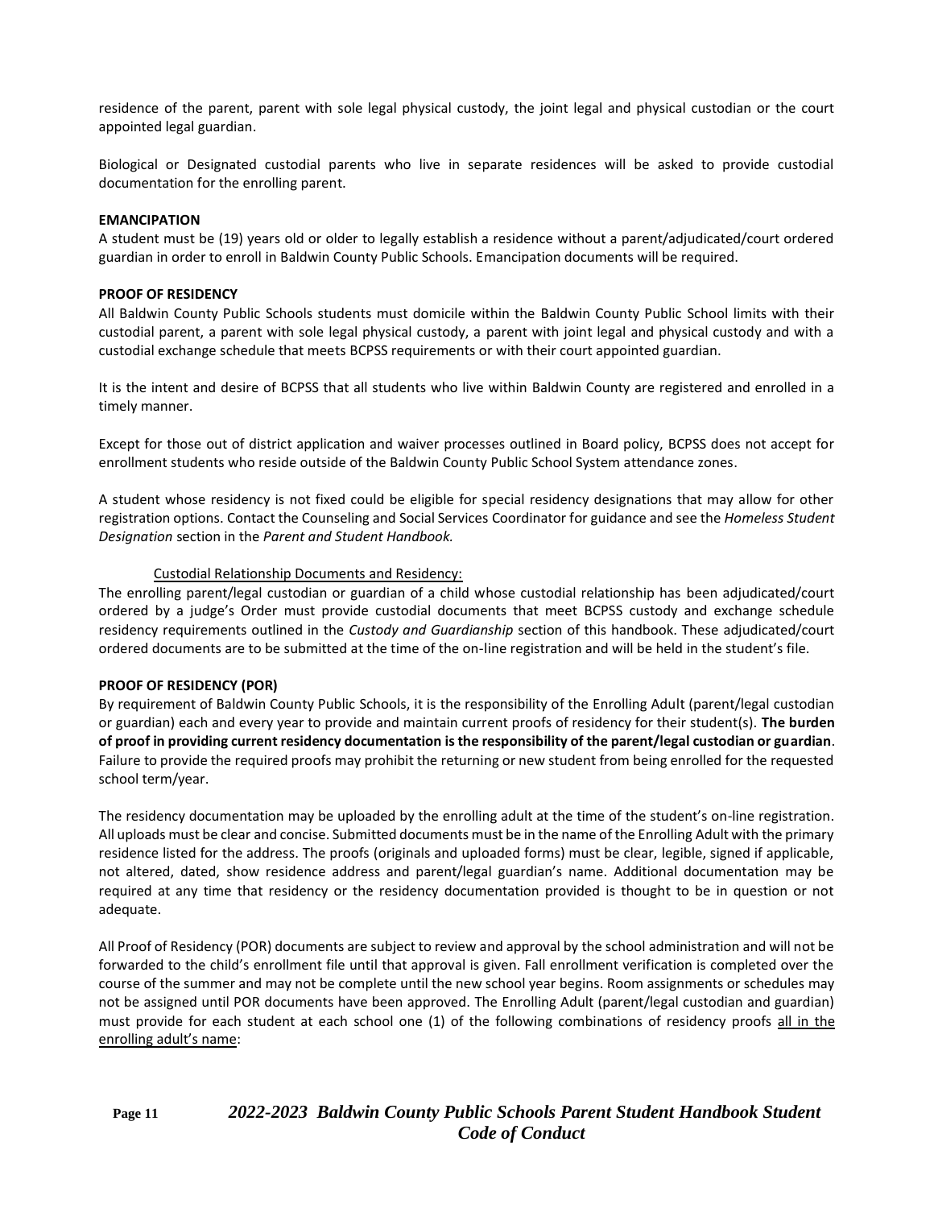residence of the parent, parent with sole legal physical custody, the joint legal and physical custodian or the court appointed legal guardian.

Biological or Designated custodial parents who live in separate residences will be asked to provide custodial documentation for the enrolling parent.

**EMANCIPATION**

A student must be (19) years old or older to legally establish a residence without a parent/adjudicated/court ordered guardian in order to enroll in Baldwin County Public Schools. Emancipation documents will be required.

**PROOF OF RESIDENCY**

All Baldwin County Public Schools students must domicile within the Baldwin County Public School limits with their custodial parent, a parent with sole legal physical custody, a parent with joint legal and physical custody and with a custodial exchange schedule that meets BCPSS requirements or with their court appointed guardian.

It is the intent and desire of BCPSS that all students who live within Baldwin County are registered and enrolled in a timely manner.

Except for those out of district application and waiver processes outlined in Board policy, BCPSS does not accept for enrollment students who reside outside of the Baldwin County Public School System attendance zones.

A student whose residency is not fixed could be eligible for special residency designations that may allow for other registration options. Contact the Counseling and Social Services Coordinator for guidance and see the *Homeless Student Designation* section in the *Parent and Student Handbook.*

Custodial Relationship Documents and Residency:

The enrolling parent/legal custodian or guardian of a child whose custodial relationship has been adjudicated/court ordered by a judge's Order must provide custodial documents that meet BCPSS custody and exchange schedule residency requirements outlined in the *Custody and Guardianship* section of this handbook. These adjudicated/court ordered documents are to be submitted at the time of the on-line registration and will be held in the student's file.

**PROOF OF RESIDENCY (POR)**

By requirement of Baldwin County Public Schools, it is the responsibility of the Enrolling Adult (parent/legal custodian or guardian) each and every year to provide and maintain current proofs of residency for their student(s). **The burden of proof in providing current residency documentation is the responsibility of the parent/legal custodian or guardian**. Failure to provide the required proofs may prohibit the returning or new student from being enrolled for the requested school term/year.

The residency documentation may be uploaded by the enrolling adult at the time of the student's on-line registration. All uploads must be clear and concise. Submitted documents must be in the name of the Enrolling Adult with the primary residence listed for the address. The proofs (originals and uploaded forms) must be clear, legible, signed if applicable, not altered, dated, show residence address and parent/legal guardian's name. Additional documentation may be required at any time that residency or the residency documentation provided is thought to be in question or not adequate.

All Proof of Residency (POR) documents are subject to review and approval by the school administration and will not be forwarded to the child's enrollment file until that approval is given. Fall enrollment verification is completed over the course of the summer and may not be complete until the new school year begins. Room assignments or schedules may not be assigned until POR documents have been approved. The Enrolling Adult (parent/legal custodian and guardian) must provide for each student at each school one (1) of the following combinations of residency proofs all in the enrolling adult's name: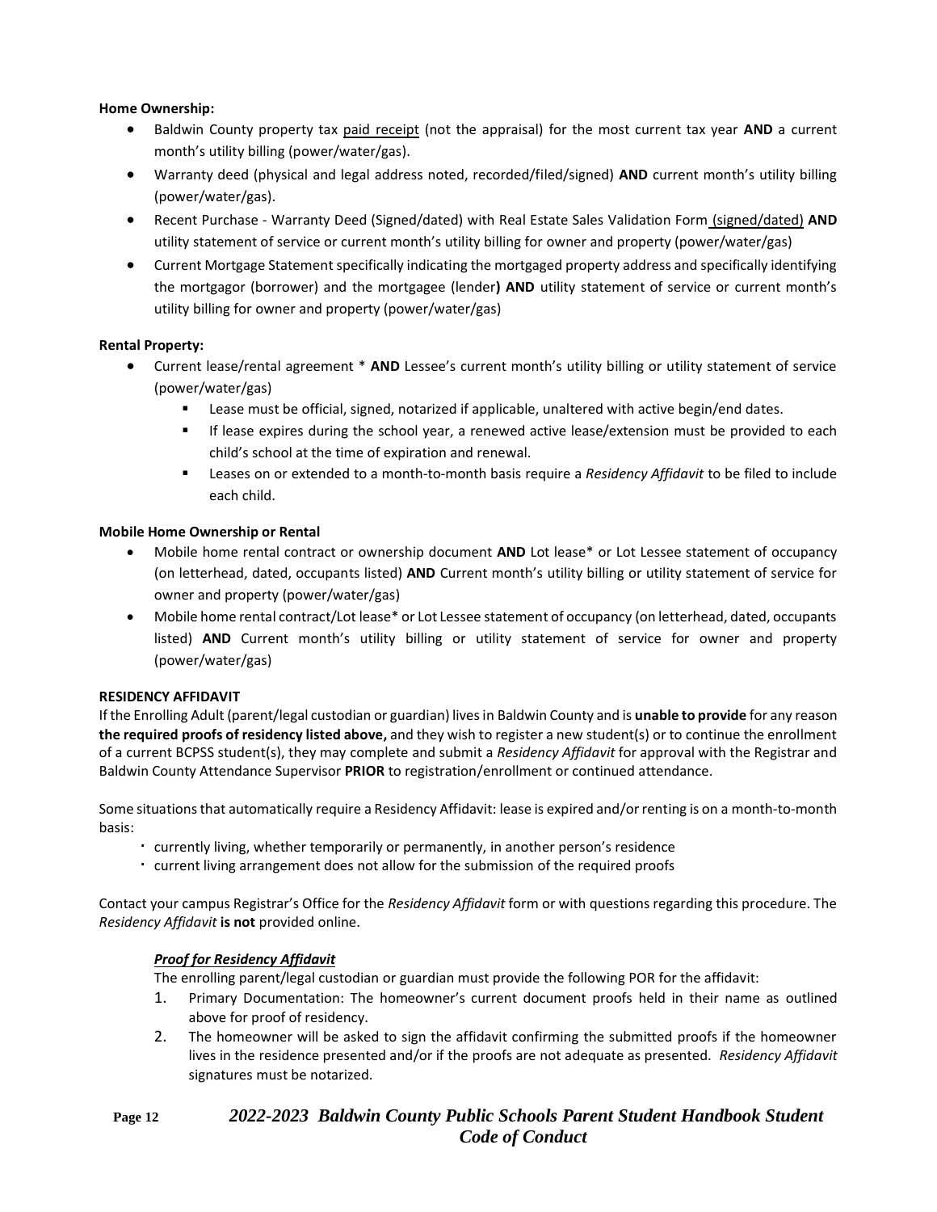**Home Ownership:**

- Baldwin County property tax paid receipt (not the appraisal) for the most current tax year **AND** a current month's utility billing (power/water/gas).
- Warranty deed (physical and legal address noted, recorded/filed/signed) **AND** current month's utility billing (power/water/gas).
- Recent Purchase - Warranty Deed (Signed/dated) with Real Estate Sales Validation Form (signed/dated) **AND** utility statement of service or current month's utility billing for owner and property (power/water/gas)
- Current Mortgage Statement specifically indicating the mortgaged property address and specifically identifying the mortgagor (borrower) and the mortgagee (lender**) AND** utility statement of service or current month's utility billing for owner and property (power/water/gas)

**Rental Property:**

- Current lease/rental agreement * **AND** Lessee's current month's utility billing or utility statement of service (power/water/gas)
  - Lease must be official, signed, notarized if applicable, unaltered with active begin/end dates.
  - If lease expires during the school year, a renewed active lease/extension must be provided to each child's school at the time of expiration and renewal.
  - Leases on or extended to a month-to-month basis require a *Residency Affidavit* to be filed to include each child.

**Mobile Home Ownership or Rental**

- Mobile home rental contract or ownership document **AND** Lot lease* or Lot Lessee statement of occupancy (on letterhead, dated, occupants listed) **AND** Current month's utility billing or utility statement of service for owner and property (power/water/gas)
- Mobile home rental contract/Lot lease* or Lot Lessee statement of occupancy (on letterhead, dated, occupants listed) **AND** Current month's utility billing or utility statement of service for owner and property (power/water/gas)

**RESIDENCY AFFIDAVIT**

If the Enrolling Adult (parent/legal custodian or guardian) lives in Baldwin County and is **unable to provide** for any reason **the required proofs of residency listed above,** and they wish to register a new student(s) or to continue the enrollment of a current BCPSS student(s), they may complete and submit a *Residency Affidavit* for approval with the Registrar and Baldwin County Attendance Supervisor **PRIOR** to registration/enrollment or continued attendance.

Some situations that automatically require a Residency Affidavit: lease is expired and/or renting is on a month-to-month basis:

- currently living, whether temporarily or permanently, in another person's residence
- current living arrangement does not allow for the submission of the required proofs

Contact your campus Registrar's Office for the *Residency Affidavit* form or with questions regarding this procedure. The *Residency Affidavit* **is not** provided online.

***Proof for Residency Affidavit***

The enrolling parent/legal custodian or guardian must provide the following POR for the affidavit:

1. Primary Documentation: The homeowner's current document proofs held in their name as outlined above for proof of residency.
2. The homeowner will be asked to sign the affidavit confirming the submitted proofs if the homeowner lives in the residence presented and/or if the proofs are not adequate as presented. *Residency Affidavit* signatures must be notarized.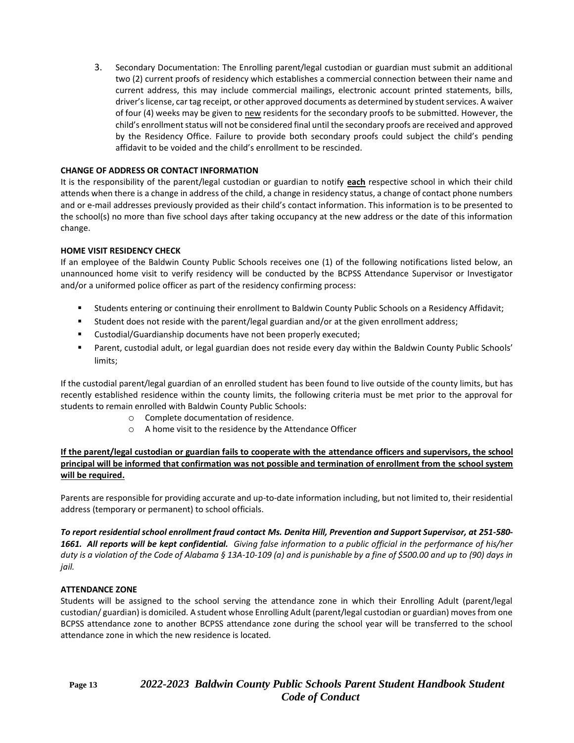3. Secondary Documentation: The Enrolling parent/legal custodian or guardian must submit an additional two (2) current proofs of residency which establishes a commercial connection between their name and current address, this may include commercial mailings, electronic account printed statements, bills, driver's license, car tag receipt, or other approved documents as determined by student services. A waiver of four (4) weeks may be given to new residents for the secondary proofs to be submitted. However, the child's enrollment status will not be considered final until the secondary proofs are received and approved by the Residency Office. Failure to provide both secondary proofs could subject the child's pending affidavit to be voided and the child's enrollment to be rescinded.

**CHANGE OF ADDRESS OR CONTACT INFORMATION**

It is the responsibility of the parent/legal custodian or guardian to notify **each** respective school in which their child attends when there is a change in address of the child, a change in residency status, a change of contact phone numbers and or e-mail addresses previously provided as their child's contact information. This information is to be presented to the school(s) no more than five school days after taking occupancy at the new address or the date of this information change.

**HOME VISIT RESIDENCY CHECK**

If an employee of the Baldwin County Public Schools receives one (1) of the following notifications listed below, an unannounced home visit to verify residency will be conducted by the BCPSS Attendance Supervisor or Investigator and/or a uniformed police officer as part of the residency confirming process:

- Students entering or continuing their enrollment to Baldwin County Public Schools on a Residency Affidavit;
- Student does not reside with the parent/legal guardian and/or at the given enrollment address;
- Custodial/Guardianship documents have not been properly executed;
- Parent, custodial adult, or legal guardian does not reside every day within the Baldwin County Public Schools' limits;

If the custodial parent/legal guardian of an enrolled student has been found to live outside of the county limits, but has recently established residence within the county limits, the following criteria must be met prior to the approval for students to remain enrolled with Baldwin County Public Schools:

- Complete documentation of residence.
- A home visit to the residence by the Attendance Officer

**If the parent/legal custodian or guardian fails to cooperate with the attendance officers and supervisors, the school principal will be informed that confirmation was not possible and termination of enrollment from the school system will be required.**

Parents are responsible for providing accurate and up-to-date information including, but not limited to, their residential address (temporary or permanent) to school officials.

***To report residential school enrollment fraud contact Ms. Denita Hill, Prevention and Support Supervisor, at 251-580-1661. All reports will be kept confidential.*** *Giving false information to a public official in the performance of his/her duty is a violation of the Code of Alabama § 13A-10-109 (a) and is punishable by a fine of $500.00 and up to (90) days in jail.*

**ATTENDANCE ZONE**

Students will be assigned to the school serving the attendance zone in which their Enrolling Adult (parent/legal custodian/ guardian) is domiciled. A student whose Enrolling Adult (parent/legal custodian or guardian) moves from one BCPSS attendance zone to another BCPSS attendance zone during the school year will be transferred to the school attendance zone in which the new residence is located.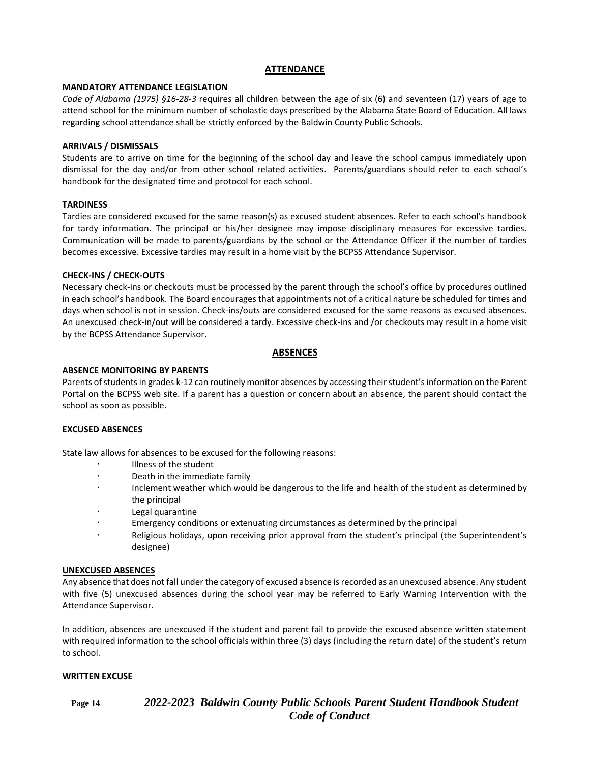## ATTENDANCE

### MANDATORY ATTENDANCE LEGISLATION

*Code of Alabama (1975) §16-28-3* requires all children between the age of six (6) and seventeen (17) years of age to attend school for the minimum number of scholastic days prescribed by the Alabama State Board of Education. All laws regarding school attendance shall be strictly enforced by the Baldwin County Public Schools.

### ARRIVALS / DISMISSALS

Students are to arrive on time for the beginning of the school day and leave the school campus immediately upon dismissal for the day and/or from other school related activities. Parents/guardians should refer to each school's handbook for the designated time and protocol for each school.

### TARDINESS

Tardies are considered excused for the same reason(s) as excused student absences. Refer to each school's handbook for tardy information. The principal or his/her designee may impose disciplinary measures for excessive tardies. Communication will be made to parents/guardians by the school or the Attendance Officer if the number of tardies becomes excessive. Excessive tardies may result in a home visit by the BCPSS Attendance Supervisor.

### CHECK-INS / CHECK-OUTS

Necessary check-ins or checkouts must be processed by the parent through the school's office by procedures outlined in each school's handbook. The Board encourages that appointments not of a critical nature be scheduled for times and days when school is not in session. Check-ins/outs are considered excused for the same reasons as excused absences. An unexcused check-in/out will be considered a tardy. Excessive check-ins and /or checkouts may result in a home visit by the BCPSS Attendance Supervisor.

## ABSENCES

### ABSENCE MONITORING BY PARENTS

Parents of students in grades k-12 can routinely monitor absences by accessing their student's information on the Parent Portal on the BCPSS web site. If a parent has a question or concern about an absence, the parent should contact the school as soon as possible.

### EXCUSED ABSENCES

State law allows for absences to be excused for the following reasons:

- Illness of the student
- Death in the immediate family
- Inclement weather which would be dangerous to the life and health of the student as determined by the principal
- Legal quarantine
- Emergency conditions or extenuating circumstances as determined by the principal
- Religious holidays, upon receiving prior approval from the student's principal (the Superintendent's designee)

### UNEXCUSED ABSENCES

Any absence that does not fall under the category of excused absence is recorded as an unexcused absence. Any student with five (5) unexcused absences during the school year may be referred to Early Warning Intervention with the Attendance Supervisor.

In addition, absences are unexcused if the student and parent fail to provide the excused absence written statement with required information to the school officials within three (3) days (including the return date) of the student's return to school.

### WRITTEN EXCUSE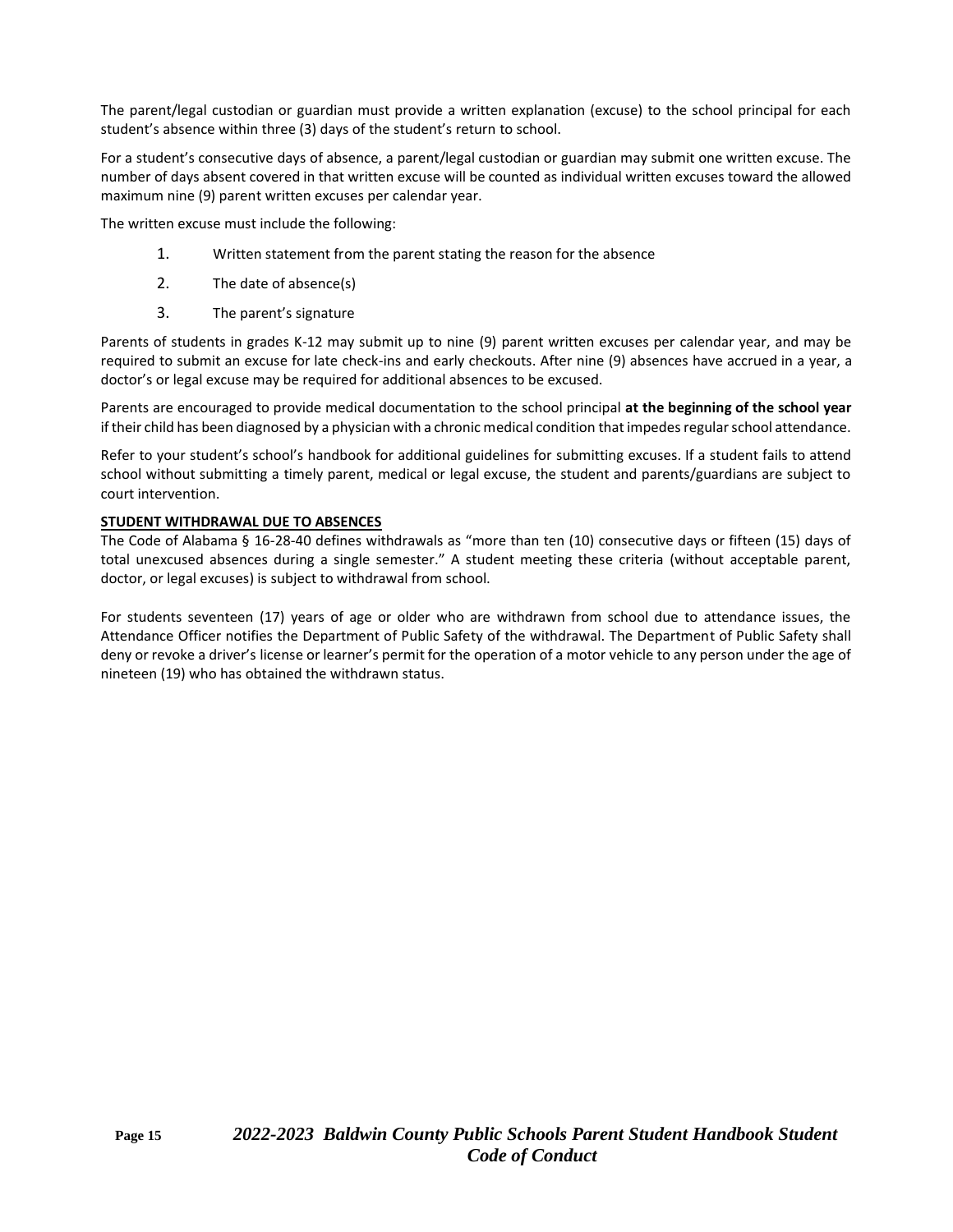The parent/legal custodian or guardian must provide a written explanation (excuse) to the school principal for each student's absence within three (3) days of the student's return to school.

For a student's consecutive days of absence, a parent/legal custodian or guardian may submit one written excuse. The number of days absent covered in that written excuse will be counted as individual written excuses toward the allowed maximum nine (9) parent written excuses per calendar year.

The written excuse must include the following:

1. Written statement from the parent stating the reason for the absence
2. The date of absence(s)
3. The parent's signature

Parents of students in grades K-12 may submit up to nine (9) parent written excuses per calendar year, and may be required to submit an excuse for late check-ins and early checkouts. After nine (9) absences have accrued in a year, a doctor's or legal excuse may be required for additional absences to be excused.

Parents are encouraged to provide medical documentation to the school principal **at the beginning of the school year** if their child has been diagnosed by a physician with a chronic medical condition that impedes regular school attendance.

Refer to your student's school's handbook for additional guidelines for submitting excuses. If a student fails to attend school without submitting a timely parent, medical or legal excuse, the student and parents/guardians are subject to court intervention.

**STUDENT WITHDRAWAL DUE TO ABSENCES**

The Code of Alabama § 16-28-40 defines withdrawals as "more than ten (10) consecutive days or fifteen (15) days of total unexcused absences during a single semester." A student meeting these criteria (without acceptable parent, doctor, or legal excuses) is subject to withdrawal from school.

For students seventeen (17) years of age or older who are withdrawn from school due to attendance issues, the Attendance Officer notifies the Department of Public Safety of the withdrawal. The Department of Public Safety shall deny or revoke a driver's license or learner's permit for the operation of a motor vehicle to any person under the age of nineteen (19) who has obtained the withdrawn status.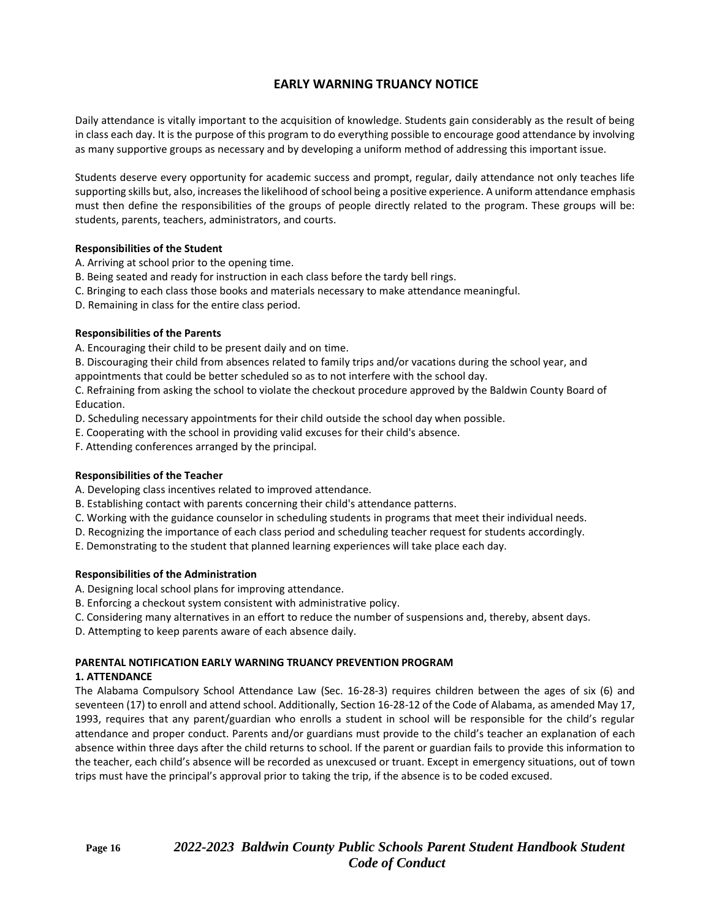## EARLY WARNING TRUANCY NOTICE

Daily attendance is vitally important to the acquisition of knowledge. Students gain considerably as the result of being in class each day. It is the purpose of this program to do everything possible to encourage good attendance by involving as many supportive groups as necessary and by developing a uniform method of addressing this important issue.

Students deserve every opportunity for academic success and prompt, regular, daily attendance not only teaches life supporting skills but, also, increases the likelihood of school being a positive experience. A uniform attendance emphasis must then define the responsibilities of the groups of people directly related to the program. These groups will be: students, parents, teachers, administrators, and courts.

**Responsibilities of the Student**

A. Arriving at school prior to the opening time.
B. Being seated and ready for instruction in each class before the tardy bell rings.
C. Bringing to each class those books and materials necessary to make attendance meaningful.
D. Remaining in class for the entire class period.

**Responsibilities of the Parents**

A. Encouraging their child to be present daily and on time.
B. Discouraging their child from absences related to family trips and/or vacations during the school year, and appointments that could be better scheduled so as to not interfere with the school day.
C. Refraining from asking the school to violate the checkout procedure approved by the Baldwin County Board of Education.
D. Scheduling necessary appointments for their child outside the school day when possible.
E. Cooperating with the school in providing valid excuses for their child's absence.
F. Attending conferences arranged by the principal.

**Responsibilities of the Teacher**

A. Developing class incentives related to improved attendance.
B. Establishing contact with parents concerning their child's attendance patterns.
C. Working with the guidance counselor in scheduling students in programs that meet their individual needs.
D. Recognizing the importance of each class period and scheduling teacher request for students accordingly.
E. Demonstrating to the student that planned learning experiences will take place each day.

**Responsibilities of the Administration**

A. Designing local school plans for improving attendance.
B. Enforcing a checkout system consistent with administrative policy.
C. Considering many alternatives in an effort to reduce the number of suspensions and, thereby, absent days.
D. Attempting to keep parents aware of each absence daily.

**PARENTAL NOTIFICATION EARLY WARNING TRUANCY PREVENTION PROGRAM**

**1. ATTENDANCE**

The Alabama Compulsory School Attendance Law (Sec. 16-28-3) requires children between the ages of six (6) and seventeen (17) to enroll and attend school. Additionally, Section 16-28-12 of the Code of Alabama, as amended May 17, 1993, requires that any parent/guardian who enrolls a student in school will be responsible for the child's regular attendance and proper conduct. Parents and/or guardians must provide to the child's teacher an explanation of each absence within three days after the child returns to school. If the parent or guardian fails to provide this information to the teacher, each child's absence will be recorded as unexcused or truant. Except in emergency situations, out of town trips must have the principal's approval prior to taking the trip, if the absence is to be coded excused.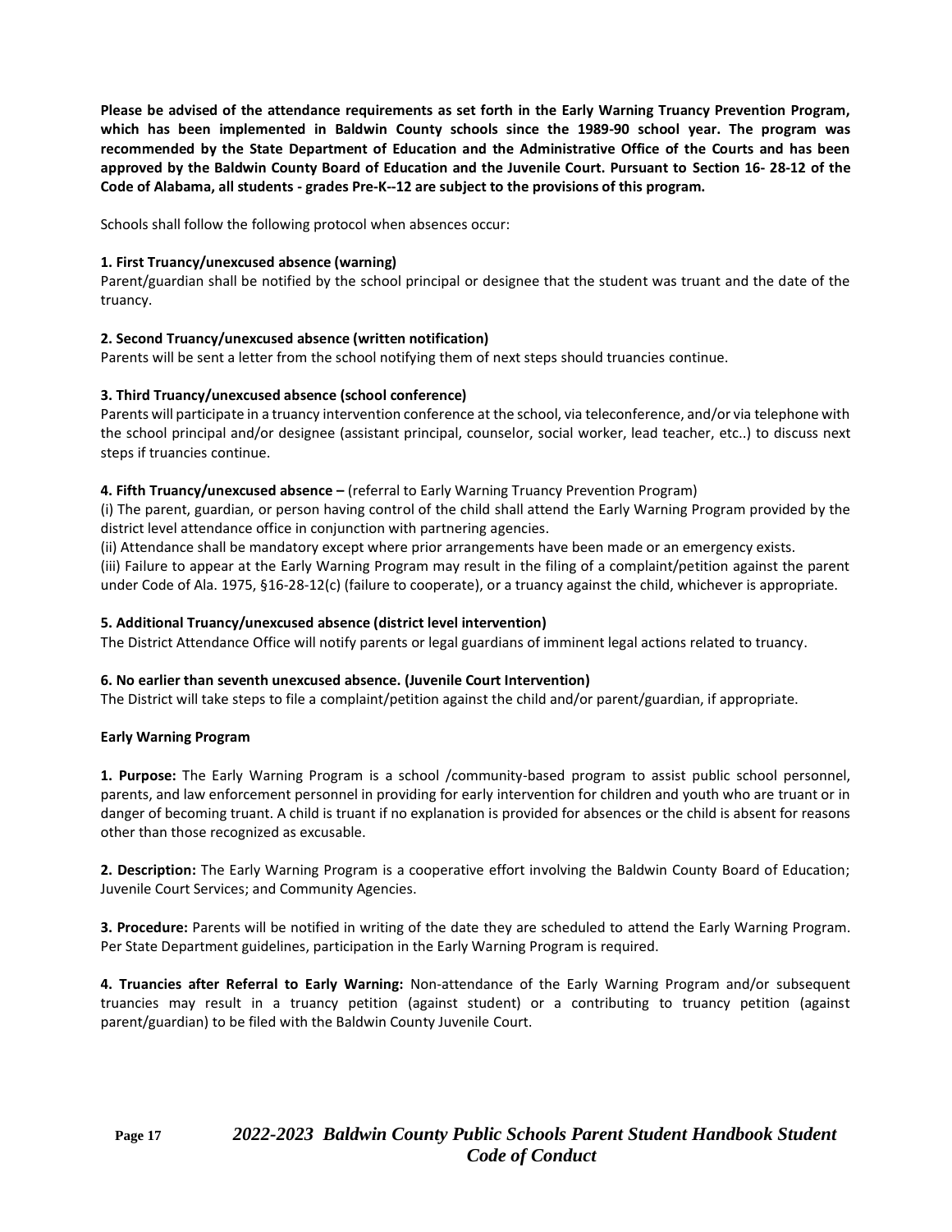**Please be advised of the attendance requirements as set forth in the Early Warning Truancy Prevention Program, which has been implemented in Baldwin County schools since the 1989-90 school year. The program was recommended by the State Department of Education and the Administrative Office of the Courts and has been approved by the Baldwin County Board of Education and the Juvenile Court. Pursuant to Section 16- 28-12 of the Code of Alabama, all students - grades Pre-K--12 are subject to the provisions of this program.**

Schools shall follow the following protocol when absences occur:

**1. First Truancy/unexcused absence (warning)**
Parent/guardian shall be notified by the school principal or designee that the student was truant and the date of the truancy.

**2. Second Truancy/unexcused absence (written notification)**
Parents will be sent a letter from the school notifying them of next steps should truancies continue.

**3. Third Truancy/unexcused absence (school conference)**
Parents will participate in a truancy intervention conference at the school, via teleconference, and/or via telephone with the school principal and/or designee (assistant principal, counselor, social worker, lead teacher, etc..) to discuss next steps if truancies continue.

**4. Fifth Truancy/unexcused absence –** (referral to Early Warning Truancy Prevention Program)
(i) The parent, guardian, or person having control of the child shall attend the Early Warning Program provided by the district level attendance office in conjunction with partnering agencies.
(ii) Attendance shall be mandatory except where prior arrangements have been made or an emergency exists.
(iii) Failure to appear at the Early Warning Program may result in the filing of a complaint/petition against the parent under Code of Ala. 1975, §16-28-12(c) (failure to cooperate), or a truancy against the child, whichever is appropriate.

**5. Additional Truancy/unexcused absence (district level intervention)**
The District Attendance Office will notify parents or legal guardians of imminent legal actions related to truancy.

**6. No earlier than seventh unexcused absence. (Juvenile Court Intervention)**
The District will take steps to file a complaint/petition against the child and/or parent/guardian, if appropriate.

**Early Warning Program**

**1. Purpose:** The Early Warning Program is a school /community-based program to assist public school personnel, parents, and law enforcement personnel in providing for early intervention for children and youth who are truant or in danger of becoming truant. A child is truant if no explanation is provided for absences or the child is absent for reasons other than those recognized as excusable.

**2. Description:** The Early Warning Program is a cooperative effort involving the Baldwin County Board of Education; Juvenile Court Services; and Community Agencies.

**3. Procedure:** Parents will be notified in writing of the date they are scheduled to attend the Early Warning Program. Per State Department guidelines, participation in the Early Warning Program is required.

**4. Truancies after Referral to Early Warning:** Non-attendance of the Early Warning Program and/or subsequent truancies may result in a truancy petition (against student) or a contributing to truancy petition (against parent/guardian) to be filed with the Baldwin County Juvenile Court.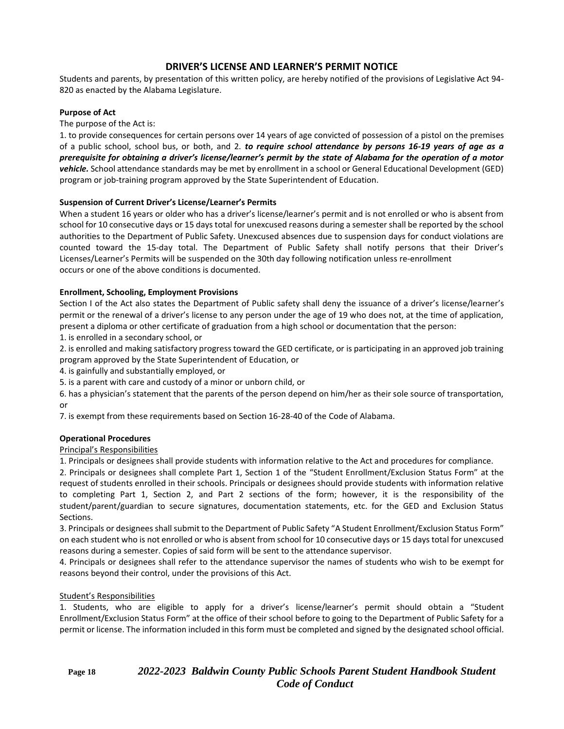## DRIVER'S LICENSE AND LEARNER'S PERMIT NOTICE

Students and parents, by presentation of this written policy, are hereby notified of the provisions of Legislative Act 94-820 as enacted by the Alabama Legislature.

**Purpose of Act**

The purpose of the Act is:

1. to provide consequences for certain persons over 14 years of age convicted of possession of a pistol on the premises of a public school, school bus, or both, and 2. ***to require school attendance by persons 16-19 years of age as a prerequisite for obtaining a driver's license/learner's permit by the state of Alabama for the operation of a motor vehicle.*** School attendance standards may be met by enrollment in a school or General Educational Development (GED) program or job-training program approved by the State Superintendent of Education.

**Suspension of Current Driver's License/Learner's Permits**

When a student 16 years or older who has a driver's license/learner's permit and is not enrolled or who is absent from school for 10 consecutive days or 15 days total for unexcused reasons during a semester shall be reported by the school authorities to the Department of Public Safety. Unexcused absences due to suspension days for conduct violations are counted toward the 15-day total. The Department of Public Safety shall notify persons that their Driver's Licenses/Learner's Permits will be suspended on the 30th day following notification unless re-enrollment occurs or one of the above conditions is documented.

**Enrollment, Schooling, Employment Provisions**

Section I of the Act also states the Department of Public safety shall deny the issuance of a driver's license/learner's permit or the renewal of a driver's license to any person under the age of 19 who does not, at the time of application, present a diploma or other certificate of graduation from a high school or documentation that the person:

1. is enrolled in a secondary school, or
2. is enrolled and making satisfactory progress toward the GED certificate, or is participating in an approved job training program approved by the State Superintendent of Education, or
4. is gainfully and substantially employed, or
5. is a parent with care and custody of a minor or unborn child, or
6. has a physician's statement that the parents of the person depend on him/her as their sole source of transportation, or
7. is exempt from these requirements based on Section 16-28-40 of the Code of Alabama.

**Operational Procedures**

Principal's Responsibilities

1. Principals or designees shall provide students with information relative to the Act and procedures for compliance.
2. Principals or designees shall complete Part 1, Section 1 of the "Student Enrollment/Exclusion Status Form" at the request of students enrolled in their schools. Principals or designees should provide students with information relative to completing Part 1, Section 2, and Part 2 sections of the form; however, it is the responsibility of the student/parent/guardian to secure signatures, documentation statements, etc. for the GED and Exclusion Status Sections.
3. Principals or designees shall submit to the Department of Public Safety "A Student Enrollment/Exclusion Status Form" on each student who is not enrolled or who is absent from school for 10 consecutive days or 15 days total for unexcused reasons during a semester. Copies of said form will be sent to the attendance supervisor.
4. Principals or designees shall refer to the attendance supervisor the names of students who wish to be exempt for reasons beyond their control, under the provisions of this Act.

Student's Responsibilities

1. Students, who are eligible to apply for a driver's license/learner's permit should obtain a "Student Enrollment/Exclusion Status Form" at the office of their school before to going to the Department of Public Safety for a permit or license. The information included in this form must be completed and signed by the designated school official.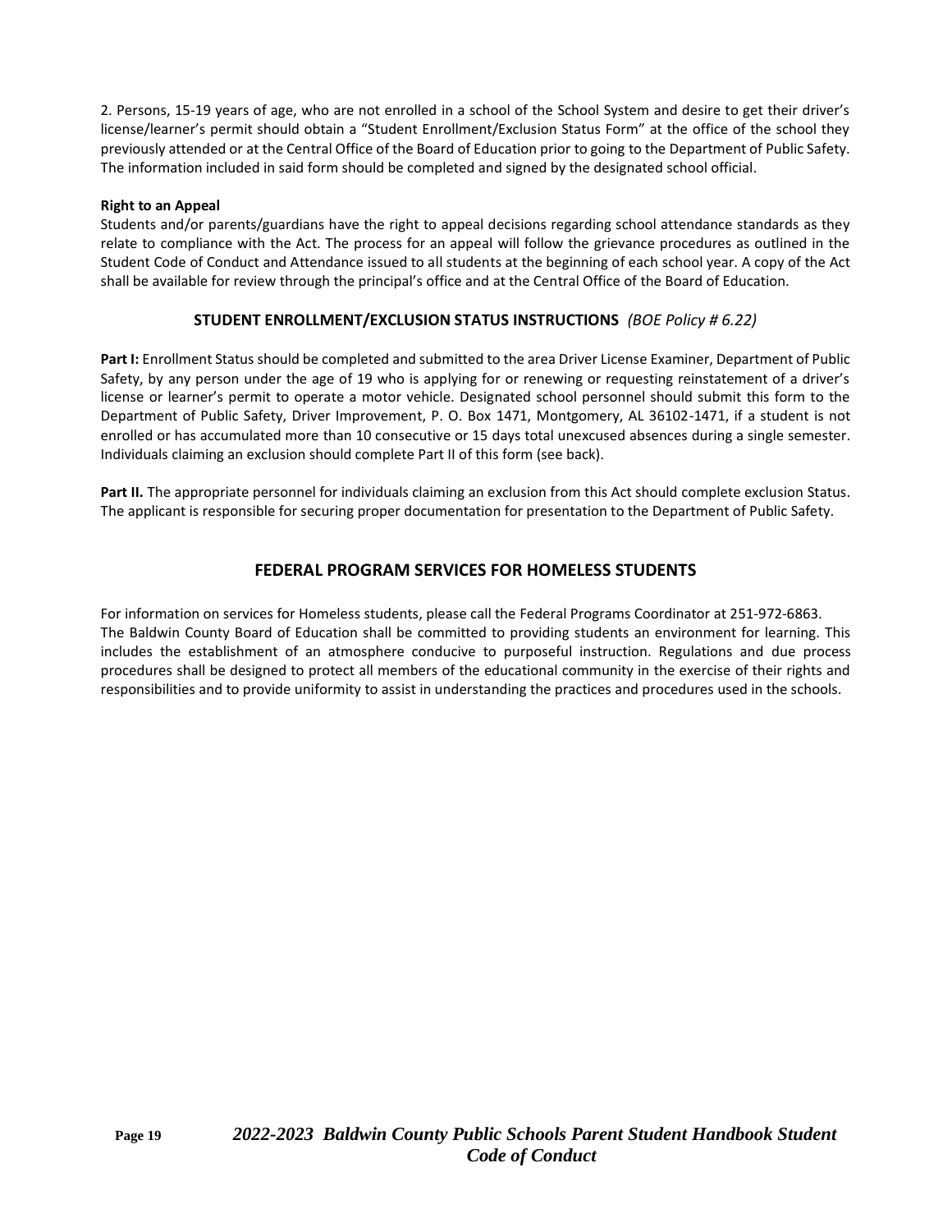2. Persons, 15-19 years of age, who are not enrolled in a school of the School System and desire to get their driver's license/learner's permit should obtain a "Student Enrollment/Exclusion Status Form" at the office of the school they previously attended or at the Central Office of the Board of Education prior to going to the Department of Public Safety. The information included in said form should be completed and signed by the designated school official.

**Right to an Appeal**

Students and/or parents/guardians have the right to appeal decisions regarding school attendance standards as they relate to compliance with the Act. The process for an appeal will follow the grievance procedures as outlined in the Student Code of Conduct and Attendance issued to all students at the beginning of each school year. A copy of the Act shall be available for review through the principal's office and at the Central Office of the Board of Education.

## STUDENT ENROLLMENT/EXCLUSION STATUS INSTRUCTIONS *(BOE Policy # 6.22)*

**Part I:** Enrollment Status should be completed and submitted to the area Driver License Examiner, Department of Public Safety, by any person under the age of 19 who is applying for or renewing or requesting reinstatement of a driver's license or learner's permit to operate a motor vehicle. Designated school personnel should submit this form to the Department of Public Safety, Driver Improvement, P. O. Box 1471, Montgomery, AL 36102-1471, if a student is not enrolled or has accumulated more than 10 consecutive or 15 days total unexcused absences during a single semester. Individuals claiming an exclusion should complete Part II of this form (see back).

**Part II.** The appropriate personnel for individuals claiming an exclusion from this Act should complete exclusion Status. The applicant is responsible for securing proper documentation for presentation to the Department of Public Safety.

## FEDERAL PROGRAM SERVICES FOR HOMELESS STUDENTS

For information on services for Homeless students, please call the Federal Programs Coordinator at 251-972-6863. The Baldwin County Board of Education shall be committed to providing students an environment for learning. This includes the establishment of an atmosphere conducive to purposeful instruction. Regulations and due process procedures shall be designed to protect all members of the educational community in the exercise of their rights and responsibilities and to provide uniformity to assist in understanding the practices and procedures used in the schools.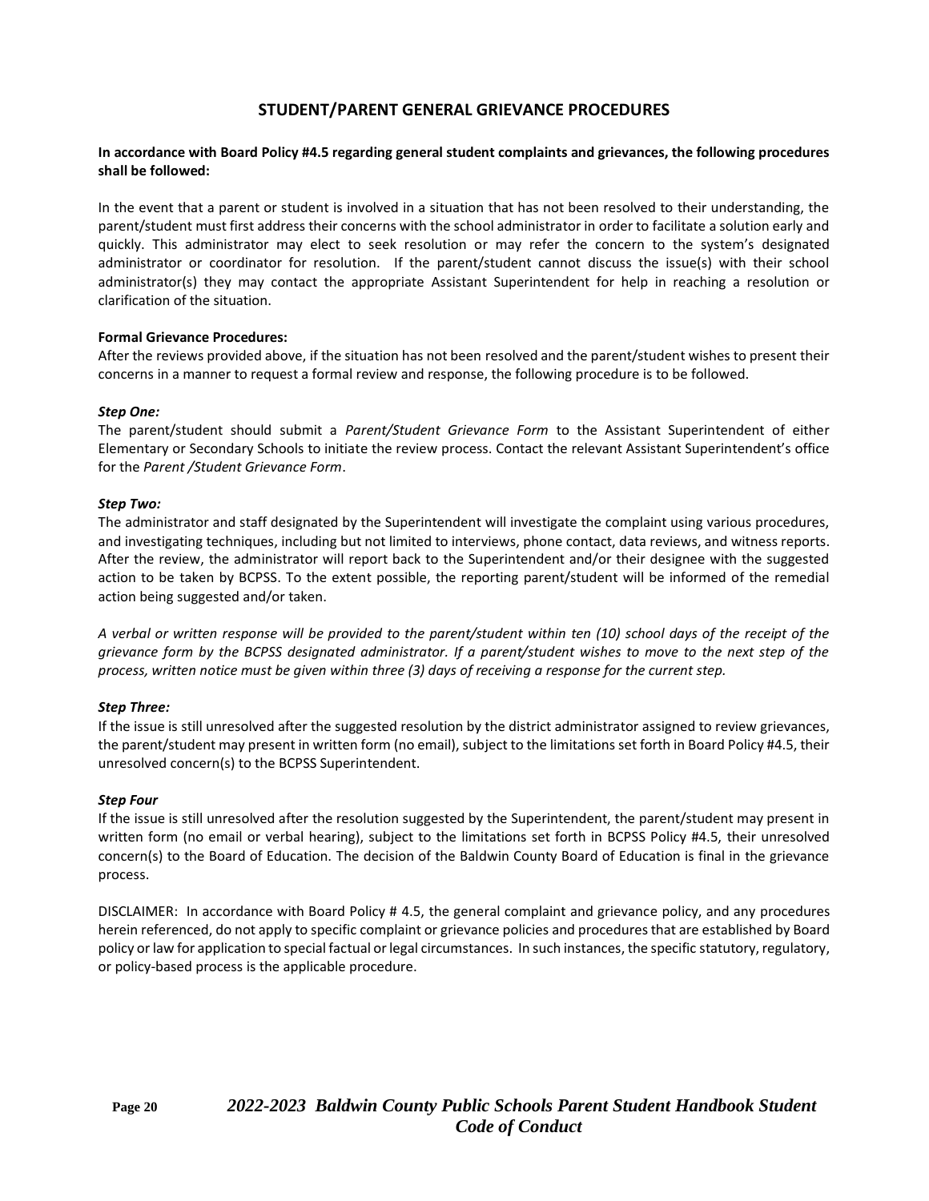## STUDENT/PARENT GENERAL GRIEVANCE PROCEDURES

**In accordance with Board Policy #4.5 regarding general student complaints and grievances, the following procedures shall be followed:**

In the event that a parent or student is involved in a situation that has not been resolved to their understanding, the parent/student must first address their concerns with the school administrator in order to facilitate a solution early and quickly. This administrator may elect to seek resolution or may refer the concern to the system's designated administrator or coordinator for resolution. If the parent/student cannot discuss the issue(s) with their school administrator(s) they may contact the appropriate Assistant Superintendent for help in reaching a resolution or clarification of the situation.

**Formal Grievance Procedures:**

After the reviews provided above, if the situation has not been resolved and the parent/student wishes to present their concerns in a manner to request a formal review and response, the following procedure is to be followed.

***Step One:***

The parent/student should submit a *Parent/Student Grievance Form* to the Assistant Superintendent of either Elementary or Secondary Schools to initiate the review process. Contact the relevant Assistant Superintendent's office for the *Parent /Student Grievance Form*.

***Step Two:***

The administrator and staff designated by the Superintendent will investigate the complaint using various procedures, and investigating techniques, including but not limited to interviews, phone contact, data reviews, and witness reports. After the review, the administrator will report back to the Superintendent and/or their designee with the suggested action to be taken by BCPSS. To the extent possible, the reporting parent/student will be informed of the remedial action being suggested and/or taken.

*A verbal or written response will be provided to the parent/student within ten (10) school days of the receipt of the grievance form by the BCPSS designated administrator. If a parent/student wishes to move to the next step of the process, written notice must be given within three (3) days of receiving a response for the current step.*

***Step Three:***

If the issue is still unresolved after the suggested resolution by the district administrator assigned to review grievances, the parent/student may present in written form (no email), subject to the limitations set forth in Board Policy #4.5, their unresolved concern(s) to the BCPSS Superintendent.

***Step Four***

If the issue is still unresolved after the resolution suggested by the Superintendent, the parent/student may present in written form (no email or verbal hearing), subject to the limitations set forth in BCPSS Policy #4.5, their unresolved concern(s) to the Board of Education. The decision of the Baldwin County Board of Education is final in the grievance process.

DISCLAIMER: In accordance with Board Policy # 4.5, the general complaint and grievance policy, and any procedures herein referenced, do not apply to specific complaint or grievance policies and procedures that are established by Board policy or law for application to special factual or legal circumstances. In such instances, the specific statutory, regulatory, or policy-based process is the applicable procedure.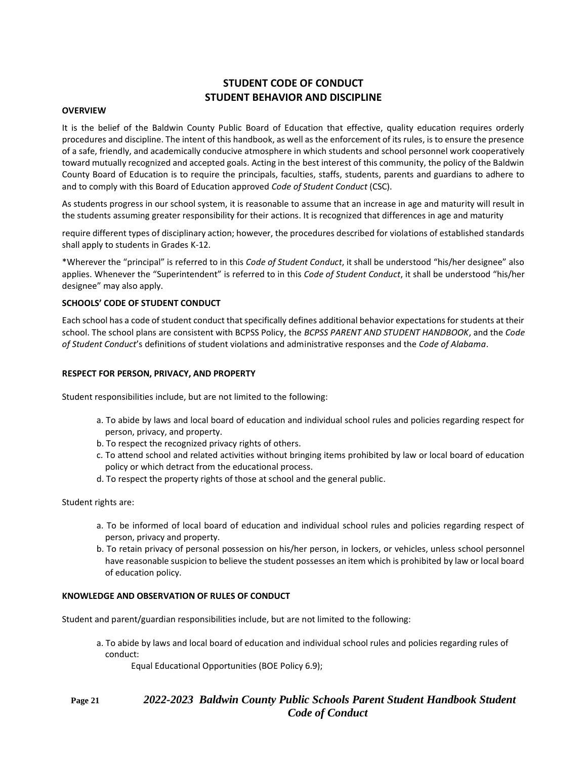# STUDENT CODE OF CONDUCT
# STUDENT BEHAVIOR AND DISCIPLINE

**OVERVIEW**

It is the belief of the Baldwin County Public Board of Education that effective, quality education requires orderly procedures and discipline. The intent of this handbook, as well as the enforcement of its rules, is to ensure the presence of a safe, friendly, and academically conducive atmosphere in which students and school personnel work cooperatively toward mutually recognized and accepted goals. Acting in the best interest of this community, the policy of the Baldwin County Board of Education is to require the principals, faculties, staffs, students, parents and guardians to adhere to and to comply with this Board of Education approved *Code of Student Conduct* (CSC).

As students progress in our school system, it is reasonable to assume that an increase in age and maturity will result in the students assuming greater responsibility for their actions. It is recognized that differences in age and maturity require different types of disciplinary action; however, the procedures described for violations of established standards shall apply to students in Grades K-12.

*Wherever the "principal" is referred to in this *Code of Student Conduct*, it shall be understood "his/her designee" also applies. Whenever the "Superintendent" is referred to in this *Code of Student Conduct*, it shall be understood "his/her designee" may also apply.

**SCHOOLS' CODE OF STUDENT CONDUCT**

Each school has a code of student conduct that specifically defines additional behavior expectations for students at their school. The school plans are consistent with BCPSS Policy, the *BCPSS PARENT AND STUDENT HANDBOOK*, and the *Code of Student Conduct*'s definitions of student violations and administrative responses and the *Code of Alabama*.

**RESPECT FOR PERSON, PRIVACY, AND PROPERTY**

Student responsibilities include, but are not limited to the following:

a. To abide by laws and local board of education and individual school rules and policies regarding respect for person, privacy, and property.
b. To respect the recognized privacy rights of others.
c. To attend school and related activities without bringing items prohibited by law or local board of education policy or which detract from the educational process.
d. To respect the property rights of those at school and the general public.

Student rights are:

a. To be informed of local board of education and individual school rules and policies regarding respect of person, privacy and property.
b. To retain privacy of personal possession on his/her person, in lockers, or vehicles, unless school personnel have reasonable suspicion to believe the student possesses an item which is prohibited by law or local board of education policy.

**KNOWLEDGE AND OBSERVATION OF RULES OF CONDUCT**

Student and parent/guardian responsibilities include, but are not limited to the following:

a. To abide by laws and local board of education and individual school rules and policies regarding rules of conduct:

   Equal Educational Opportunities (BOE Policy 6.9);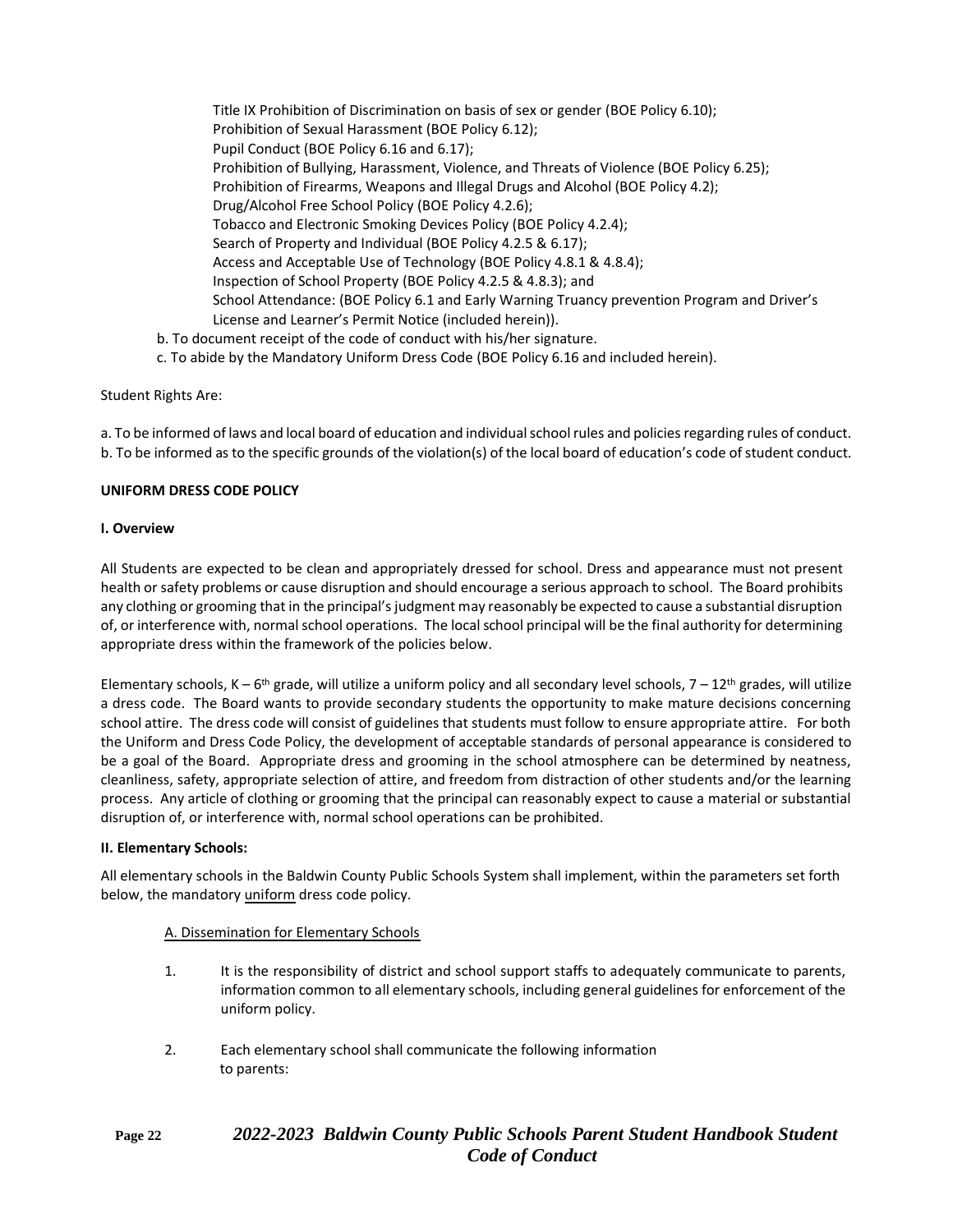Title IX Prohibition of Discrimination on basis of sex or gender (BOE Policy 6.10);
Prohibition of Sexual Harassment (BOE Policy 6.12);
Pupil Conduct (BOE Policy 6.16 and 6.17);
Prohibition of Bullying, Harassment, Violence, and Threats of Violence (BOE Policy 6.25);
Prohibition of Firearms, Weapons and Illegal Drugs and Alcohol (BOE Policy 4.2);
Drug/Alcohol Free School Policy (BOE Policy 4.2.6);
Tobacco and Electronic Smoking Devices Policy (BOE Policy 4.2.4);
Search of Property and Individual (BOE Policy 4.2.5 & 6.17);
Access and Acceptable Use of Technology (BOE Policy 4.8.1 & 4.8.4);
Inspection of School Property (BOE Policy 4.2.5 & 4.8.3); and
School Attendance: (BOE Policy 6.1 and Early Warning Truancy prevention Program and Driver's License and Learner's Permit Notice (included herein)).

b. To document receipt of the code of conduct with his/her signature.
c. To abide by the Mandatory Uniform Dress Code (BOE Policy 6.16 and included herein).

Student Rights Are:

a. To be informed of laws and local board of education and individual school rules and policies regarding rules of conduct.
b. To be informed as to the specific grounds of the violation(s) of the local board of education's code of student conduct.

**UNIFORM DRESS CODE POLICY**

**I. Overview**

All Students are expected to be clean and appropriately dressed for school. Dress and appearance must not present health or safety problems or cause disruption and should encourage a serious approach to school. The Board prohibits any clothing or grooming that in the principal's judgment may reasonably be expected to cause a substantial disruption of, or interference with, normal school operations. The local school principal will be the final authority for determining appropriate dress within the framework of the policies below.

Elementary schools, K – 6th grade, will utilize a uniform policy and all secondary level schools, 7 – 12th grades, will utilize a dress code. The Board wants to provide secondary students the opportunity to make mature decisions concerning school attire. The dress code will consist of guidelines that students must follow to ensure appropriate attire. For both the Uniform and Dress Code Policy, the development of acceptable standards of personal appearance is considered to be a goal of the Board. Appropriate dress and grooming in the school atmosphere can be determined by neatness, cleanliness, safety, appropriate selection of attire, and freedom from distraction of other students and/or the learning process. Any article of clothing or grooming that the principal can reasonably expect to cause a material or substantial disruption of, or interference with, normal school operations can be prohibited.

**II. Elementary Schools:**

All elementary schools in the Baldwin County Public Schools System shall implement, within the parameters set forth below, the mandatory uniform dress code policy.

A. Dissemination for Elementary Schools

1. It is the responsibility of district and school support staffs to adequately communicate to parents, information common to all elementary schools, including general guidelines for enforcement of the uniform policy.

2. Each elementary school shall communicate the following information to parents: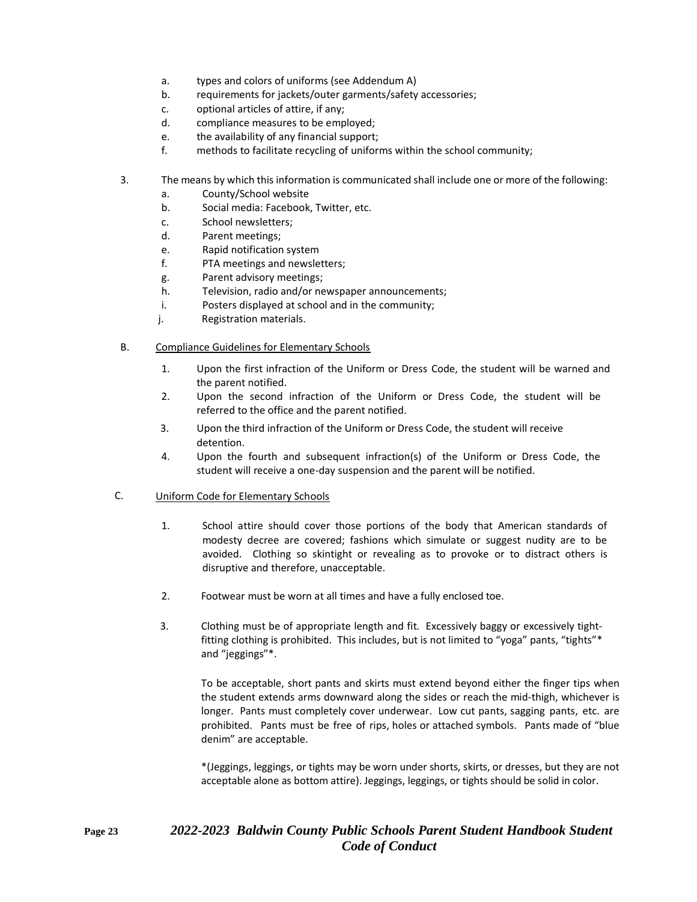a. types and colors of uniforms (see Addendum A)
b. requirements for jackets/outer garments/safety accessories;
c. optional articles of attire, if any;
d. compliance measures to be employed;
e. the availability of any financial support;
f. methods to facilitate recycling of uniforms within the school community;

3. The means by which this information is communicated shall include one or more of the following:
   a. County/School website
   b. Social media: Facebook, Twitter, etc.
   c. School newsletters;
   d. Parent meetings;
   e. Rapid notification system
   f. PTA meetings and newsletters;
   g. Parent advisory meetings;
   h. Television, radio and/or newspaper announcements;
   i. Posters displayed at school and in the community;
   j. Registration materials.

B. <u>Compliance Guidelines for Elementary Schools</u>

1. Upon the first infraction of the Uniform or Dress Code, the student will be warned and the parent notified.
2. Upon the second infraction of the Uniform or Dress Code, the student will be referred to the office and the parent notified.
3. Upon the third infraction of the Uniform or Dress Code, the student will receive detention.
4. Upon the fourth and subsequent infraction(s) of the Uniform or Dress Code, the student will receive a one-day suspension and the parent will be notified.

C. <u>Uniform Code for Elementary Schools</u>

1. School attire should cover those portions of the body that American standards of modesty decree are covered; fashions which simulate or suggest nudity are to be avoided. Clothing so skintight or revealing as to provoke or to distract others is disruptive and therefore, unacceptable.

2. Footwear must be worn at all times and have a fully enclosed toe.

3. Clothing must be of appropriate length and fit. Excessively baggy or excessively tight-fitting clothing is prohibited. This includes, but is not limited to "yoga" pants, "tights"* and "jeggings"*.

   To be acceptable, short pants and skirts must extend beyond either the finger tips when the student extends arms downward along the sides or reach the mid-thigh, whichever is longer. Pants must completely cover underwear. Low cut pants, sagging pants, etc. are prohibited. Pants must be free of rips, holes or attached symbols. Pants made of "blue denim" are acceptable.

   *(Jeggings, leggings, or tights may be worn under shorts, skirts, or dresses, but they are not acceptable alone as bottom attire). Jeggings, leggings, or tights should be solid in color.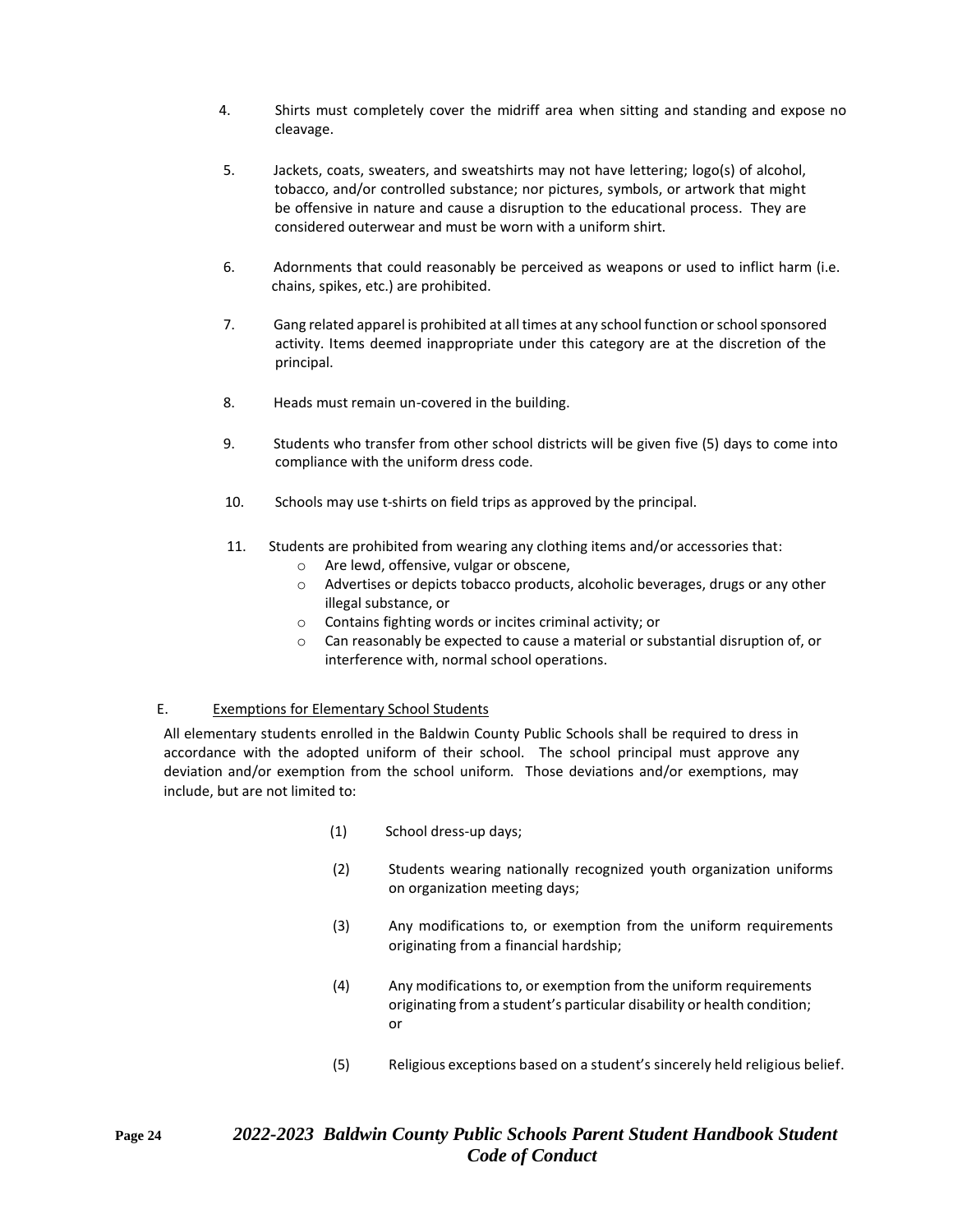4. Shirts must completely cover the midriff area when sitting and standing and expose no cleavage.

5. Jackets, coats, sweaters, and sweatshirts may not have lettering; logo(s) of alcohol, tobacco, and/or controlled substance; nor pictures, symbols, or artwork that might be offensive in nature and cause a disruption to the educational process. They are considered outerwear and must be worn with a uniform shirt.

6. Adornments that could reasonably be perceived as weapons or used to inflict harm (i.e. chains, spikes, etc.) are prohibited.

7. Gang related apparel is prohibited at all times at any school function or school sponsored activity. Items deemed inappropriate under this category are at the discretion of the principal.

8. Heads must remain un-covered in the building.

9. Students who transfer from other school districts will be given five (5) days to come into compliance with the uniform dress code.

10. Schools may use t-shirts on field trips as approved by the principal.

11. Students are prohibited from wearing any clothing items and/or accessories that:
    - Are lewd, offensive, vulgar or obscene,
    - Advertises or depicts tobacco products, alcoholic beverages, drugs or any other illegal substance, or
    - Contains fighting words or incites criminal activity; or
    - Can reasonably be expected to cause a material or substantial disruption of, or interference with, normal school operations.

E. <u>Exemptions for Elementary School Students</u>

All elementary students enrolled in the Baldwin County Public Schools shall be required to dress in accordance with the adopted uniform of their school. The school principal must approve any deviation and/or exemption from the school uniform. Those deviations and/or exemptions, may include, but are not limited to:

(1) School dress-up days;

(2) Students wearing nationally recognized youth organization uniforms on organization meeting days;

(3) Any modifications to, or exemption from the uniform requirements originating from a financial hardship;

(4) Any modifications to, or exemption from the uniform requirements originating from a student's particular disability or health condition; or

(5) Religious exceptions based on a student's sincerely held religious belief.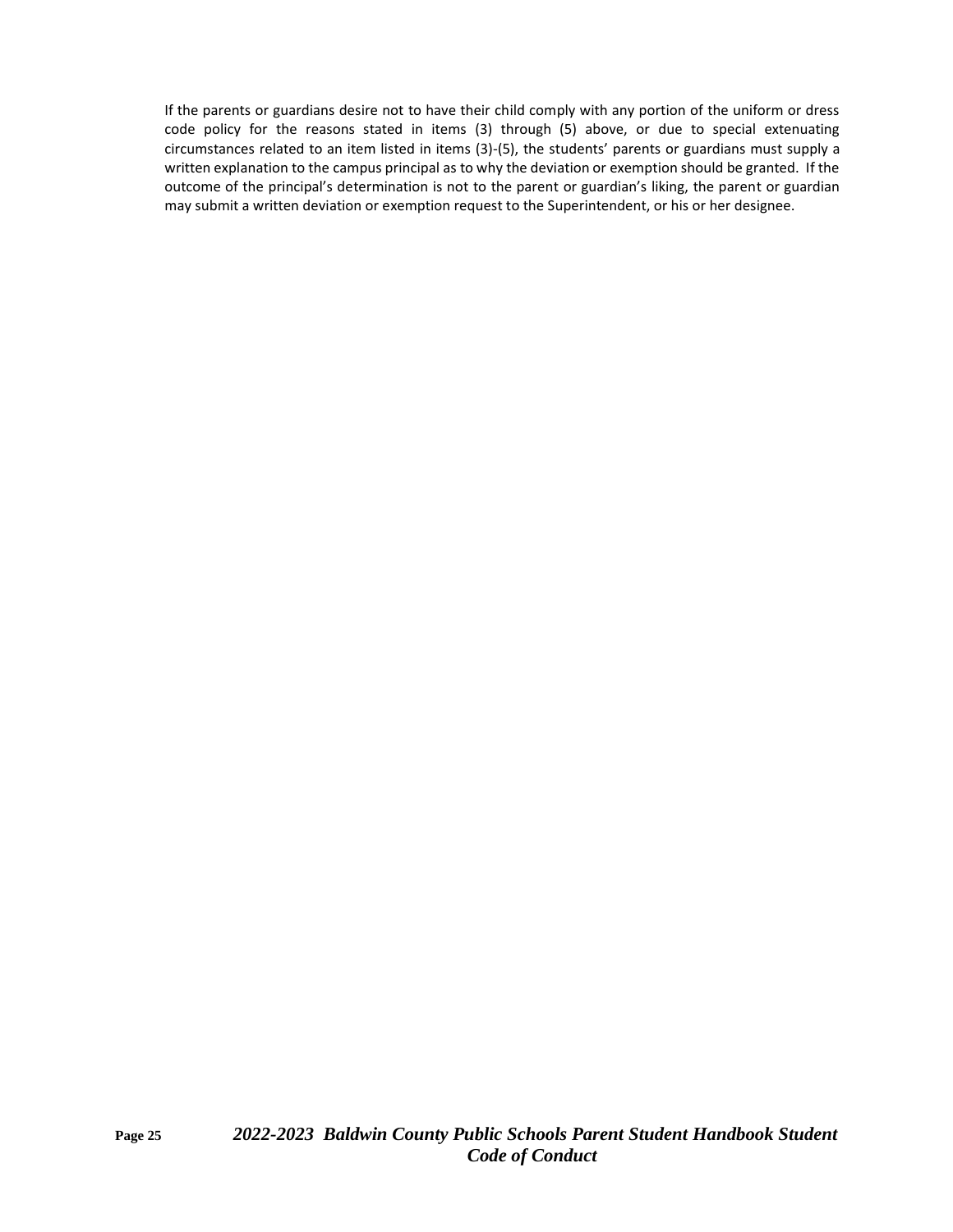If the parents or guardians desire not to have their child comply with any portion of the uniform or dress code policy for the reasons stated in items (3) through (5) above, or due to special extenuating circumstances related to an item listed in items (3)-(5), the students' parents or guardians must supply a written explanation to the campus principal as to why the deviation or exemption should be granted. If the outcome of the principal's determination is not to the parent or guardian's liking, the parent or guardian may submit a written deviation or exemption request to the Superintendent, or his or her designee.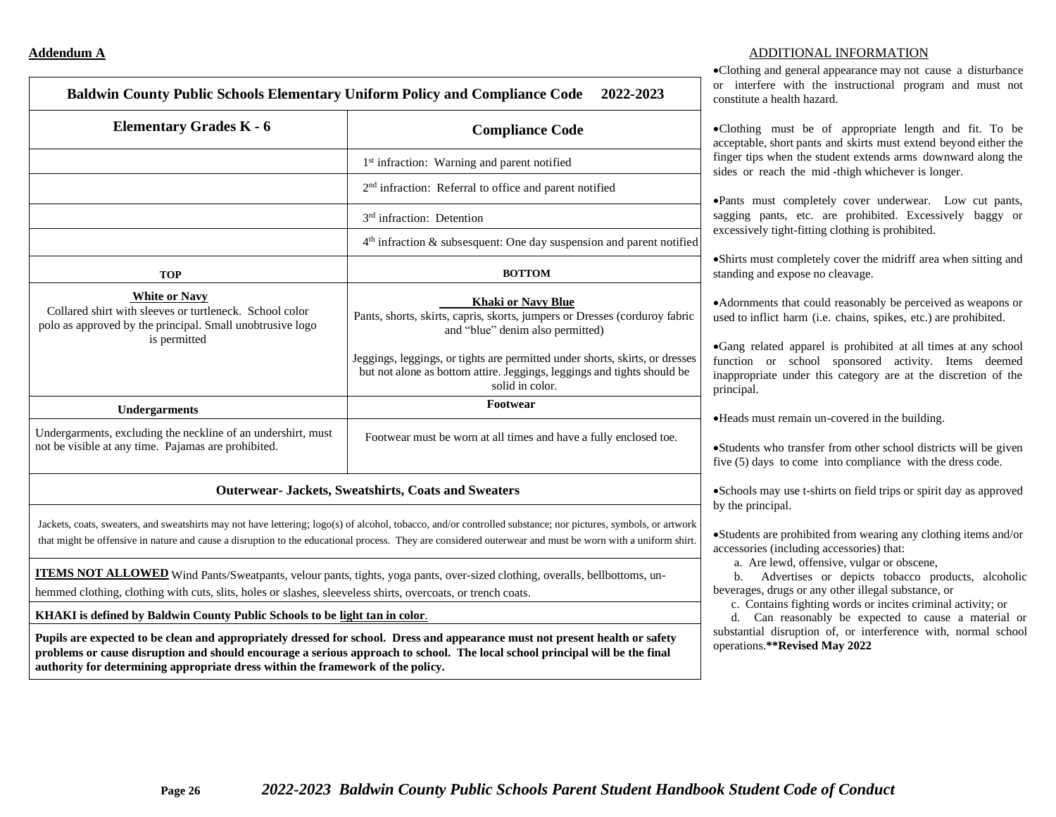**Addendum A**

| Baldwin County Public Schools Elementary Uniform Policy and Compliance Code 2022-2023 | |
|---|---|
| **Elementary Grades K - 6** | **Compliance Code** |
| | 1st infraction: Warning and parent notified |
| | 2nd infraction: Referral to office and parent notified |
| | 3rd infraction: Detention |
| | 4th infraction & subsesquent: One day suspension and parent notified |
| **TOP** | **BOTTOM** |
| **White or Navy**<br>Collared shirt with sleeves or turtleneck. School color polo as approved by the principal. Small unobtrusive logo is permitted | **Khaki or Navy Blue**<br>Pants, shorts, skirts, capris, skorts, jumpers or Dresses (corduroy fabric and "blue" denim also permitted)<br><br>Jeggings, leggings, or tights are permitted under shorts, skirts, or dresses but not alone as bottom attire. Jeggings, leggings and tights should be solid in color. |
| **Undergarments** | **Footwear** |
| Undergarments, excluding the neckline of an undershirt, must not be visible at any time. Pajamas are prohibited. | Footwear must be worn at all times and have a fully enclosed toe. |
| **Outerwear- Jackets, Sweatshirts, Coats and Sweaters** | |
| Jackets, coats, sweaters, and sweatshirts may not have lettering; logo(s) of alcohol, tobacco, and/or controlled substance; nor pictures, symbols, or artwork that might be offensive in nature and cause a disruption to the educational process. They are considered outerwear and must be worn with a uniform shirt. | |
| **ITEMS NOT ALLOWED** Wind Pants/Sweatpants, velour pants, tights, yoga pants, over-sized clothing, overalls, bellbottoms, un-hemmed clothing, clothing with cuts, slits, holes or slashes, sleeveless shirts, overcoats, or trench coats. | |
| **KHAKI is defined by Baldwin County Public Schools to be light tan in color**. | |
| **Pupils are expected to be clean and appropriately dressed for school. Dress and appearance must not present health or safety problems or cause disruption and should encourage a serious approach to school. The local school principal will be the final authority for determining appropriate dress within the framework of the policy.** | |

ADDITIONAL INFORMATION

- Clothing and general appearance may not cause a disturbance or interfere with the instructional program and must not constitute a health hazard.
- Clothing must be of appropriate length and fit. To be acceptable, short pants and skirts must extend beyond either the finger tips when the student extends arms downward along the sides or reach the mid -thigh whichever is longer.
- Pants must completely cover underwear. Low cut pants, sagging pants, etc. are prohibited. Excessively baggy or excessively tight-fitting clothing is prohibited.
- Shirts must completely cover the midriff area when sitting and standing and expose no cleavage.
- Adornments that could reasonably be perceived as weapons or used to inflict harm (i.e. chains, spikes, etc.) are prohibited.
- Gang related apparel is prohibited at all times at any school function or school sponsored activity. Items deemed inappropriate under this category are at the discretion of the principal.
- Heads must remain un-covered in the building.
- Students who transfer from other school districts will be given five (5) days to come into compliance with the dress code.
- Schools may use t-shirts on field trips or spirit day as approved by the principal.
- Students are prohibited from wearing any clothing items and/or accessories (including accessories) that:
  a. Are lewd, offensive, vulgar or obscene,
  b. Advertises or depicts tobacco products, alcoholic beverages, drugs or any other illegal substance, or
  c. Contains fighting words or incites criminal activity; or
  d. Can reasonably be expected to cause a material or substantial disruption of, or interference with, normal school operations.**\*\*Revised May 2022**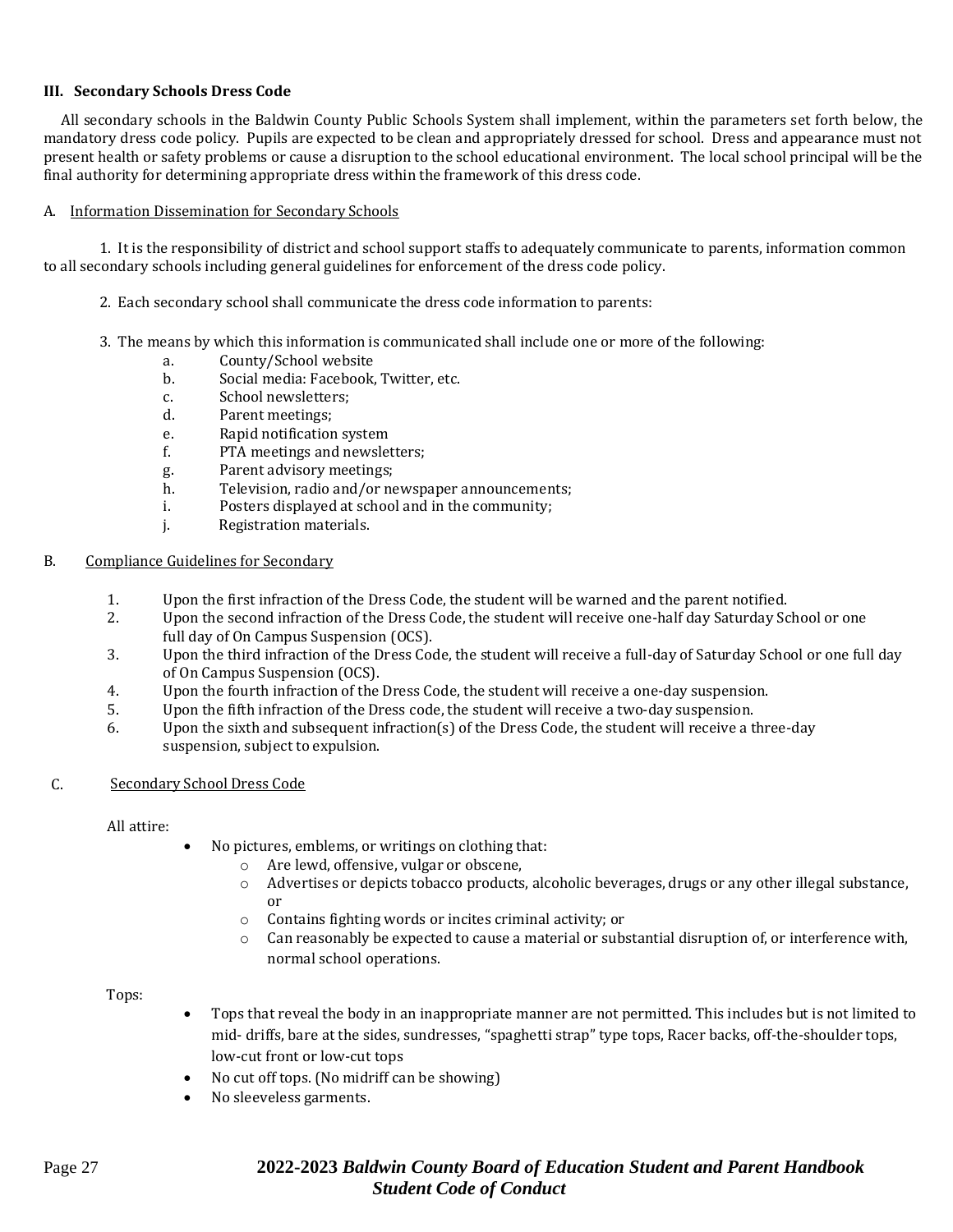### III. Secondary Schools Dress Code

All secondary schools in the Baldwin County Public Schools System shall implement, within the parameters set forth below, the mandatory dress code policy. Pupils are expected to be clean and appropriately dressed for school. Dress and appearance must not present health or safety problems or cause a disruption to the school educational environment. The local school principal will be the final authority for determining appropriate dress within the framework of this dress code.

A. Information Dissemination for Secondary Schools

1. It is the responsibility of district and school support staffs to adequately communicate to parents, information common to all secondary schools including general guidelines for enforcement of the dress code policy.

2. Each secondary school shall communicate the dress code information to parents:

3. The means by which this information is communicated shall include one or more of the following:

   a. County/School website
   b. Social media: Facebook, Twitter, etc.
   c. School newsletters;
   d. Parent meetings;
   e. Rapid notification system
   f. PTA meetings and newsletters;
   g. Parent advisory meetings;
   h. Television, radio and/or newspaper announcements;
   i. Posters displayed at school and in the community;
   j. Registration materials.

B. Compliance Guidelines for Secondary

1. Upon the first infraction of the Dress Code, the student will be warned and the parent notified.
2. Upon the second infraction of the Dress Code, the student will receive one-half day Saturday School or one full day of On Campus Suspension (OCS).
3. Upon the third infraction of the Dress Code, the student will receive a full-day of Saturday School or one full day of On Campus Suspension (OCS).
4. Upon the fourth infraction of the Dress Code, the student will receive a one-day suspension.
5. Upon the fifth infraction of the Dress code, the student will receive a two-day suspension.
6. Upon the sixth and subsequent infraction(s) of the Dress Code, the student will receive a three-day suspension, subject to expulsion.

C. Secondary School Dress Code

All attire:

- No pictures, emblems, or writings on clothing that:
  - Are lewd, offensive, vulgar or obscene,
  - Advertises or depicts tobacco products, alcoholic beverages, drugs or any other illegal substance, or
  - Contains fighting words or incites criminal activity; or
  - Can reasonably be expected to cause a material or substantial disruption of, or interference with, normal school operations.

Tops:

- Tops that reveal the body in an inappropriate manner are not permitted. This includes but is not limited to mid- driffs, bare at the sides, sundresses, "spaghetti strap" type tops, Racer backs, off-the-shoulder tops, low-cut front or low-cut tops
- No cut off tops. (No midriff can be showing)
- No sleeveless garments.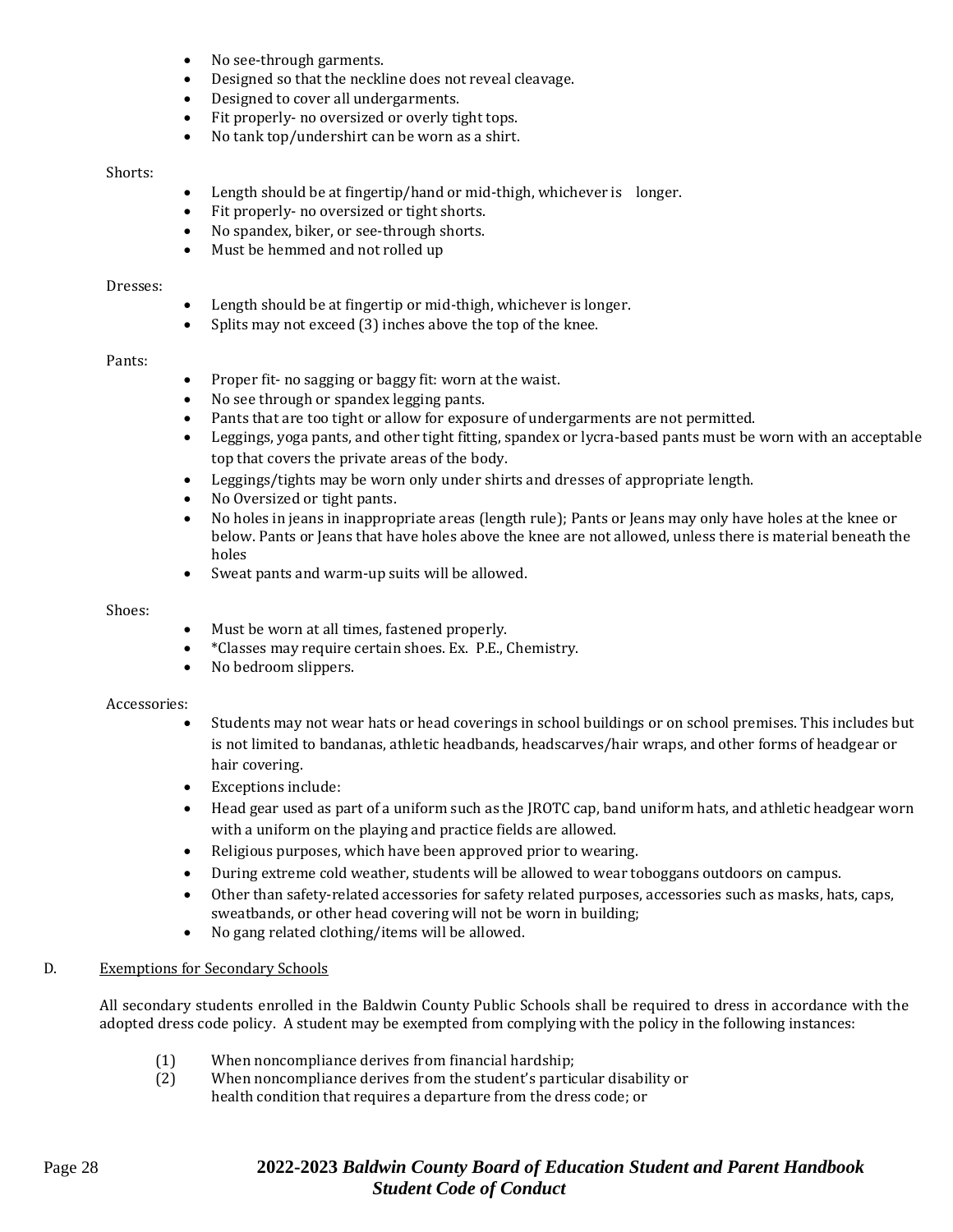- No see-through garments.
- Designed so that the neckline does not reveal cleavage.
- Designed to cover all undergarments.
- Fit properly- no oversized or overly tight tops.
- No tank top/undershirt can be worn as a shirt.

Shorts:

- Length should be at fingertip/hand or mid-thigh, whichever is longer.
- Fit properly- no oversized or tight shorts.
- No spandex, biker, or see-through shorts.
- Must be hemmed and not rolled up

Dresses:

- Length should be at fingertip or mid-thigh, whichever is longer.
- Splits may not exceed (3) inches above the top of the knee.

Pants:

- Proper fit- no sagging or baggy fit: worn at the waist.
- No see through or spandex legging pants.
- Pants that are too tight or allow for exposure of undergarments are not permitted.
- Leggings, yoga pants, and other tight fitting, spandex or lycra-based pants must be worn with an acceptable top that covers the private areas of the body.
- Leggings/tights may be worn only under shirts and dresses of appropriate length.
- No Oversized or tight pants.
- No holes in jeans in inappropriate areas (length rule); Pants or Jeans may only have holes at the knee or below. Pants or Jeans that have holes above the knee are not allowed, unless there is material beneath the holes
- Sweat pants and warm-up suits will be allowed.

Shoes:

- Must be worn at all times, fastened properly.
- *Classes may require certain shoes. Ex. P.E., Chemistry.
- No bedroom slippers.

Accessories:

- Students may not wear hats or head coverings in school buildings or on school premises. This includes but is not limited to bandanas, athletic headbands, headscarves/hair wraps, and other forms of headgear or hair covering.
- Exceptions include:
- Head gear used as part of a uniform such as the JROTC cap, band uniform hats, and athletic headgear worn with a uniform on the playing and practice fields are allowed.
- Religious purposes, which have been approved prior to wearing.
- During extreme cold weather, students will be allowed to wear toboggans outdoors on campus.
- Other than safety-related accessories for safety related purposes, accessories such as masks, hats, caps, sweatbands, or other head covering will not be worn in building;
- No gang related clothing/items will be allowed.

D. Exemptions for Secondary Schools

All secondary students enrolled in the Baldwin County Public Schools shall be required to dress in accordance with the adopted dress code policy. A student may be exempted from complying with the policy in the following instances:

(1) When noncompliance derives from financial hardship;
(2) When noncompliance derives from the student's particular disability or health condition that requires a departure from the dress code; or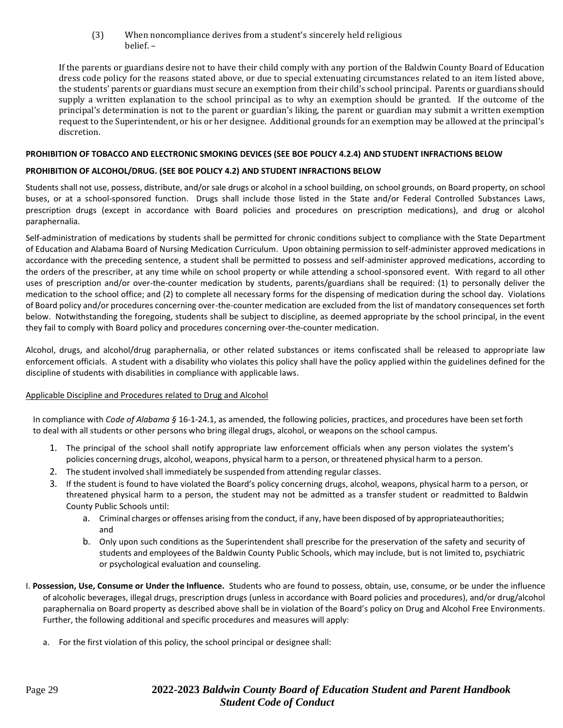(3) When noncompliance derives from a student's sincerely held religious belief. –

If the parents or guardians desire not to have their child comply with any portion of the Baldwin County Board of Education dress code policy for the reasons stated above, or due to special extenuating circumstances related to an item listed above, the students' parents or guardians must secure an exemption from their child's school principal. Parents or guardians should supply a written explanation to the school principal as to why an exemption should be granted. If the outcome of the principal's determination is not to the parent or guardian's liking, the parent or guardian may submit a written exemption request to the Superintendent, or his or her designee. Additional grounds for an exemption may be allowed at the principal's discretion.

**PROHIBITION OF TOBACCO AND ELECTRONIC SMOKING DEVICES (SEE BOE POLICY 4.2.4) AND STUDENT INFRACTIONS BELOW**

**PROHIBITION OF ALCOHOL/DRUG. (SEE BOE POLICY 4.2) AND STUDENT INFRACTIONS BELOW**

Students shall not use, possess, distribute, and/or sale drugs or alcohol in a school building, on school grounds, on Board property, on school buses, or at a school-sponsored function. Drugs shall include those listed in the State and/or Federal Controlled Substances Laws, prescription drugs (except in accordance with Board policies and procedures on prescription medications), and drug or alcohol paraphernalia.

Self-administration of medications by students shall be permitted for chronic conditions subject to compliance with the State Department of Education and Alabama Board of Nursing Medication Curriculum. Upon obtaining permission to self-administer approved medications in accordance with the preceding sentence, a student shall be permitted to possess and self-administer approved medications, according to the orders of the prescriber, at any time while on school property or while attending a school-sponsored event. With regard to all other uses of prescription and/or over-the-counter medication by students, parents/guardians shall be required: (1) to personally deliver the medication to the school office; and (2) to complete all necessary forms for the dispensing of medication during the school day. Violations of Board policy and/or procedures concerning over-the-counter medication are excluded from the list of mandatory consequences set forth below. Notwithstanding the foregoing, students shall be subject to discipline, as deemed appropriate by the school principal, in the event they fail to comply with Board policy and procedures concerning over-the-counter medication.

Alcohol, drugs, and alcohol/drug paraphernalia, or other related substances or items confiscated shall be released to appropriate law enforcement officials. A student with a disability who violates this policy shall have the policy applied within the guidelines defined for the discipline of students with disabilities in compliance with applicable laws.

<u>Applicable Discipline and Procedures related to Drug and Alcohol</u>

In compliance with *Code of Alabama §* 16-1-24.1, as amended, the following policies, practices, and procedures have been set forth to deal with all students or other persons who bring illegal drugs, alcohol, or weapons on the school campus.

1. The principal of the school shall notify appropriate law enforcement officials when any person violates the system's policies concerning drugs, alcohol, weapons, physical harm to a person, or threatened physical harm to a person.
2. The student involved shall immediately be suspended from attending regular classes.
3. If the student is found to have violated the Board's policy concerning drugs, alcohol, weapons, physical harm to a person, or threatened physical harm to a person, the student may not be admitted as a transfer student or readmitted to Baldwin County Public Schools until:
   a. Criminal charges or offenses arising from the conduct, if any, have been disposed of by appropriateauthorities; and
   b. Only upon such conditions as the Superintendent shall prescribe for the preservation of the safety and security of students and employees of the Baldwin County Public Schools, which may include, but is not limited to, psychiatric or psychological evaluation and counseling.

I. **Possession, Use, Consume or Under the Influence.** Students who are found to possess, obtain, use, consume, or be under the influence of alcoholic beverages, illegal drugs, prescription drugs (unless in accordance with Board policies and procedures), and/or drug/alcohol paraphernalia on Board property as described above shall be in violation of the Board's policy on Drug and Alcohol Free Environments. Further, the following additional and specific procedures and measures will apply:

   a. For the first violation of this policy, the school principal or designee shall: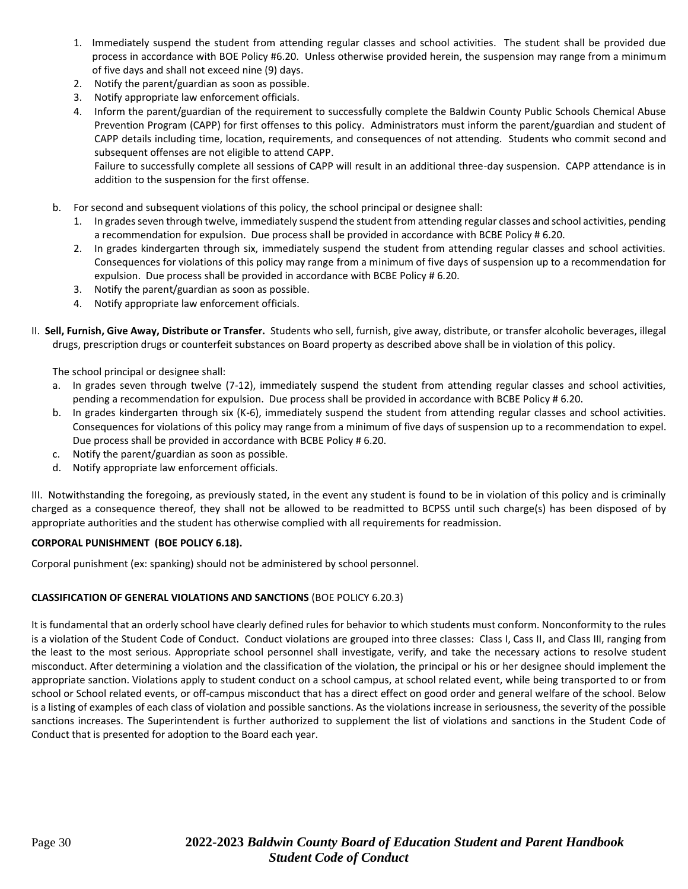1. Immediately suspend the student from attending regular classes and school activities. The student shall be provided due process in accordance with BOE Policy #6.20. Unless otherwise provided herein, the suspension may range from a minimum of five days and shall not exceed nine (9) days.
2. Notify the parent/guardian as soon as possible.
3. Notify appropriate law enforcement officials.
4. Inform the parent/guardian of the requirement to successfully complete the Baldwin County Public Schools Chemical Abuse Prevention Program (CAPP) for first offenses to this policy. Administrators must inform the parent/guardian and student of CAPP details including time, location, requirements, and consequences of not attending. Students who commit second and subsequent offenses are not eligible to attend CAPP.
   Failure to successfully complete all sessions of CAPP will result in an additional three-day suspension. CAPP attendance is in addition to the suspension for the first offense.

b. For second and subsequent violations of this policy, the school principal or designee shall:
   1. In grades seven through twelve, immediately suspend the student from attending regular classes and school activities, pending a recommendation for expulsion. Due process shall be provided in accordance with BCBE Policy # 6.20.
   2. In grades kindergarten through six, immediately suspend the student from attending regular classes and school activities. Consequences for violations of this policy may range from a minimum of five days of suspension up to a recommendation for expulsion. Due process shall be provided in accordance with BCBE Policy # 6.20.
   3. Notify the parent/guardian as soon as possible.
   4. Notify appropriate law enforcement officials.

II. **Sell, Furnish, Give Away, Distribute or Transfer.** Students who sell, furnish, give away, distribute, or transfer alcoholic beverages, illegal drugs, prescription drugs or counterfeit substances on Board property as described above shall be in violation of this policy.

The school principal or designee shall:

a. In grades seven through twelve (7-12), immediately suspend the student from attending regular classes and school activities, pending a recommendation for expulsion. Due process shall be provided in accordance with BCBE Policy # 6.20.
b. In grades kindergarten through six (K-6), immediately suspend the student from attending regular classes and school activities. Consequences for violations of this policy may range from a minimum of five days of suspension up to a recommendation to expel. Due process shall be provided in accordance with BCBE Policy # 6.20.
c. Notify the parent/guardian as soon as possible.
d. Notify appropriate law enforcement officials.

III. Notwithstanding the foregoing, as previously stated, in the event any student is found to be in violation of this policy and is criminally charged as a consequence thereof, they shall not be allowed to be readmitted to BCPSS until such charge(s) has been disposed of by appropriate authorities and the student has otherwise complied with all requirements for readmission.

**CORPORAL PUNISHMENT (BOE POLICY 6.18).**

Corporal punishment (ex: spanking) should not be administered by school personnel.

**CLASSIFICATION OF GENERAL VIOLATIONS AND SANCTIONS** (BOE POLICY 6.20.3)

It is fundamental that an orderly school have clearly defined rules for behavior to which students must conform. Nonconformity to the rules is a violation of the Student Code of Conduct. Conduct violations are grouped into three classes: Class I, Cass II, and Class III, ranging from the least to the most serious. Appropriate school personnel shall investigate, verify, and take the necessary actions to resolve student misconduct. After determining a violation and the classification of the violation, the principal or his or her designee should implement the appropriate sanction. Violations apply to student conduct on a school campus, at school related event, while being transported to or from school or School related events, or off-campus misconduct that has a direct effect on good order and general welfare of the school. Below is a listing of examples of each class of violation and possible sanctions. As the violations increase in seriousness, the severity of the possible sanctions increases. The Superintendent is further authorized to supplement the list of violations and sanctions in the Student Code of Conduct that is presented for adoption to the Board each year.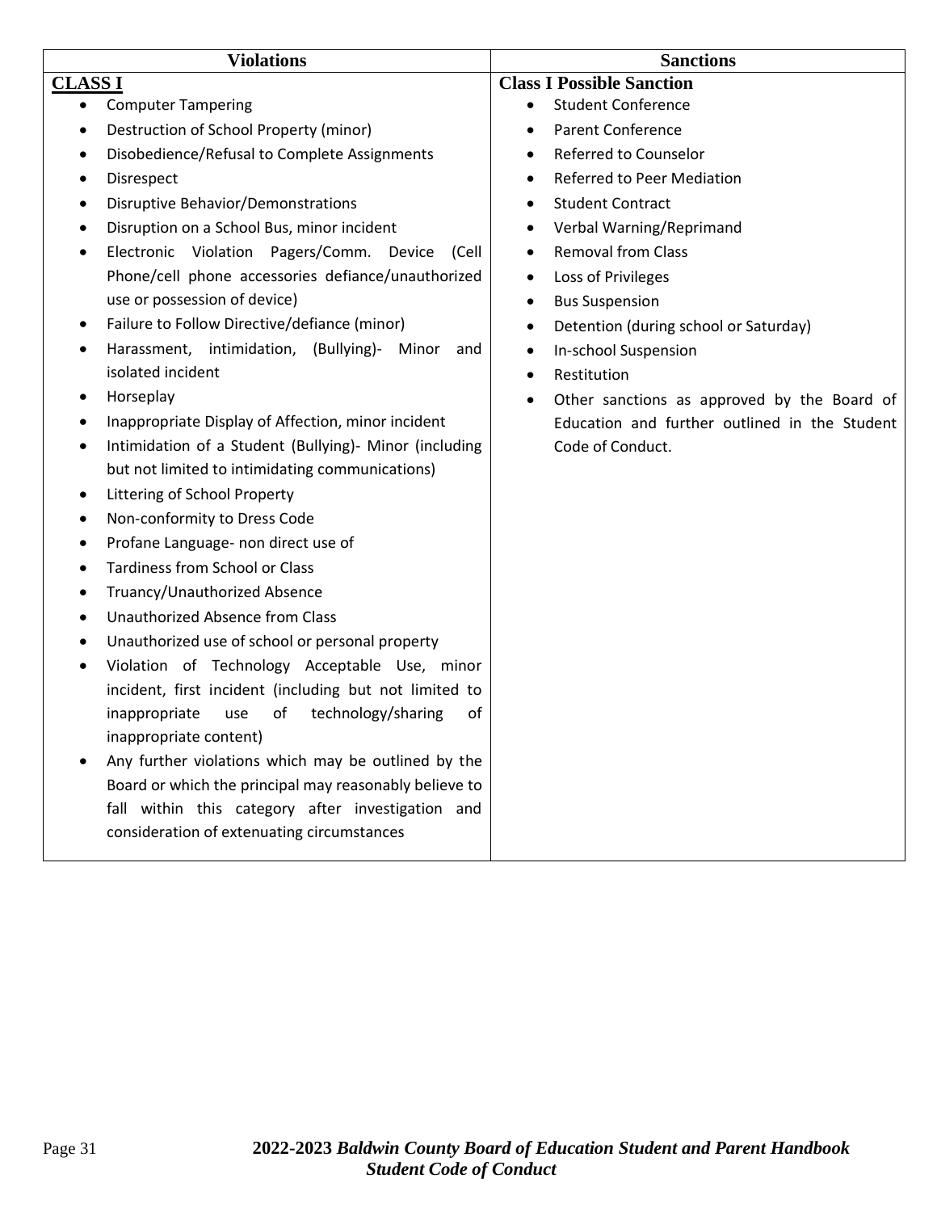| Violations | Sanctions |
|---|---|
| **CLASS I**<br>• Computer Tampering<br>• Destruction of School Property (minor)<br>• Disobedience/Refusal to Complete Assignments<br>• Disrespect<br>• Disruptive Behavior/Demonstrations<br>• Disruption on a School Bus, minor incident<br>• Electronic Violation Pagers/Comm. Device (Cell Phone/cell phone accessories defiance/unauthorized use or possession of device)<br>• Failure to Follow Directive/defiance (minor)<br>• Harassment, intimidation, (Bullying)- Minor and isolated incident<br>• Horseplay<br>• Inappropriate Display of Affection, minor incident<br>• Intimidation of a Student (Bullying)- Minor (including but not limited to intimidating communications)<br>• Littering of School Property<br>• Non-conformity to Dress Code<br>• Profane Language- non direct use of<br>• Tardiness from School or Class<br>• Truancy/Unauthorized Absence<br>• Unauthorized Absence from Class<br>• Unauthorized use of school or personal property<br>• Violation of Technology Acceptable Use, minor incident, first incident (including but not limited to inappropriate use of technology/sharing of inappropriate content)<br>• Any further violations which may be outlined by the Board or which the principal may reasonably believe to fall within this category after investigation and consideration of extenuating circumstances | **Class I Possible Sanction**<br>• Student Conference<br>• Parent Conference<br>• Referred to Counselor<br>• Referred to Peer Mediation<br>• Student Contract<br>• Verbal Warning/Reprimand<br>• Removal from Class<br>• Loss of Privileges<br>• Bus Suspension<br>• Detention (during school or Saturday)<br>• In-school Suspension<br>• Restitution<br>• Other sanctions as approved by the Board of Education and further outlined in the Student Code of Conduct. |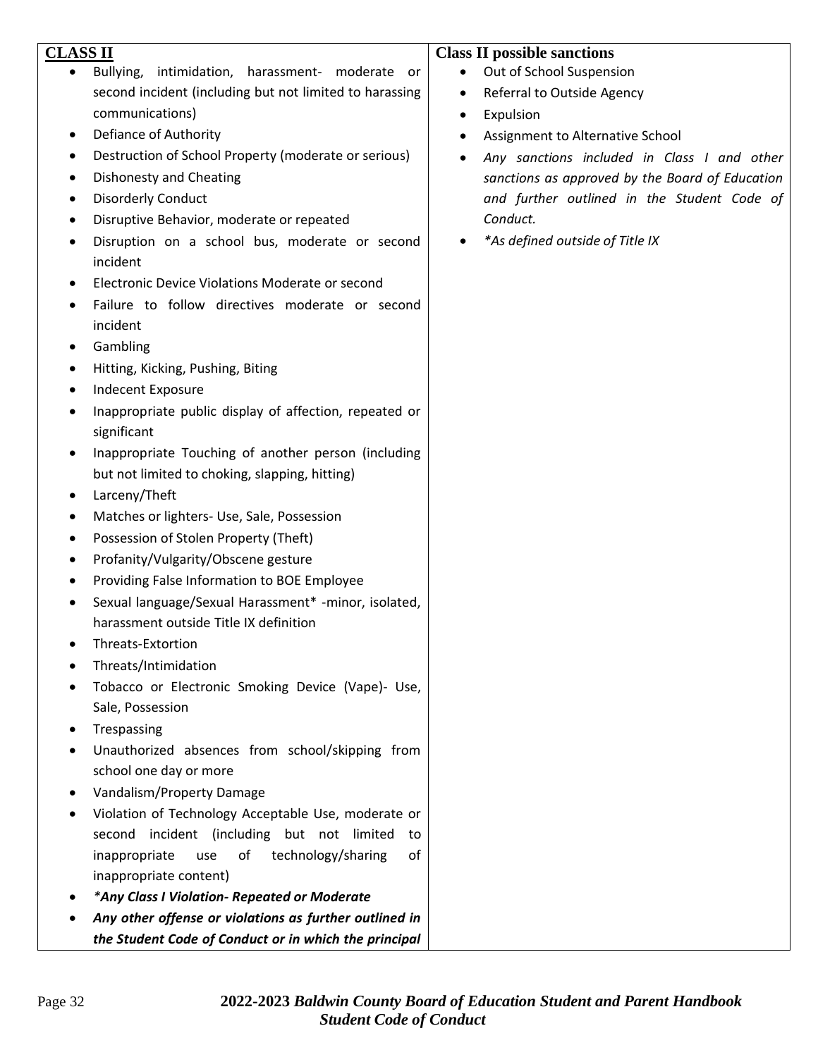| **CLASS II** | **Class II possible sanctions** |
| --- | --- |
| • Bullying, intimidation, harassment- moderate or second incident (including but not limited to harassing communications)<br>• Defiance of Authority<br>• Destruction of School Property (moderate or serious)<br>• Dishonesty and Cheating<br>• Disorderly Conduct<br>• Disruptive Behavior, moderate or repeated<br>• Disruption on a school bus, moderate or second incident<br>• Electronic Device Violations Moderate or second<br>• Failure to follow directives moderate or second incident<br>• Gambling<br>• Hitting, Kicking, Pushing, Biting<br>• Indecent Exposure<br>• Inappropriate public display of affection, repeated or significant<br>• Inappropriate Touching of another person (including but not limited to choking, slapping, hitting)<br>• Larceny/Theft<br>• Matches or lighters- Use, Sale, Possession<br>• Possession of Stolen Property (Theft)<br>• Profanity/Vulgarity/Obscene gesture<br>• Providing False Information to BOE Employee<br>• Sexual language/Sexual Harassment* -minor, isolated, harassment outside Title IX definition<br>• Threats-Extortion<br>• Threats/Intimidation<br>• Tobacco or Electronic Smoking Device (Vape)- Use, Sale, Possession<br>• Trespassing<br>• Unauthorized absences from school/skipping from school one day or more<br>• Vandalism/Property Damage<br>• Violation of Technology Acceptable Use, moderate or second incident (including but not limited to inappropriate use of technology/sharing of inappropriate content)<br>• ***Any Class I Violation- Repeated or Moderate***<br>• ***Any other offense or violations as further outlined in the Student Code of Conduct or in which the principal*** | • Out of School Suspension<br>• Referral to Outside Agency<br>• Expulsion<br>• Assignment to Alternative School<br>• *Any sanctions included in Class I and other sanctions as approved by the Board of Education and further outlined in the Student Code of Conduct.*<br>• **As defined outside of Title IX* |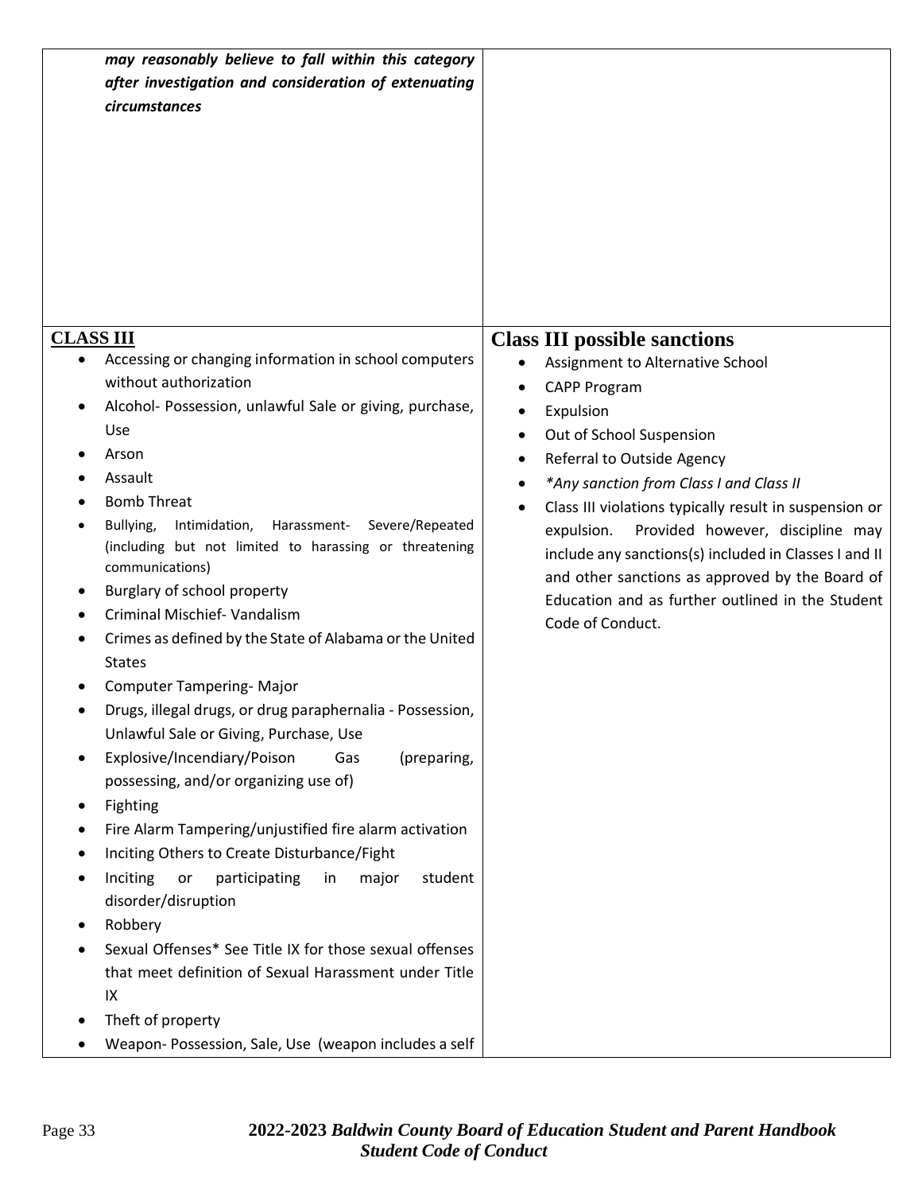| | |
|---|---|
| ***may reasonably believe to fall within this category after investigation and consideration of extenuating circumstances*** | |
| **CLASS III**<br>• Accessing or changing information in school computers without authorization<br>• Alcohol- Possession, unlawful Sale or giving, purchase, Use<br>• Arson<br>• Assault<br>• Bomb Threat<br>• Bullying, Intimidation, Harassment- Severe/Repeated (including but not limited to harassing or threatening communications)<br>• Burglary of school property<br>• Criminal Mischief- Vandalism<br>• Crimes as defined by the State of Alabama or the United States<br>• Computer Tampering- Major<br>• Drugs, illegal drugs, or drug paraphernalia - Possession, Unlawful Sale or Giving, Purchase, Use<br>• Explosive/Incendiary/Poison Gas (preparing, possessing, and/or organizing use of)<br>• Fighting<br>• Fire Alarm Tampering/unjustified fire alarm activation<br>• Inciting Others to Create Disturbance/Fight<br>• Inciting or participating in major student disorder/disruption<br>• Robbery<br>• Sexual Offenses* See Title IX for those sexual offenses that meet definition of Sexual Harassment under Title IX<br>• Theft of property<br>• Weapon- Possession, Sale, Use (weapon includes a self | **Class III possible sanctions**<br>• Assignment to Alternative School<br>• CAPP Program<br>• Expulsion<br>• Out of School Suspension<br>• Referral to Outside Agency<br>• *\*Any sanction from Class I and Class II*<br>• Class III violations typically result in suspension or expulsion. Provided however, discipline may include any sanctions(s) included in Classes I and II and other sanctions as approved by the Board of Education and as further outlined in the Student Code of Conduct. |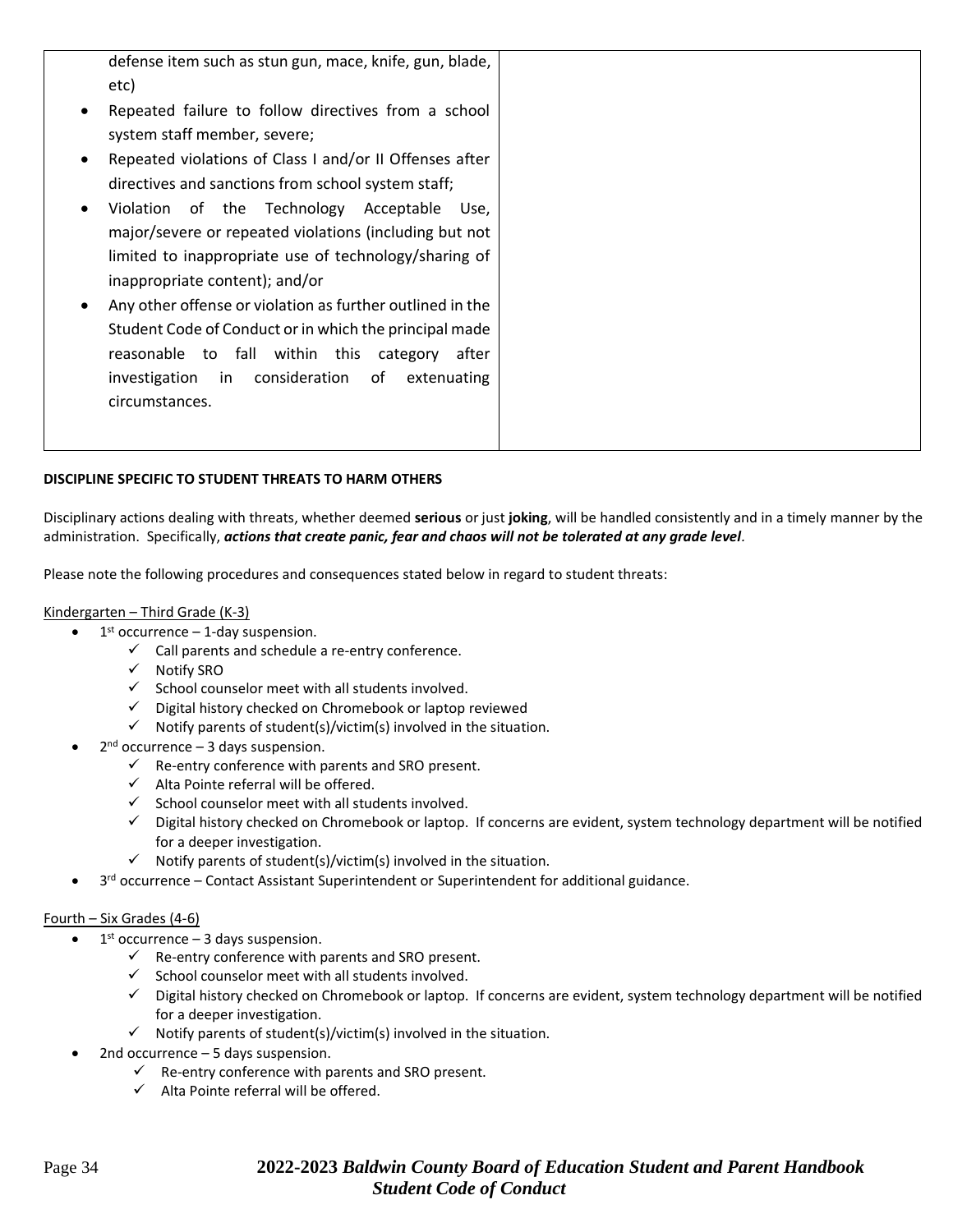| defense item such as stun gun, mace, knife, gun, blade, etc)<br>• Repeated failure to follow directives from a school system staff member, severe;<br>• Repeated violations of Class I and/or II Offenses after directives and sanctions from school system staff;<br>• Violation of the Technology Acceptable Use, major/severe or repeated violations (including but not limited to inappropriate use of technology/sharing of inappropriate content); and/or<br>• Any other offense or violation as further outlined in the Student Code of Conduct or in which the principal made reasonable to fall within this category after investigation in consideration of extenuating circumstances. | |
|---|---|

**DISCIPLINE SPECIFIC TO STUDENT THREATS TO HARM OTHERS**

Disciplinary actions dealing with threats, whether deemed **serious** or just **joking**, will be handled consistently and in a timely manner by the administration. Specifically, ***actions that create panic, fear and chaos will not be tolerated at any grade level***.

Please note the following procedures and consequences stated below in regard to student threats:

Kindergarten – Third Grade (K-3)

- 1st occurrence – 1-day suspension.
  - ✓ Call parents and schedule a re-entry conference.
  - ✓ Notify SRO
  - ✓ School counselor meet with all students involved.
  - ✓ Digital history checked on Chromebook or laptop reviewed
  - ✓ Notify parents of student(s)/victim(s) involved in the situation.
- 2nd occurrence – 3 days suspension.
  - ✓ Re-entry conference with parents and SRO present.
  - ✓ Alta Pointe referral will be offered.
  - ✓ School counselor meet with all students involved.
  - ✓ Digital history checked on Chromebook or laptop. If concerns are evident, system technology department will be notified for a deeper investigation.
  - ✓ Notify parents of student(s)/victim(s) involved in the situation.
- 3rd occurrence – Contact Assistant Superintendent or Superintendent for additional guidance.

Fourth – Six Grades (4-6)

- 1st occurrence – 3 days suspension.
  - ✓ Re-entry conference with parents and SRO present.
  - ✓ School counselor meet with all students involved.
  - ✓ Digital history checked on Chromebook or laptop. If concerns are evident, system technology department will be notified for a deeper investigation.
  - ✓ Notify parents of student(s)/victim(s) involved in the situation.
- 2nd occurrence – 5 days suspension.
  - ✓ Re-entry conference with parents and SRO present.
  - ✓ Alta Pointe referral will be offered.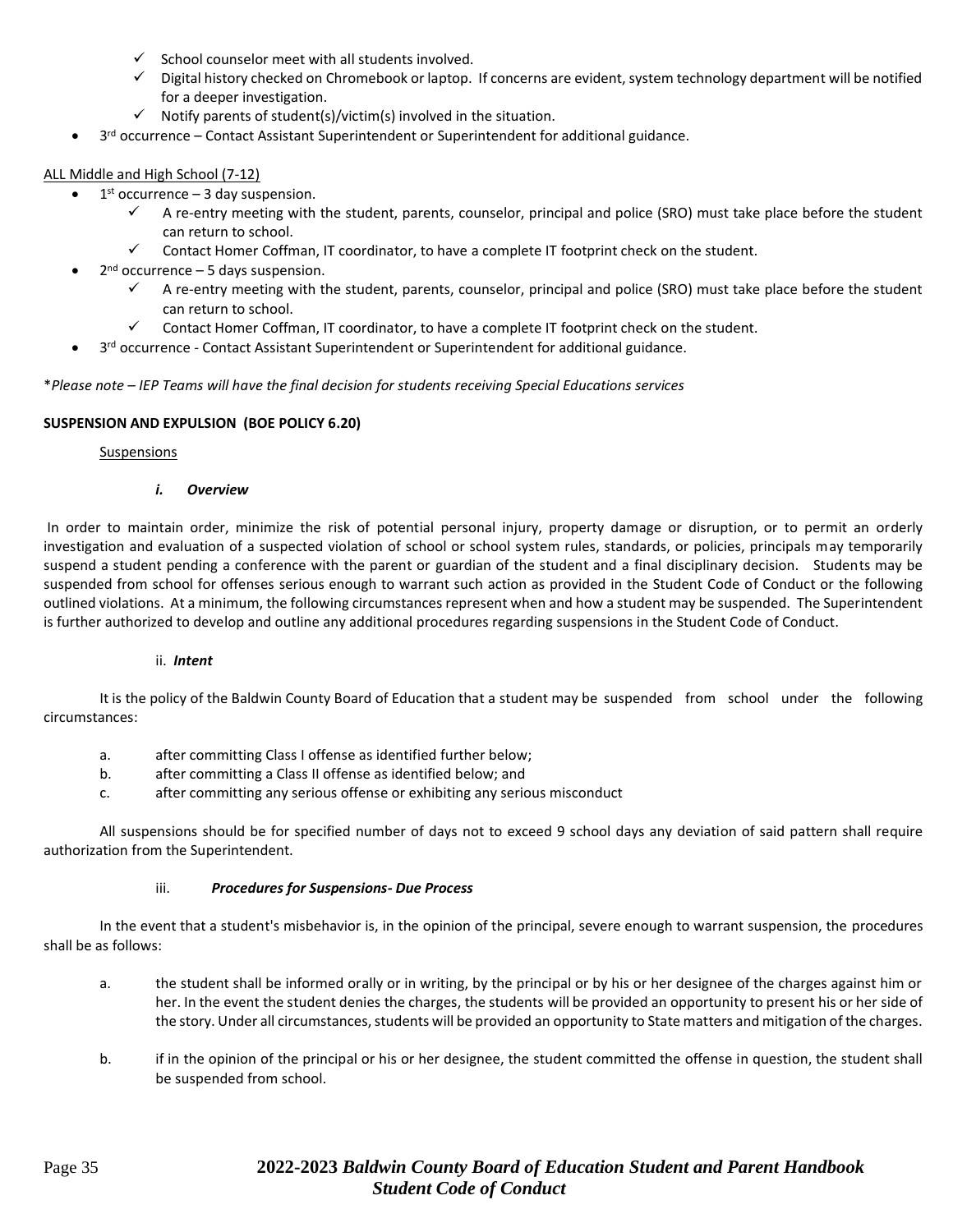- ✓ School counselor meet with all students involved.
    - ✓ Digital history checked on Chromebook or laptop. If concerns are evident, system technology department will be notified for a deeper investigation.
    - ✓ Notify parents of student(s)/victim(s) involved in the situation.
- 3rd occurrence – Contact Assistant Superintendent or Superintendent for additional guidance.

<u>ALL Middle and High School (7-12)</u>

- 1st occurrence – 3 day suspension.
    - ✓ A re-entry meeting with the student, parents, counselor, principal and police (SRO) must take place before the student can return to school.
    - ✓ Contact Homer Coffman, IT coordinator, to have a complete IT footprint check on the student.
- 2nd occurrence – 5 days suspension.
    - ✓ A re-entry meeting with the student, parents, counselor, principal and police (SRO) must take place before the student can return to school.
    - ✓ Contact Homer Coffman, IT coordinator, to have a complete IT footprint check on the student.
- 3rd occurrence - Contact Assistant Superintendent or Superintendent for additional guidance.

\**Please note – IEP Teams will have the final decision for students receiving Special Educations services*

**SUSPENSION AND EXPULSION (BOE POLICY 6.20)**

<u>Suspensions</u>

***i. Overview***

In order to maintain order, minimize the risk of potential personal injury, property damage or disruption, or to permit an orderly investigation and evaluation of a suspected violation of school or school system rules, standards, or policies, principals may temporarily suspend a student pending a conference with the parent or guardian of the student and a final disciplinary decision. Students may be suspended from school for offenses serious enough to warrant such action as provided in the Student Code of Conduct or the following outlined violations. At a minimum, the following circumstances represent when and how a student may be suspended. The Superintendent is further authorized to develop and outline any additional procedures regarding suspensions in the Student Code of Conduct.

ii. ***Intent***

It is the policy of the Baldwin County Board of Education that a student may be suspended from school under the following circumstances:

a. after committing Class I offense as identified further below;
b. after committing a Class II offense as identified below; and
c. after committing any serious offense or exhibiting any serious misconduct

All suspensions should be for specified number of days not to exceed 9 school days any deviation of said pattern shall require authorization from the Superintendent.

iii. ***Procedures for Suspensions- Due Process***

In the event that a student's misbehavior is, in the opinion of the principal, severe enough to warrant suspension, the procedures shall be as follows:

a. the student shall be informed orally or in writing, by the principal or by his or her designee of the charges against him or her. In the event the student denies the charges, the students will be provided an opportunity to present his or her side of the story. Under all circumstances, students will be provided an opportunity to State matters and mitigation of the charges.

b. if in the opinion of the principal or his or her designee, the student committed the offense in question, the student shall be suspended from school.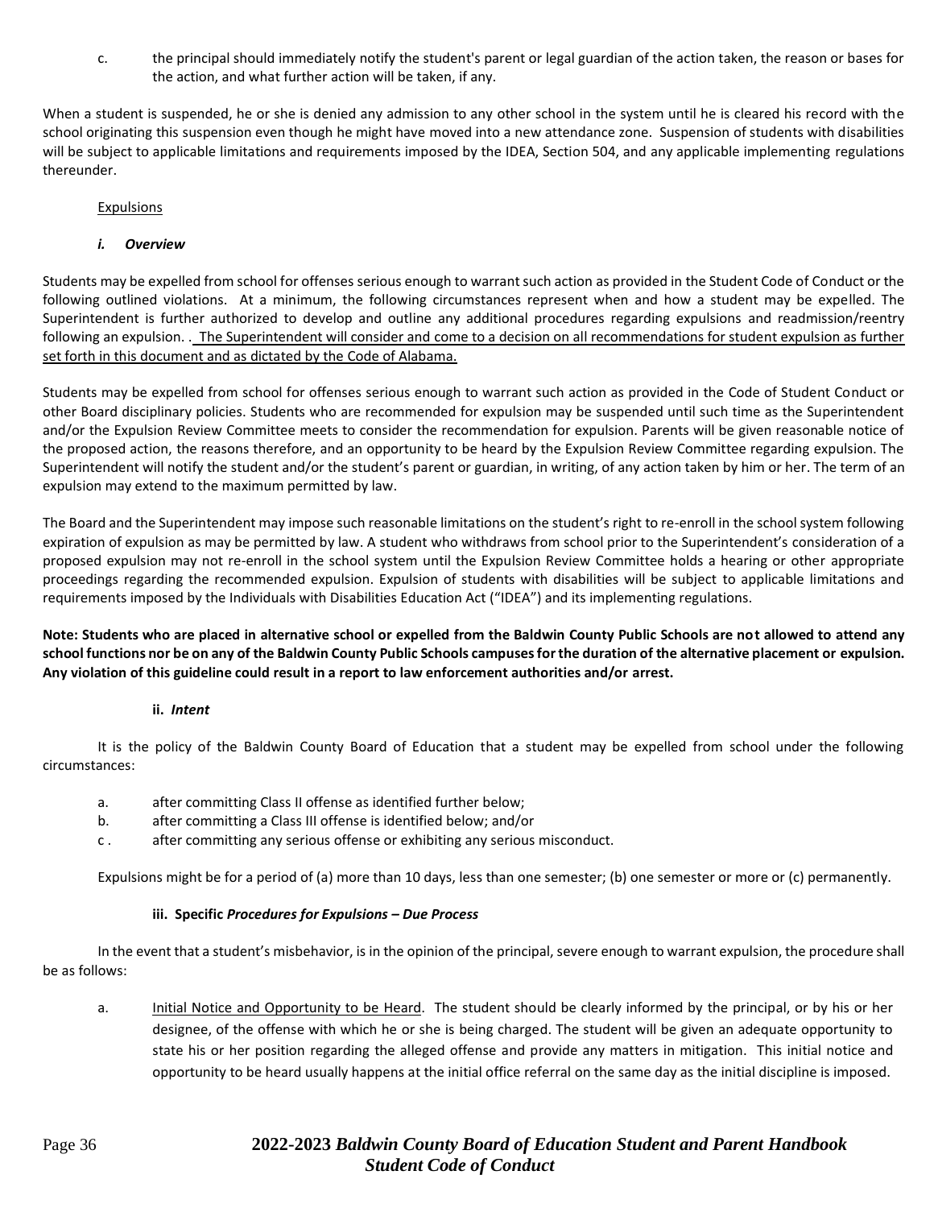c. the principal should immediately notify the student's parent or legal guardian of the action taken, the reason or bases for the action, and what further action will be taken, if any.

When a student is suspended, he or she is denied any admission to any other school in the system until he is cleared his record with the school originating this suspension even though he might have moved into a new attendance zone. Suspension of students with disabilities will be subject to applicable limitations and requirements imposed by the IDEA, Section 504, and any applicable implementing regulations thereunder.

<u>Expulsions</u>

***i. Overview***

Students may be expelled from school for offenses serious enough to warrant such action as provided in the Student Code of Conduct or the following outlined violations. At a minimum, the following circumstances represent when and how a student may be expelled. The Superintendent is further authorized to develop and outline any additional procedures regarding expulsions and readmission/reentry following an expulsion. . <u>The Superintendent will consider and come to a decision on all recommendations for student expulsion as further set forth in this document and as dictated by the Code of Alabama.</u>

Students may be expelled from school for offenses serious enough to warrant such action as provided in the Code of Student Conduct or other Board disciplinary policies. Students who are recommended for expulsion may be suspended until such time as the Superintendent and/or the Expulsion Review Committee meets to consider the recommendation for expulsion. Parents will be given reasonable notice of the proposed action, the reasons therefore, and an opportunity to be heard by the Expulsion Review Committee regarding expulsion. The Superintendent will notify the student and/or the student's parent or guardian, in writing, of any action taken by him or her. The term of an expulsion may extend to the maximum permitted by law.

The Board and the Superintendent may impose such reasonable limitations on the student's right to re-enroll in the school system following expiration of expulsion as may be permitted by law. A student who withdraws from school prior to the Superintendent's consideration of a proposed expulsion may not re-enroll in the school system until the Expulsion Review Committee holds a hearing or other appropriate proceedings regarding the recommended expulsion. Expulsion of students with disabilities will be subject to applicable limitations and requirements imposed by the Individuals with Disabilities Education Act ("IDEA") and its implementing regulations.

**Note: Students who are placed in alternative school or expelled from the Baldwin County Public Schools are not allowed to attend any school functions nor be on any of the Baldwin County Public Schools campuses for the duration of the alternative placement or expulsion. Any violation of this guideline could result in a report to law enforcement authorities and/or arrest.**

**ii. *Intent***

It is the policy of the Baldwin County Board of Education that a student may be expelled from school under the following circumstances:

a. after committing Class II offense as identified further below;
b. after committing a Class III offense is identified below; and/or
c . after committing any serious offense or exhibiting any serious misconduct.

Expulsions might be for a period of (a) more than 10 days, less than one semester; (b) one semester or more or (c) permanently.

**iii. Specific *Procedures for Expulsions – Due Process***

In the event that a student's misbehavior, is in the opinion of the principal, severe enough to warrant expulsion, the procedure shall be as follows:

a. <u>Initial Notice and Opportunity to be Heard</u>. The student should be clearly informed by the principal, or by his or her designee, of the offense with which he or she is being charged. The student will be given an adequate opportunity to state his or her position regarding the alleged offense and provide any matters in mitigation. This initial notice and opportunity to be heard usually happens at the initial office referral on the same day as the initial discipline is imposed.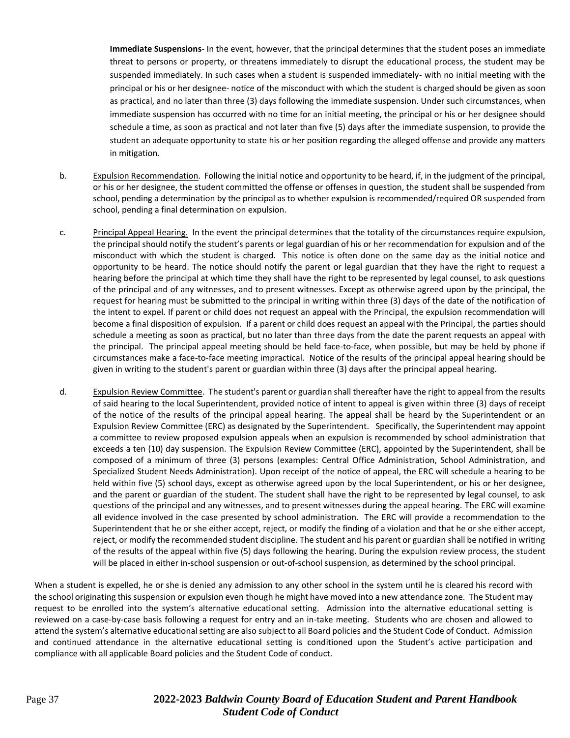**Immediate Suspensions**- In the event, however, that the principal determines that the student poses an immediate threat to persons or property, or threatens immediately to disrupt the educational process, the student may be suspended immediately. In such cases when a student is suspended immediately- with no initial meeting with the principal or his or her designee- notice of the misconduct with which the student is charged should be given as soon as practical, and no later than three (3) days following the immediate suspension. Under such circumstances, when immediate suspension has occurred with no time for an initial meeting, the principal or his or her designee should schedule a time, as soon as practical and not later than five (5) days after the immediate suspension, to provide the student an adequate opportunity to state his or her position regarding the alleged offense and provide any matters in mitigation.

b. Expulsion Recommendation. Following the initial notice and opportunity to be heard, if, in the judgment of the principal, or his or her designee, the student committed the offense or offenses in question, the student shall be suspended from school, pending a determination by the principal as to whether expulsion is recommended/required OR suspended from school, pending a final determination on expulsion.

c. Principal Appeal Hearing. In the event the principal determines that the totality of the circumstances require expulsion, the principal should notify the student's parents or legal guardian of his or her recommendation for expulsion and of the misconduct with which the student is charged. This notice is often done on the same day as the initial notice and opportunity to be heard. The notice should notify the parent or legal guardian that they have the right to request a hearing before the principal at which time they shall have the right to be represented by legal counsel, to ask questions of the principal and of any witnesses, and to present witnesses. Except as otherwise agreed upon by the principal, the request for hearing must be submitted to the principal in writing within three (3) days of the date of the notification of the intent to expel. If parent or child does not request an appeal with the Principal, the expulsion recommendation will become a final disposition of expulsion. If a parent or child does request an appeal with the Principal, the parties should schedule a meeting as soon as practical, but no later than three days from the date the parent requests an appeal with the principal. The principal appeal meeting should be held face-to-face, when possible, but may be held by phone if circumstances make a face-to-face meeting impractical. Notice of the results of the principal appeal hearing should be given in writing to the student's parent or guardian within three (3) days after the principal appeal hearing.

d. Expulsion Review Committee. The student's parent or guardian shall thereafter have the right to appeal from the results of said hearing to the local Superintendent, provided notice of intent to appeal is given within three (3) days of receipt of the notice of the results of the principal appeal hearing. The appeal shall be heard by the Superintendent or an Expulsion Review Committee (ERC) as designated by the Superintendent. Specifically, the Superintendent may appoint a committee to review proposed expulsion appeals when an expulsion is recommended by school administration that exceeds a ten (10) day suspension. The Expulsion Review Committee (ERC), appointed by the Superintendent, shall be composed of a minimum of three (3) persons (examples: Central Office Administration, School Administration, and Specialized Student Needs Administration). Upon receipt of the notice of appeal, the ERC will schedule a hearing to be held within five (5) school days, except as otherwise agreed upon by the local Superintendent, or his or her designee, and the parent or guardian of the student. The student shall have the right to be represented by legal counsel, to ask questions of the principal and any witnesses, and to present witnesses during the appeal hearing. The ERC will examine all evidence involved in the case presented by school administration. The ERC will provide a recommendation to the Superintendent that he or she either accept, reject, or modify the finding of a violation and that he or she either accept, reject, or modify the recommended student discipline. The student and his parent or guardian shall be notified in writing of the results of the appeal within five (5) days following the hearing. During the expulsion review process, the student will be placed in either in-school suspension or out-of-school suspension, as determined by the school principal.

When a student is expelled, he or she is denied any admission to any other school in the system until he is cleared his record with the school originating this suspension or expulsion even though he might have moved into a new attendance zone. The Student may request to be enrolled into the system's alternative educational setting. Admission into the alternative educational setting is reviewed on a case-by-case basis following a request for entry and an in-take meeting. Students who are chosen and allowed to attend the system's alternative educational setting are also subject to all Board policies and the Student Code of Conduct. Admission and continued attendance in the alternative educational setting is conditioned upon the Student's active participation and compliance with all applicable Board policies and the Student Code of conduct.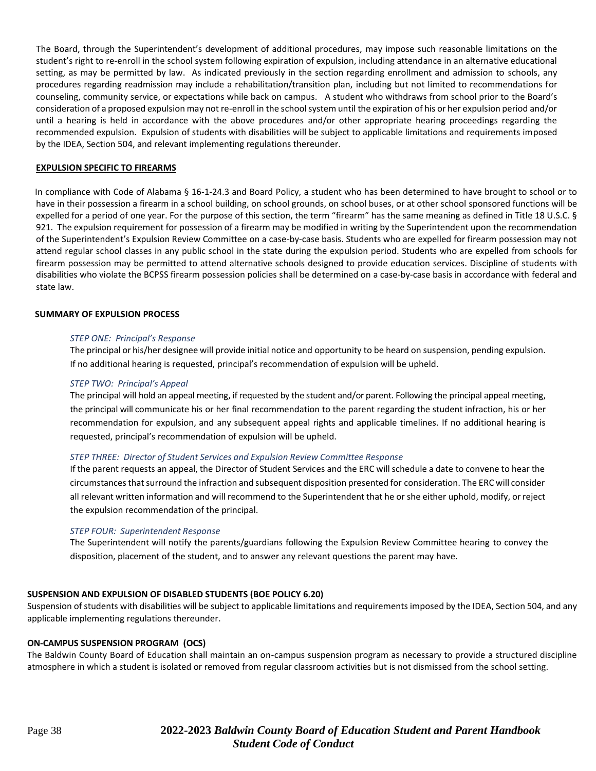The Board, through the Superintendent's development of additional procedures, may impose such reasonable limitations on the student's right to re-enroll in the school system following expiration of expulsion, including attendance in an alternative educational setting, as may be permitted by law. As indicated previously in the section regarding enrollment and admission to schools, any procedures regarding readmission may include a rehabilitation/transition plan, including but not limited to recommendations for counseling, community service, or expectations while back on campus. A student who withdraws from school prior to the Board's consideration of a proposed expulsion may not re-enroll in the school system until the expiration of his or her expulsion period and/or until a hearing is held in accordance with the above procedures and/or other appropriate hearing proceedings regarding the recommended expulsion. Expulsion of students with disabilities will be subject to applicable limitations and requirements imposed by the IDEA, Section 504, and relevant implementing regulations thereunder.

**EXPULSION SPECIFIC TO FIREARMS**

In compliance with Code of Alabama § 16-1-24.3 and Board Policy, a student who has been determined to have brought to school or to have in their possession a firearm in a school building, on school grounds, on school buses, or at other school sponsored functions will be expelled for a period of one year. For the purpose of this section, the term "firearm" has the same meaning as defined in Title 18 U.S.C. § 921. The expulsion requirement for possession of a firearm may be modified in writing by the Superintendent upon the recommendation of the Superintendent's Expulsion Review Committee on a case-by-case basis. Students who are expelled for firearm possession may not attend regular school classes in any public school in the state during the expulsion period. Students who are expelled from schools for firearm possession may be permitted to attend alternative schools designed to provide education services. Discipline of students with disabilities who violate the BCPSS firearm possession policies shall be determined on a case-by-case basis in accordance with federal and state law.

**SUMMARY OF EXPULSION PROCESS**

*STEP ONE: Principal's Response*

The principal or his/her designee will provide initial notice and opportunity to be heard on suspension, pending expulsion. If no additional hearing is requested, principal's recommendation of expulsion will be upheld.

*STEP TWO: Principal's Appeal*

The principal will hold an appeal meeting, if requested by the student and/or parent. Following the principal appeal meeting, the principal will communicate his or her final recommendation to the parent regarding the student infraction, his or her recommendation for expulsion, and any subsequent appeal rights and applicable timelines. If no additional hearing is requested, principal's recommendation of expulsion will be upheld.

*STEP THREE: Director of Student Services and Expulsion Review Committee Response*

If the parent requests an appeal, the Director of Student Services and the ERC will schedule a date to convene to hear the circumstances that surround the infraction and subsequent disposition presented for consideration. The ERC will consider all relevant written information and will recommend to the Superintendent that he or she either uphold, modify, or reject the expulsion recommendation of the principal.

*STEP FOUR: Superintendent Response*

The Superintendent will notify the parents/guardians following the Expulsion Review Committee hearing to convey the disposition, placement of the student, and to answer any relevant questions the parent may have.

**SUSPENSION AND EXPULSION OF DISABLED STUDENTS (BOE POLICY 6.20)**

Suspension of students with disabilities will be subject to applicable limitations and requirements imposed by the IDEA, Section 504, and any applicable implementing regulations thereunder.

**ON-CAMPUS SUSPENSION PROGRAM (OCS)**

The Baldwin County Board of Education shall maintain an on-campus suspension program as necessary to provide a structured discipline atmosphere in which a student is isolated or removed from regular classroom activities but is not dismissed from the school setting.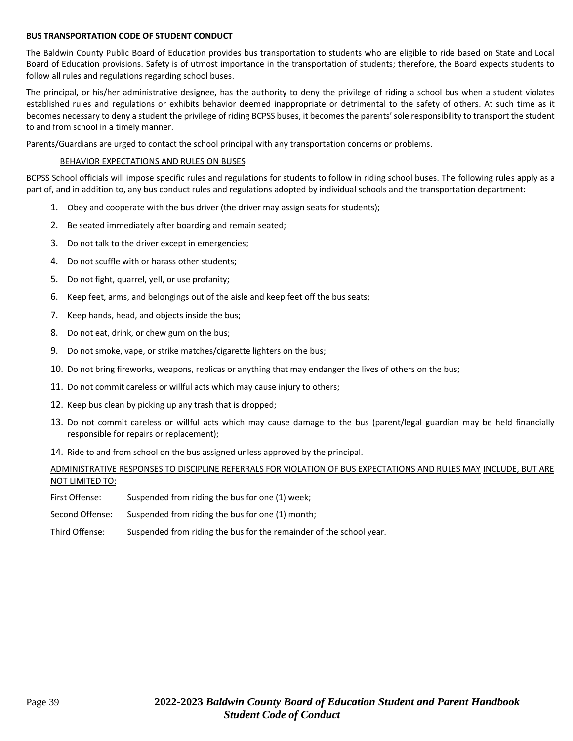**BUS TRANSPORTATION CODE OF STUDENT CONDUCT**

The Baldwin County Public Board of Education provides bus transportation to students who are eligible to ride based on State and Local Board of Education provisions. Safety is of utmost importance in the transportation of students; therefore, the Board expects students to follow all rules and regulations regarding school buses.

The principal, or his/her administrative designee, has the authority to deny the privilege of riding a school bus when a student violates established rules and regulations or exhibits behavior deemed inappropriate or detrimental to the safety of others. At such time as it becomes necessary to deny a student the privilege of riding BCPSS buses, it becomes the parents' sole responsibility to transport the student to and from school in a timely manner.

Parents/Guardians are urged to contact the school principal with any transportation concerns or problems.

BEHAVIOR EXPECTATIONS AND RULES ON BUSES

BCPSS School officials will impose specific rules and regulations for students to follow in riding school buses. The following rules apply as a part of, and in addition to, any bus conduct rules and regulations adopted by individual schools and the transportation department:

1. Obey and cooperate with the bus driver (the driver may assign seats for students);
2. Be seated immediately after boarding and remain seated;
3. Do not talk to the driver except in emergencies;
4. Do not scuffle with or harass other students;
5. Do not fight, quarrel, yell, or use profanity;
6. Keep feet, arms, and belongings out of the aisle and keep feet off the bus seats;
7. Keep hands, head, and objects inside the bus;
8. Do not eat, drink, or chew gum on the bus;
9. Do not smoke, vape, or strike matches/cigarette lighters on the bus;
10. Do not bring fireworks, weapons, replicas or anything that may endanger the lives of others on the bus;
11. Do not commit careless or willful acts which may cause injury to others;
12. Keep bus clean by picking up any trash that is dropped;
13. Do not commit careless or willful acts which may cause damage to the bus (parent/legal guardian may be held financially responsible for repairs or replacement);
14. Ride to and from school on the bus assigned unless approved by the principal.

ADMINISTRATIVE RESPONSES TO DISCIPLINE REFERRALS FOR VIOLATION OF BUS EXPECTATIONS AND RULES MAY INCLUDE, BUT ARE NOT LIMITED TO:

First Offense: Suspended from riding the bus for one (1) week;

Second Offense: Suspended from riding the bus for one (1) month;

Third Offense: Suspended from riding the bus for the remainder of the school year.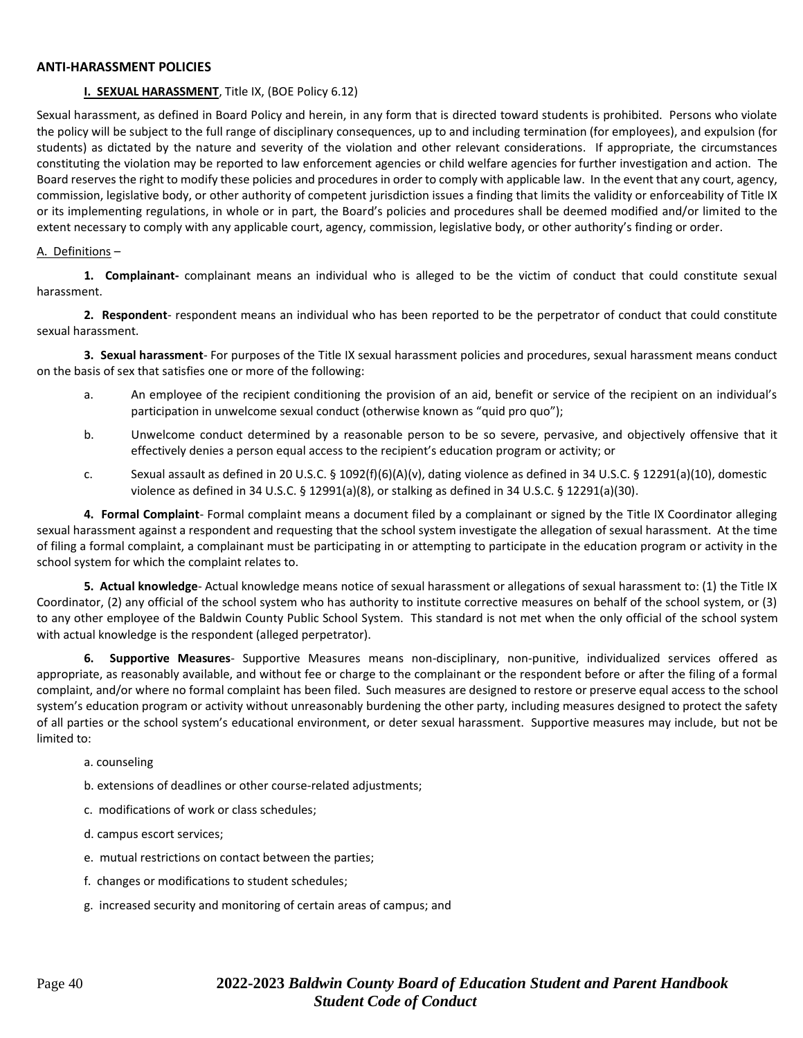## ANTI-HARASSMENT POLICIES

### I. SEXUAL HARASSMENT, Title IX, (BOE Policy 6.12)

Sexual harassment, as defined in Board Policy and herein, in any form that is directed toward students is prohibited. Persons who violate the policy will be subject to the full range of disciplinary consequences, up to and including termination (for employees), and expulsion (for students) as dictated by the nature and severity of the violation and other relevant considerations. If appropriate, the circumstances constituting the violation may be reported to law enforcement agencies or child welfare agencies for further investigation and action. The Board reserves the right to modify these policies and procedures in order to comply with applicable law. In the event that any court, agency, commission, legislative body, or other authority of competent jurisdiction issues a finding that limits the validity or enforceability of Title IX or its implementing regulations, in whole or in part, the Board's policies and procedures shall be deemed modified and/or limited to the extent necessary to comply with any applicable court, agency, commission, legislative body, or other authority's finding or order.

A. Definitions –

**1. Complainant-** complainant means an individual who is alleged to be the victim of conduct that could constitute sexual harassment.

**2. Respondent**- respondent means an individual who has been reported to be the perpetrator of conduct that could constitute sexual harassment.

**3. Sexual harassment**- For purposes of the Title IX sexual harassment policies and procedures, sexual harassment means conduct on the basis of sex that satisfies one or more of the following:

a. An employee of the recipient conditioning the provision of an aid, benefit or service of the recipient on an individual's participation in unwelcome sexual conduct (otherwise known as "quid pro quo");

b. Unwelcome conduct determined by a reasonable person to be so severe, pervasive, and objectively offensive that it effectively denies a person equal access to the recipient's education program or activity; or

c. Sexual assault as defined in 20 U.S.C. § 1092(f)(6)(A)(v), dating violence as defined in 34 U.S.C. § 12291(a)(10), domestic violence as defined in 34 U.S.C. § 12991(a)(8), or stalking as defined in 34 U.S.C. § 12291(a)(30).

**4. Formal Complaint**- Formal complaint means a document filed by a complainant or signed by the Title IX Coordinator alleging sexual harassment against a respondent and requesting that the school system investigate the allegation of sexual harassment. At the time of filing a formal complaint, a complainant must be participating in or attempting to participate in the education program or activity in the school system for which the complaint relates to.

**5. Actual knowledge**- Actual knowledge means notice of sexual harassment or allegations of sexual harassment to: (1) the Title IX Coordinator, (2) any official of the school system who has authority to institute corrective measures on behalf of the school system, or (3) to any other employee of the Baldwin County Public School System. This standard is not met when the only official of the school system with actual knowledge is the respondent (alleged perpetrator).

**6. Supportive Measures**- Supportive Measures means non-disciplinary, non-punitive, individualized services offered as appropriate, as reasonably available, and without fee or charge to the complainant or the respondent before or after the filing of a formal complaint, and/or where no formal complaint has been filed. Such measures are designed to restore or preserve equal access to the school system's education program or activity without unreasonably burdening the other party, including measures designed to protect the safety of all parties or the school system's educational environment, or deter sexual harassment. Supportive measures may include, but not be limited to:

a. counseling

b. extensions of deadlines or other course-related adjustments;

c. modifications of work or class schedules;

d. campus escort services;

e. mutual restrictions on contact between the parties;

f. changes or modifications to student schedules;

g. increased security and monitoring of certain areas of campus; and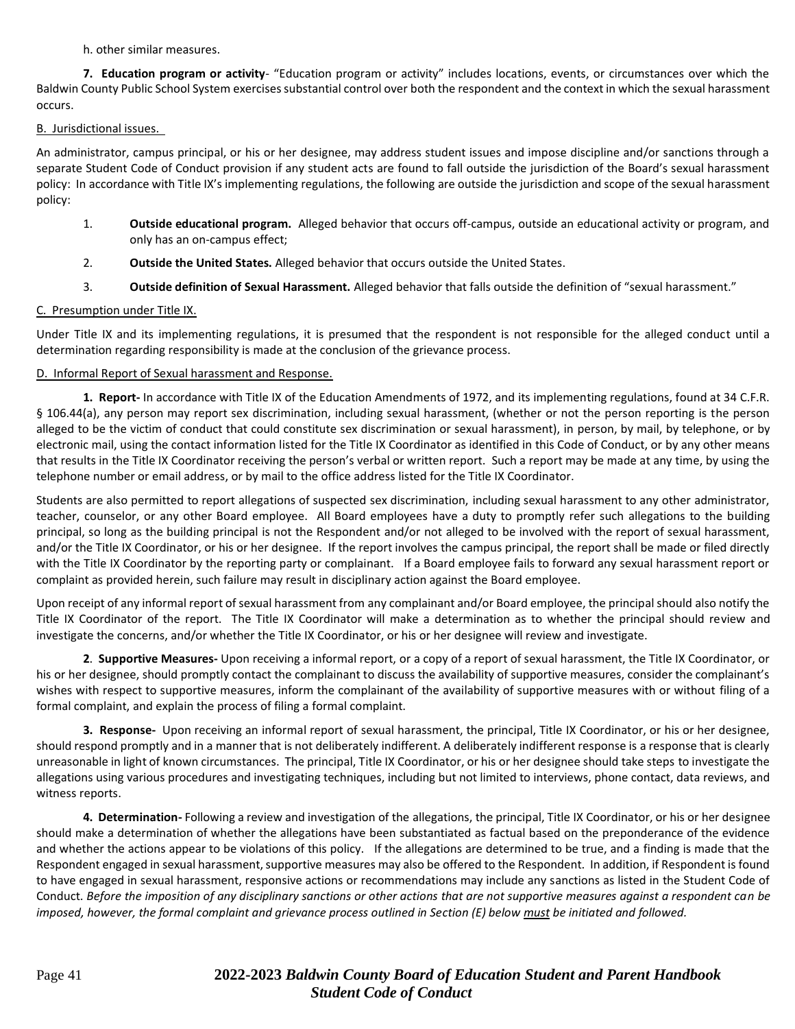h. other similar measures.

**7. Education program or activity**- “Education program or activity” includes locations, events, or circumstances over which the Baldwin County Public School System exercises substantial control over both the respondent and the context in which the sexual harassment occurs.

B. Jurisdictional issues.

An administrator, campus principal, or his or her designee, may address student issues and impose discipline and/or sanctions through a separate Student Code of Conduct provision if any student acts are found to fall outside the jurisdiction of the Board’s sexual harassment policy: In accordance with Title IX’s implementing regulations, the following are outside the jurisdiction and scope of the sexual harassment policy:

1. **Outside educational program.** Alleged behavior that occurs off-campus, outside an educational activity or program, and only has an on-campus effect;
2. **Outside the United States.** Alleged behavior that occurs outside the United States.
3. **Outside definition of Sexual Harassment.** Alleged behavior that falls outside the definition of “sexual harassment.”

C. Presumption under Title IX.

Under Title IX and its implementing regulations, it is presumed that the respondent is not responsible for the alleged conduct until a determination regarding responsibility is made at the conclusion of the grievance process.

D. Informal Report of Sexual harassment and Response.

**1. Report-** In accordance with Title IX of the Education Amendments of 1972, and its implementing regulations, found at 34 C.F.R. § 106.44(a), any person may report sex discrimination, including sexual harassment, (whether or not the person reporting is the person alleged to be the victim of conduct that could constitute sex discrimination or sexual harassment), in person, by mail, by telephone, or by electronic mail, using the contact information listed for the Title IX Coordinator as identified in this Code of Conduct, or by any other means that results in the Title IX Coordinator receiving the person’s verbal or written report. Such a report may be made at any time, by using the telephone number or email address, or by mail to the office address listed for the Title IX Coordinator.

Students are also permitted to report allegations of suspected sex discrimination, including sexual harassment to any other administrator, teacher, counselor, or any other Board employee. All Board employees have a duty to promptly refer such allegations to the building principal, so long as the building principal is not the Respondent and/or not alleged to be involved with the report of sexual harassment, and/or the Title IX Coordinator, or his or her designee. If the report involves the campus principal, the report shall be made or filed directly with the Title IX Coordinator by the reporting party or complainant. If a Board employee fails to forward any sexual harassment report or complaint as provided herein, such failure may result in disciplinary action against the Board employee.

Upon receipt of any informal report of sexual harassment from any complainant and/or Board employee, the principal should also notify the Title IX Coordinator of the report. The Title IX Coordinator will make a determination as to whether the principal should review and investigate the concerns, and/or whether the Title IX Coordinator, or his or her designee will review and investigate.

**2. Supportive Measures-** Upon receiving a informal report, or a copy of a report of sexual harassment, the Title IX Coordinator, or his or her designee, should promptly contact the complainant to discuss the availability of supportive measures, consider the complainant’s wishes with respect to supportive measures, inform the complainant of the availability of supportive measures with or without filing of a formal complaint, and explain the process of filing a formal complaint.

**3. Response-** Upon receiving an informal report of sexual harassment, the principal, Title IX Coordinator, or his or her designee, should respond promptly and in a manner that is not deliberately indifferent. A deliberately indifferent response is a response that is clearly unreasonable in light of known circumstances. The principal, Title IX Coordinator, or his or her designee should take steps to investigate the allegations using various procedures and investigating techniques, including but not limited to interviews, phone contact, data reviews, and witness reports.

**4. Determination-** Following a review and investigation of the allegations, the principal, Title IX Coordinator, or his or her designee should make a determination of whether the allegations have been substantiated as factual based on the preponderance of the evidence and whether the actions appear to be violations of this policy. If the allegations are determined to be true, and a finding is made that the Respondent engaged in sexual harassment, supportive measures may also be offered to the Respondent. In addition, if Respondent is found to have engaged in sexual harassment, responsive actions or recommendations may include any sanctions as listed in the Student Code of Conduct. *Before the imposition of any disciplinary sanctions or other actions that are not supportive measures against a respondent can be imposed, however, the formal complaint and grievance process outlined in Section (E) below must be initiated and followed.*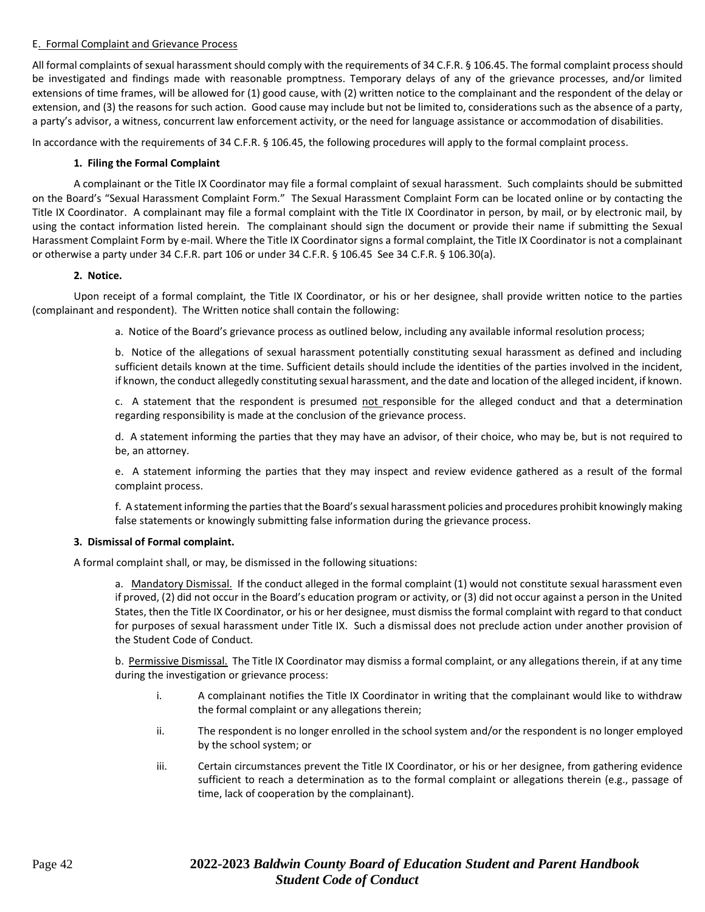E. Formal Complaint and Grievance Process

All formal complaints of sexual harassment should comply with the requirements of 34 C.F.R. § 106.45. The formal complaint process should be investigated and findings made with reasonable promptness. Temporary delays of any of the grievance processes, and/or limited extensions of time frames, will be allowed for (1) good cause, with (2) written notice to the complainant and the respondent of the delay or extension, and (3) the reasons for such action. Good cause may include but not be limited to, considerations such as the absence of a party, a party's advisor, a witness, concurrent law enforcement activity, or the need for language assistance or accommodation of disabilities.

In accordance with the requirements of 34 C.F.R. § 106.45, the following procedures will apply to the formal complaint process.

**1. Filing the Formal Complaint**

A complainant or the Title IX Coordinator may file a formal complaint of sexual harassment. Such complaints should be submitted on the Board's "Sexual Harassment Complaint Form." The Sexual Harassment Complaint Form can be located online or by contacting the Title IX Coordinator. A complainant may file a formal complaint with the Title IX Coordinator in person, by mail, or by electronic mail, by using the contact information listed herein. The complainant should sign the document or provide their name if submitting the Sexual Harassment Complaint Form by e-mail. Where the Title IX Coordinator signs a formal complaint, the Title IX Coordinator is not a complainant or otherwise a party under 34 C.F.R. part 106 or under 34 C.F.R. § 106.45 See 34 C.F.R. § 106.30(a).

**2. Notice.**

Upon receipt of a formal complaint, the Title IX Coordinator, or his or her designee, shall provide written notice to the parties (complainant and respondent). The Written notice shall contain the following:

a. Notice of the Board's grievance process as outlined below, including any available informal resolution process;

b. Notice of the allegations of sexual harassment potentially constituting sexual harassment as defined and including sufficient details known at the time. Sufficient details should include the identities of the parties involved in the incident, if known, the conduct allegedly constituting sexual harassment, and the date and location of the alleged incident, if known.

c. A statement that the respondent is presumed not responsible for the alleged conduct and that a determination regarding responsibility is made at the conclusion of the grievance process.

d. A statement informing the parties that they may have an advisor, of their choice, who may be, but is not required to be, an attorney.

e. A statement informing the parties that they may inspect and review evidence gathered as a result of the formal complaint process.

f. A statement informing the parties that the Board's sexual harassment policies and procedures prohibit knowingly making false statements or knowingly submitting false information during the grievance process.

**3. Dismissal of Formal complaint.**

A formal complaint shall, or may, be dismissed in the following situations:

a. Mandatory Dismissal. If the conduct alleged in the formal complaint (1) would not constitute sexual harassment even if proved, (2) did not occur in the Board's education program or activity, or (3) did not occur against a person in the United States, then the Title IX Coordinator, or his or her designee, must dismiss the formal complaint with regard to that conduct for purposes of sexual harassment under Title IX. Such a dismissal does not preclude action under another provision of the Student Code of Conduct.

b. Permissive Dismissal. The Title IX Coordinator may dismiss a formal complaint, or any allegations therein, if at any time during the investigation or grievance process:

i. A complainant notifies the Title IX Coordinator in writing that the complainant would like to withdraw the formal complaint or any allegations therein;

ii. The respondent is no longer enrolled in the school system and/or the respondent is no longer employed by the school system; or

iii. Certain circumstances prevent the Title IX Coordinator, or his or her designee, from gathering evidence sufficient to reach a determination as to the formal complaint or allegations therein (e.g., passage of time, lack of cooperation by the complainant).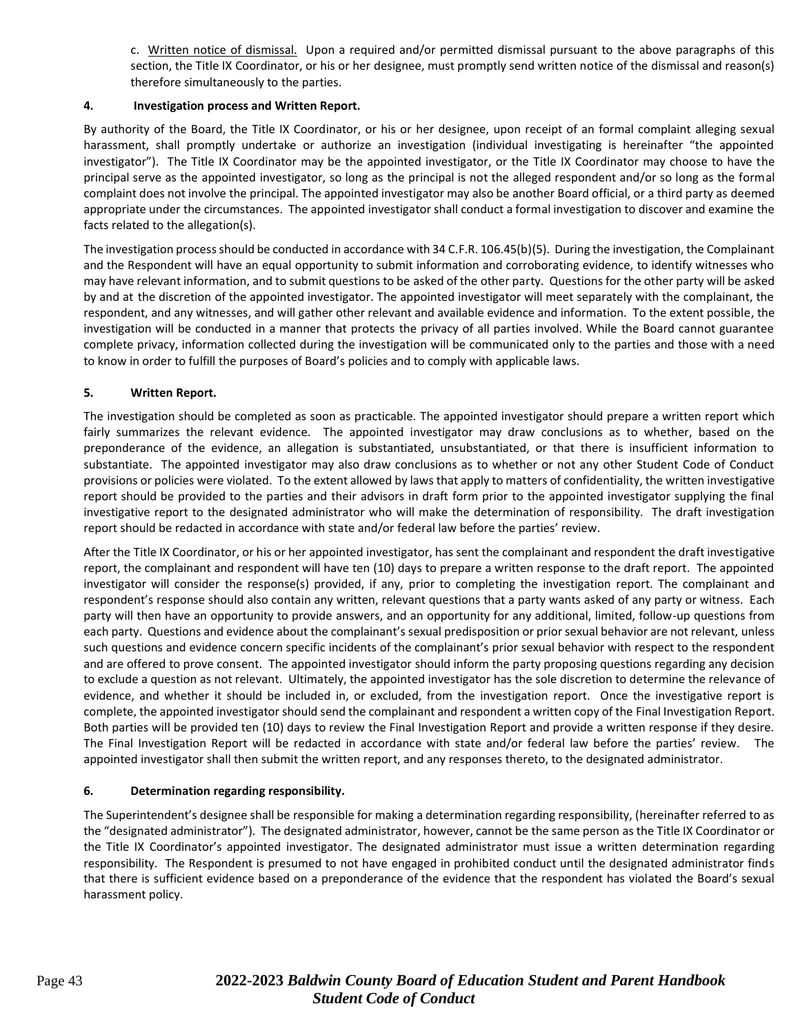c. Written notice of dismissal. Upon a required and/or permitted dismissal pursuant to the above paragraphs of this section, the Title IX Coordinator, or his or her designee, must promptly send written notice of the dismissal and reason(s) therefore simultaneously to the parties.

**4. Investigation process and Written Report.**

By authority of the Board, the Title IX Coordinator, or his or her designee, upon receipt of an formal complaint alleging sexual harassment, shall promptly undertake or authorize an investigation (individual investigating is hereinafter "the appointed investigator"). The Title IX Coordinator may be the appointed investigator, or the Title IX Coordinator may choose to have the principal serve as the appointed investigator, so long as the principal is not the alleged respondent and/or so long as the formal complaint does not involve the principal. The appointed investigator may also be another Board official, or a third party as deemed appropriate under the circumstances. The appointed investigator shall conduct a formal investigation to discover and examine the facts related to the allegation(s).

The investigation process should be conducted in accordance with 34 C.F.R. 106.45(b)(5). During the investigation, the Complainant and the Respondent will have an equal opportunity to submit information and corroborating evidence, to identify witnesses who may have relevant information, and to submit questions to be asked of the other party. Questions for the other party will be asked by and at the discretion of the appointed investigator. The appointed investigator will meet separately with the complainant, the respondent, and any witnesses, and will gather other relevant and available evidence and information. To the extent possible, the investigation will be conducted in a manner that protects the privacy of all parties involved. While the Board cannot guarantee complete privacy, information collected during the investigation will be communicated only to the parties and those with a need to know in order to fulfill the purposes of Board's policies and to comply with applicable laws.

**5. Written Report.**

The investigation should be completed as soon as practicable. The appointed investigator should prepare a written report which fairly summarizes the relevant evidence. The appointed investigator may draw conclusions as to whether, based on the preponderance of the evidence, an allegation is substantiated, unsubstantiated, or that there is insufficient information to substantiate. The appointed investigator may also draw conclusions as to whether or not any other Student Code of Conduct provisions or policies were violated. To the extent allowed by laws that apply to matters of confidentiality, the written investigative report should be provided to the parties and their advisors in draft form prior to the appointed investigator supplying the final investigative report to the designated administrator who will make the determination of responsibility. The draft investigation report should be redacted in accordance with state and/or federal law before the parties' review.

After the Title IX Coordinator, or his or her appointed investigator, has sent the complainant and respondent the draft investigative report, the complainant and respondent will have ten (10) days to prepare a written response to the draft report. The appointed investigator will consider the response(s) provided, if any, prior to completing the investigation report. The complainant and respondent's response should also contain any written, relevant questions that a party wants asked of any party or witness. Each party will then have an opportunity to provide answers, and an opportunity for any additional, limited, follow-up questions from each party. Questions and evidence about the complainant's sexual predisposition or prior sexual behavior are not relevant, unless such questions and evidence concern specific incidents of the complainant's prior sexual behavior with respect to the respondent and are offered to prove consent. The appointed investigator should inform the party proposing questions regarding any decision to exclude a question as not relevant. Ultimately, the appointed investigator has the sole discretion to determine the relevance of evidence, and whether it should be included in, or excluded, from the investigation report. Once the investigative report is complete, the appointed investigator should send the complainant and respondent a written copy of the Final Investigation Report. Both parties will be provided ten (10) days to review the Final Investigation Report and provide a written response if they desire. The Final Investigation Report will be redacted in accordance with state and/or federal law before the parties' review. The appointed investigator shall then submit the written report, and any responses thereto, to the designated administrator.

**6. Determination regarding responsibility.**

The Superintendent's designee shall be responsible for making a determination regarding responsibility, (hereinafter referred to as the "designated administrator"). The designated administrator, however, cannot be the same person as the Title IX Coordinator or the Title IX Coordinator's appointed investigator. The designated administrator must issue a written determination regarding responsibility. The Respondent is presumed to not have engaged in prohibited conduct until the designated administrator finds that there is sufficient evidence based on a preponderance of the evidence that the respondent has violated the Board's sexual harassment policy.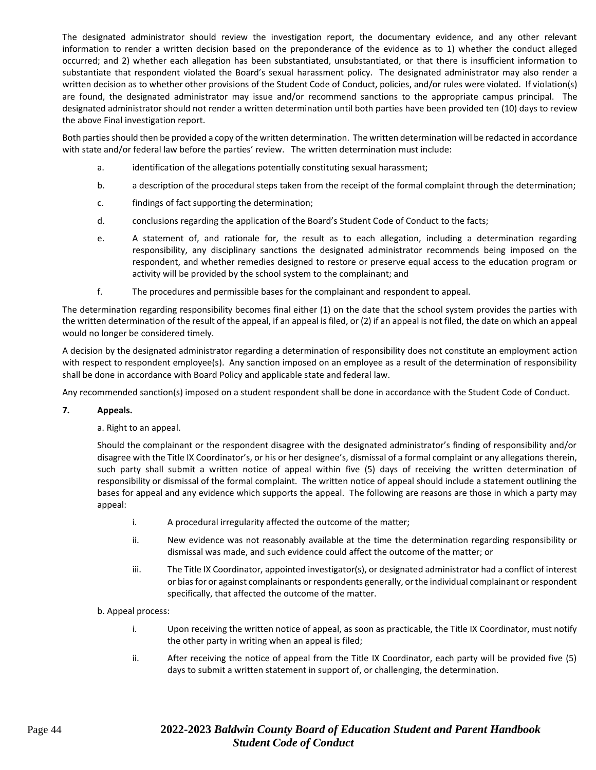The designated administrator should review the investigation report, the documentary evidence, and any other relevant information to render a written decision based on the preponderance of the evidence as to 1) whether the conduct alleged occurred; and 2) whether each allegation has been substantiated, unsubstantiated, or that there is insufficient information to substantiate that respondent violated the Board's sexual harassment policy. The designated administrator may also render a written decision as to whether other provisions of the Student Code of Conduct, policies, and/or rules were violated. If violation(s) are found, the designated administrator may issue and/or recommend sanctions to the appropriate campus principal. The designated administrator should not render a written determination until both parties have been provided ten (10) days to review the above Final investigation report.

Both parties should then be provided a copy of the written determination. The written determination will be redacted in accordance with state and/or federal law before the parties' review. The written determination must include:

a. identification of the allegations potentially constituting sexual harassment;

b. a description of the procedural steps taken from the receipt of the formal complaint through the determination;

c. findings of fact supporting the determination;

d. conclusions regarding the application of the Board's Student Code of Conduct to the facts;

e. A statement of, and rationale for, the result as to each allegation, including a determination regarding responsibility, any disciplinary sanctions the designated administrator recommends being imposed on the respondent, and whether remedies designed to restore or preserve equal access to the education program or activity will be provided by the school system to the complainant; and

f. The procedures and permissible bases for the complainant and respondent to appeal.

The determination regarding responsibility becomes final either (1) on the date that the school system provides the parties with the written determination of the result of the appeal, if an appeal is filed, or (2) if an appeal is not filed, the date on which an appeal would no longer be considered timely.

A decision by the designated administrator regarding a determination of responsibility does not constitute an employment action with respect to respondent employee(s). Any sanction imposed on an employee as a result of the determination of responsibility shall be done in accordance with Board Policy and applicable state and federal law.

Any recommended sanction(s) imposed on a student respondent shall be done in accordance with the Student Code of Conduct.

**7. Appeals.**

a. Right to an appeal.

Should the complainant or the respondent disagree with the designated administrator's finding of responsibility and/or disagree with the Title IX Coordinator's, or his or her designee's, dismissal of a formal complaint or any allegations therein, such party shall submit a written notice of appeal within five (5) days of receiving the written determination of responsibility or dismissal of the formal complaint. The written notice of appeal should include a statement outlining the bases for appeal and any evidence which supports the appeal. The following are reasons are those in which a party may appeal:

i. A procedural irregularity affected the outcome of the matter;

ii. New evidence was not reasonably available at the time the determination regarding responsibility or dismissal was made, and such evidence could affect the outcome of the matter; or

iii. The Title IX Coordinator, appointed investigator(s), or designated administrator had a conflict of interest or bias for or against complainants or respondents generally, or the individual complainant or respondent specifically, that affected the outcome of the matter.

b. Appeal process:

i. Upon receiving the written notice of appeal, as soon as practicable, the Title IX Coordinator, must notify the other party in writing when an appeal is filed;

ii. After receiving the notice of appeal from the Title IX Coordinator, each party will be provided five (5) days to submit a written statement in support of, or challenging, the determination.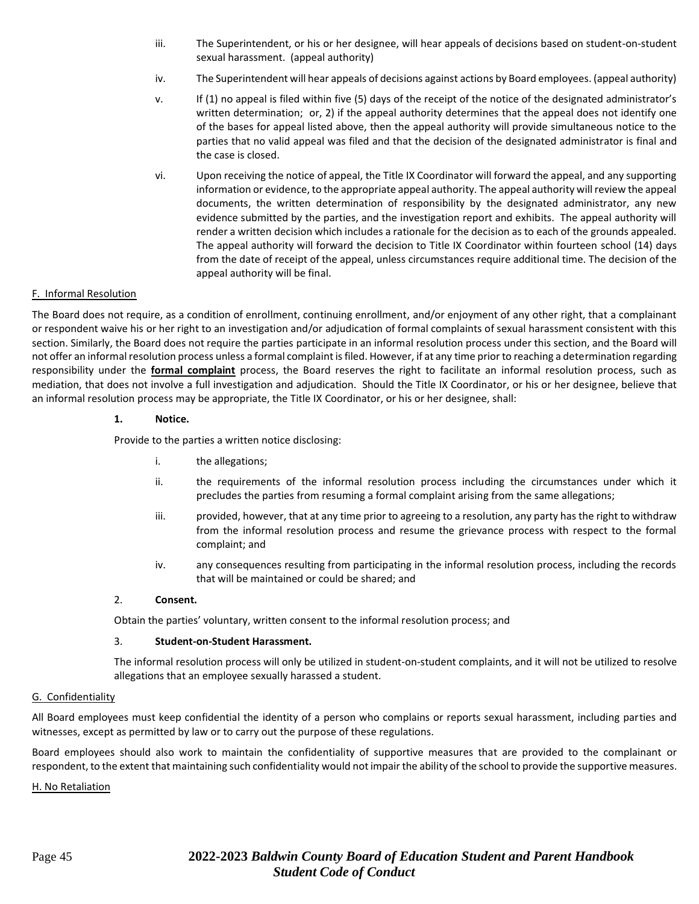iii. The Superintendent, or his or her designee, will hear appeals of decisions based on student-on-student sexual harassment. (appeal authority)

iv. The Superintendent will hear appeals of decisions against actions by Board employees. (appeal authority)

v. If (1) no appeal is filed within five (5) days of the receipt of the notice of the designated administrator's written determination; or, 2) if the appeal authority determines that the appeal does not identify one of the bases for appeal listed above, then the appeal authority will provide simultaneous notice to the parties that no valid appeal was filed and that the decision of the designated administrator is final and the case is closed.

vi. Upon receiving the notice of appeal, the Title IX Coordinator will forward the appeal, and any supporting information or evidence, to the appropriate appeal authority. The appeal authority will review the appeal documents, the written determination of responsibility by the designated administrator, any new evidence submitted by the parties, and the investigation report and exhibits. The appeal authority will render a written decision which includes a rationale for the decision as to each of the grounds appealed. The appeal authority will forward the decision to Title IX Coordinator within fourteen school (14) days from the date of receipt of the appeal, unless circumstances require additional time. The decision of the appeal authority will be final.

F. Informal Resolution

The Board does not require, as a condition of enrollment, continuing enrollment, and/or enjoyment of any other right, that a complainant or respondent waive his or her right to an investigation and/or adjudication of formal complaints of sexual harassment consistent with this section. Similarly, the Board does not require the parties participate in an informal resolution process under this section, and the Board will not offer an informal resolution process unless a formal complaint is filed. However, if at any time prior to reaching a determination regarding responsibility under the **formal complaint** process, the Board reserves the right to facilitate an informal resolution process, such as mediation, that does not involve a full investigation and adjudication. Should the Title IX Coordinator, or his or her designee, believe that an informal resolution process may be appropriate, the Title IX Coordinator, or his or her designee, shall:

**1. Notice.**

Provide to the parties a written notice disclosing:

i. the allegations;

ii. the requirements of the informal resolution process including the circumstances under which it precludes the parties from resuming a formal complaint arising from the same allegations;

iii. provided, however, that at any time prior to agreeing to a resolution, any party has the right to withdraw from the informal resolution process and resume the grievance process with respect to the formal complaint; and

iv. any consequences resulting from participating in the informal resolution process, including the records that will be maintained or could be shared; and

2. **Consent.**

Obtain the parties' voluntary, written consent to the informal resolution process; and

3. **Student-on-Student Harassment.**

The informal resolution process will only be utilized in student-on-student complaints, and it will not be utilized to resolve allegations that an employee sexually harassed a student.

G. Confidentiality

All Board employees must keep confidential the identity of a person who complains or reports sexual harassment, including parties and witnesses, except as permitted by law or to carry out the purpose of these regulations.

Board employees should also work to maintain the confidentiality of supportive measures that are provided to the complainant or respondent, to the extent that maintaining such confidentiality would not impair the ability of the school to provide the supportive measures.

H. No Retaliation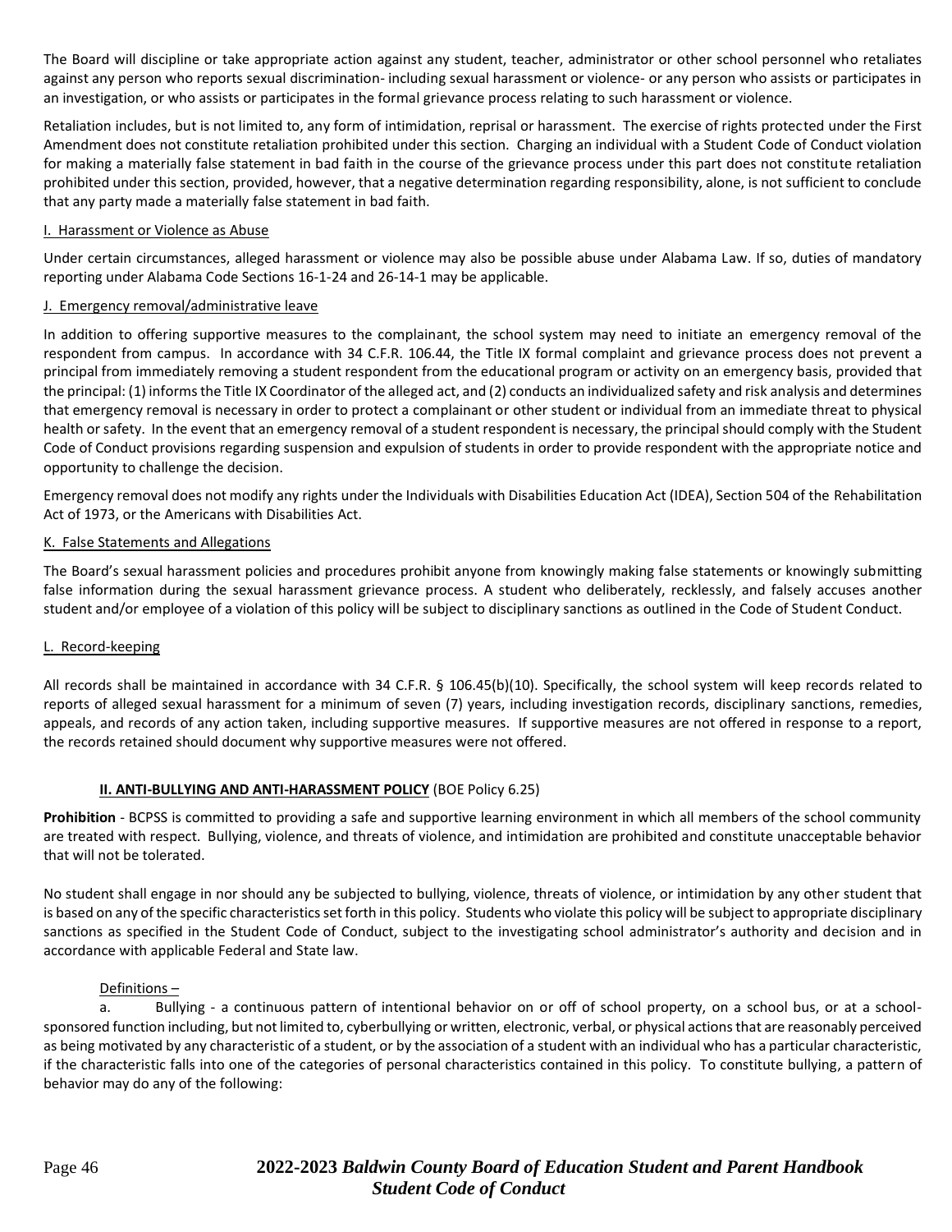The Board will discipline or take appropriate action against any student, teacher, administrator or other school personnel who retaliates against any person who reports sexual discrimination- including sexual harassment or violence- or any person who assists or participates in an investigation, or who assists or participates in the formal grievance process relating to such harassment or violence.

Retaliation includes, but is not limited to, any form of intimidation, reprisal or harassment. The exercise of rights protected under the First Amendment does not constitute retaliation prohibited under this section. Charging an individual with a Student Code of Conduct violation for making a materially false statement in bad faith in the course of the grievance process under this part does not constitute retaliation prohibited under this section, provided, however, that a negative determination regarding responsibility, alone, is not sufficient to conclude that any party made a materially false statement in bad faith.

I. Harassment or Violence as Abuse

Under certain circumstances, alleged harassment or violence may also be possible abuse under Alabama Law. If so, duties of mandatory reporting under Alabama Code Sections 16-1-24 and 26-14-1 may be applicable.

J. Emergency removal/administrative leave

In addition to offering supportive measures to the complainant, the school system may need to initiate an emergency removal of the respondent from campus. In accordance with 34 C.F.R. 106.44, the Title IX formal complaint and grievance process does not prevent a principal from immediately removing a student respondent from the educational program or activity on an emergency basis, provided that the principal: (1) informs the Title IX Coordinator of the alleged act, and (2) conducts an individualized safety and risk analysis and determines that emergency removal is necessary in order to protect a complainant or other student or individual from an immediate threat to physical health or safety. In the event that an emergency removal of a student respondent is necessary, the principal should comply with the Student Code of Conduct provisions regarding suspension and expulsion of students in order to provide respondent with the appropriate notice and opportunity to challenge the decision.

Emergency removal does not modify any rights under the Individuals with Disabilities Education Act (IDEA), Section 504 of the Rehabilitation Act of 1973, or the Americans with Disabilities Act.

K. False Statements and Allegations

The Board's sexual harassment policies and procedures prohibit anyone from knowingly making false statements or knowingly submitting false information during the sexual harassment grievance process. A student who deliberately, recklessly, and falsely accuses another student and/or employee of a violation of this policy will be subject to disciplinary sanctions as outlined in the Code of Student Conduct.

L. Record-keeping

All records shall be maintained in accordance with 34 C.F.R. § 106.45(b)(10). Specifically, the school system will keep records related to reports of alleged sexual harassment for a minimum of seven (7) years, including investigation records, disciplinary sanctions, remedies, appeals, and records of any action taken, including supportive measures. If supportive measures are not offered in response to a report, the records retained should document why supportive measures were not offered.

## II. ANTI-BULLYING AND ANTI-HARASSMENT POLICY (BOE Policy 6.25)

**Prohibition** - BCPSS is committed to providing a safe and supportive learning environment in which all members of the school community are treated with respect. Bullying, violence, and threats of violence, and intimidation are prohibited and constitute unacceptable behavior that will not be tolerated.

No student shall engage in nor should any be subjected to bullying, violence, threats of violence, or intimidation by any other student that is based on any of the specific characteristics set forth in this policy. Students who violate this policy will be subject to appropriate disciplinary sanctions as specified in the Student Code of Conduct, subject to the investigating school administrator's authority and decision and in accordance with applicable Federal and State law.

Definitions –

a. Bullying - a continuous pattern of intentional behavior on or off of school property, on a school bus, or at a school-sponsored function including, but not limited to, cyberbullying or written, electronic, verbal, or physical actions that are reasonably perceived as being motivated by any characteristic of a student, or by the association of a student with an individual who has a particular characteristic, if the characteristic falls into one of the categories of personal characteristics contained in this policy. To constitute bullying, a pattern of behavior may do any of the following: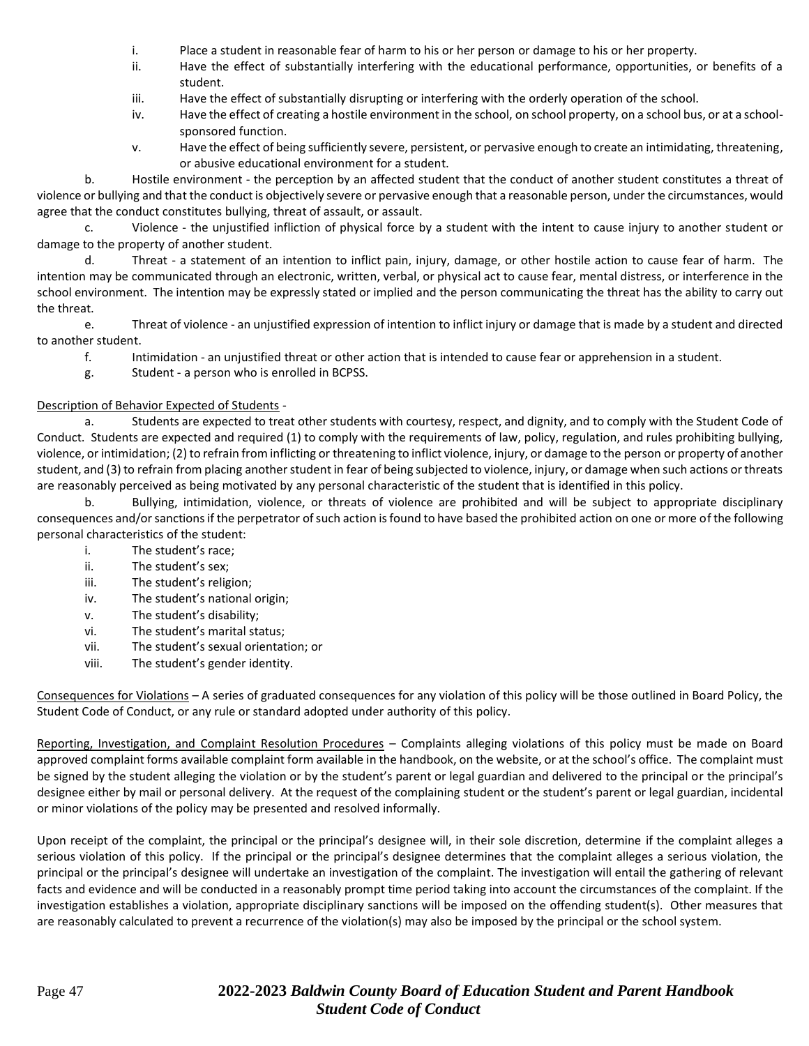i. Place a student in reasonable fear of harm to his or her person or damage to his or her property.

ii. Have the effect of substantially interfering with the educational performance, opportunities, or benefits of a student.

iii. Have the effect of substantially disrupting or interfering with the orderly operation of the school.

iv. Have the effect of creating a hostile environment in the school, on school property, on a school bus, or at a school-sponsored function.

v. Have the effect of being sufficiently severe, persistent, or pervasive enough to create an intimidating, threatening, or abusive educational environment for a student.

b. Hostile environment - the perception by an affected student that the conduct of another student constitutes a threat of violence or bullying and that the conduct is objectively severe or pervasive enough that a reasonable person, under the circumstances, would agree that the conduct constitutes bullying, threat of assault, or assault.

c. Violence - the unjustified infliction of physical force by a student with the intent to cause injury to another student or damage to the property of another student.

d. Threat - a statement of an intention to inflict pain, injury, damage, or other hostile action to cause fear of harm. The intention may be communicated through an electronic, written, verbal, or physical act to cause fear, mental distress, or interference in the school environment. The intention may be expressly stated or implied and the person communicating the threat has the ability to carry out the threat.

e. Threat of violence - an unjustified expression of intention to inflict injury or damage that is made by a student and directed to another student.

f. Intimidation - an unjustified threat or other action that is intended to cause fear or apprehension in a student.

g. Student - a person who is enrolled in BCPSS.

<u>Description of Behavior Expected of Students</u> -

a. Students are expected to treat other students with courtesy, respect, and dignity, and to comply with the Student Code of Conduct. Students are expected and required (1) to comply with the requirements of law, policy, regulation, and rules prohibiting bullying, violence, or intimidation; (2) to refrain from inflicting or threatening to inflict violence, injury, or damage to the person or property of another student, and (3) to refrain from placing another student in fear of being subjected to violence, injury, or damage when such actions or threats are reasonably perceived as being motivated by any personal characteristic of the student that is identified in this policy.

b. Bullying, intimidation, violence, or threats of violence are prohibited and will be subject to appropriate disciplinary consequences and/or sanctions if the perpetrator of such action is found to have based the prohibited action on one or more of the following personal characteristics of the student:

i. The student's race;

ii. The student's sex;

iii. The student's religion;

iv. The student's national origin;

v. The student's disability;

vi. The student's marital status;

vii. The student's sexual orientation; or

viii. The student's gender identity.

<u>Consequences for Violations</u> – A series of graduated consequences for any violation of this policy will be those outlined in Board Policy, the Student Code of Conduct, or any rule or standard adopted under authority of this policy.

<u>Reporting, Investigation, and Complaint Resolution Procedures</u> – Complaints alleging violations of this policy must be made on Board approved complaint forms available complaint form available in the handbook, on the website, or at the school's office. The complaint must be signed by the student alleging the violation or by the student's parent or legal guardian and delivered to the principal or the principal's designee either by mail or personal delivery. At the request of the complaining student or the student's parent or legal guardian, incidental or minor violations of the policy may be presented and resolved informally.

Upon receipt of the complaint, the principal or the principal's designee will, in their sole discretion, determine if the complaint alleges a serious violation of this policy. If the principal or the principal's designee determines that the complaint alleges a serious violation, the principal or the principal's designee will undertake an investigation of the complaint. The investigation will entail the gathering of relevant facts and evidence and will be conducted in a reasonably prompt time period taking into account the circumstances of the complaint. If the investigation establishes a violation, appropriate disciplinary sanctions will be imposed on the offending student(s). Other measures that are reasonably calculated to prevent a recurrence of the violation(s) may also be imposed by the principal or the school system.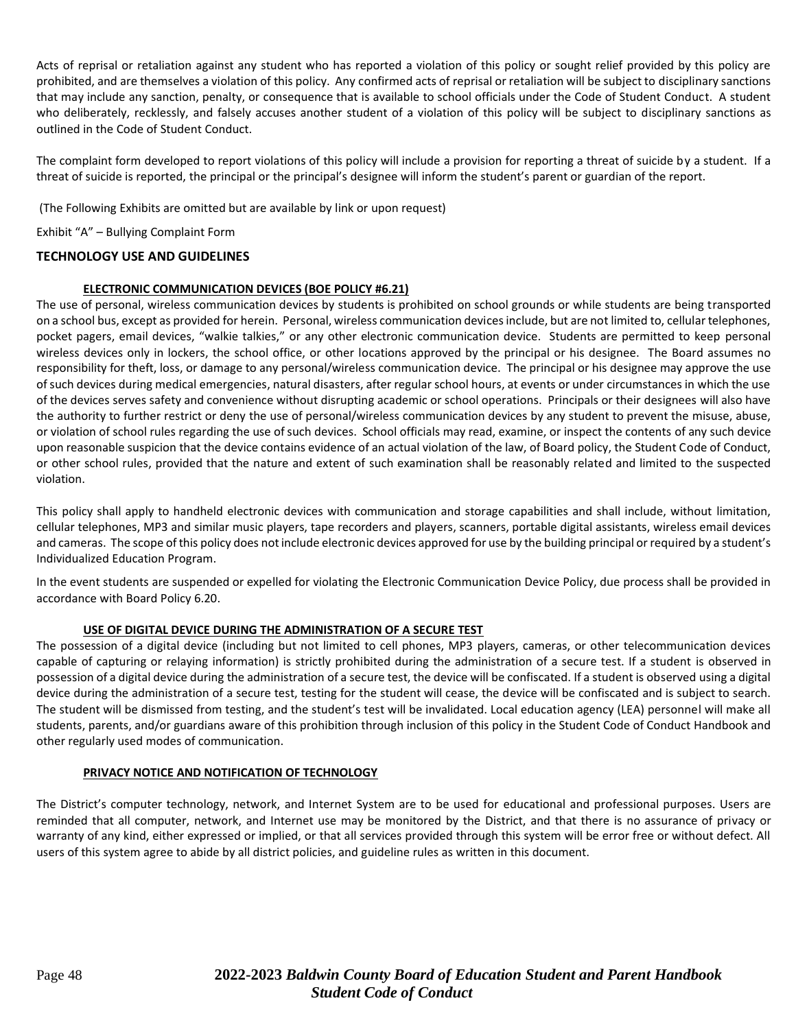Acts of reprisal or retaliation against any student who has reported a violation of this policy or sought relief provided by this policy are prohibited, and are themselves a violation of this policy. Any confirmed acts of reprisal or retaliation will be subject to disciplinary sanctions that may include any sanction, penalty, or consequence that is available to school officials under the Code of Student Conduct. A student who deliberately, recklessly, and falsely accuses another student of a violation of this policy will be subject to disciplinary sanctions as outlined in the Code of Student Conduct.

The complaint form developed to report violations of this policy will include a provision for reporting a threat of suicide by a student. If a threat of suicide is reported, the principal or the principal's designee will inform the student's parent or guardian of the report.

(The Following Exhibits are omitted but are available by link or upon request)

Exhibit "A" – Bullying Complaint Form

## TECHNOLOGY USE AND GUIDELINES

### ELECTRONIC COMMUNICATION DEVICES (BOE POLICY #6.21)

The use of personal, wireless communication devices by students is prohibited on school grounds or while students are being transported on a school bus, except as provided for herein. Personal, wireless communication devices include, but are not limited to, cellular telephones, pocket pagers, email devices, "walkie talkies," or any other electronic communication device. Students are permitted to keep personal wireless devices only in lockers, the school office, or other locations approved by the principal or his designee. The Board assumes no responsibility for theft, loss, or damage to any personal/wireless communication device. The principal or his designee may approve the use of such devices during medical emergencies, natural disasters, after regular school hours, at events or under circumstances in which the use of the devices serves safety and convenience without disrupting academic or school operations. Principals or their designees will also have the authority to further restrict or deny the use of personal/wireless communication devices by any student to prevent the misuse, abuse, or violation of school rules regarding the use of such devices. School officials may read, examine, or inspect the contents of any such device upon reasonable suspicion that the device contains evidence of an actual violation of the law, of Board policy, the Student Code of Conduct, or other school rules, provided that the nature and extent of such examination shall be reasonably related and limited to the suspected violation.

This policy shall apply to handheld electronic devices with communication and storage capabilities and shall include, without limitation, cellular telephones, MP3 and similar music players, tape recorders and players, scanners, portable digital assistants, wireless email devices and cameras. The scope of this policy does not include electronic devices approved for use by the building principal or required by a student's Individualized Education Program.

In the event students are suspended or expelled for violating the Electronic Communication Device Policy, due process shall be provided in accordance with Board Policy 6.20.

### USE OF DIGITAL DEVICE DURING THE ADMINISTRATION OF A SECURE TEST

The possession of a digital device (including but not limited to cell phones, MP3 players, cameras, or other telecommunication devices capable of capturing or relaying information) is strictly prohibited during the administration of a secure test. If a student is observed in possession of a digital device during the administration of a secure test, the device will be confiscated. If a student is observed using a digital device during the administration of a secure test, testing for the student will cease, the device will be confiscated and is subject to search. The student will be dismissed from testing, and the student's test will be invalidated. Local education agency (LEA) personnel will make all students, parents, and/or guardians aware of this prohibition through inclusion of this policy in the Student Code of Conduct Handbook and other regularly used modes of communication.

### PRIVACY NOTICE AND NOTIFICATION OF TECHNOLOGY

The District's computer technology, network, and Internet System are to be used for educational and professional purposes. Users are reminded that all computer, network, and Internet use may be monitored by the District, and that there is no assurance of privacy or warranty of any kind, either expressed or implied, or that all services provided through this system will be error free or without defect. All users of this system agree to abide by all district policies, and guideline rules as written in this document.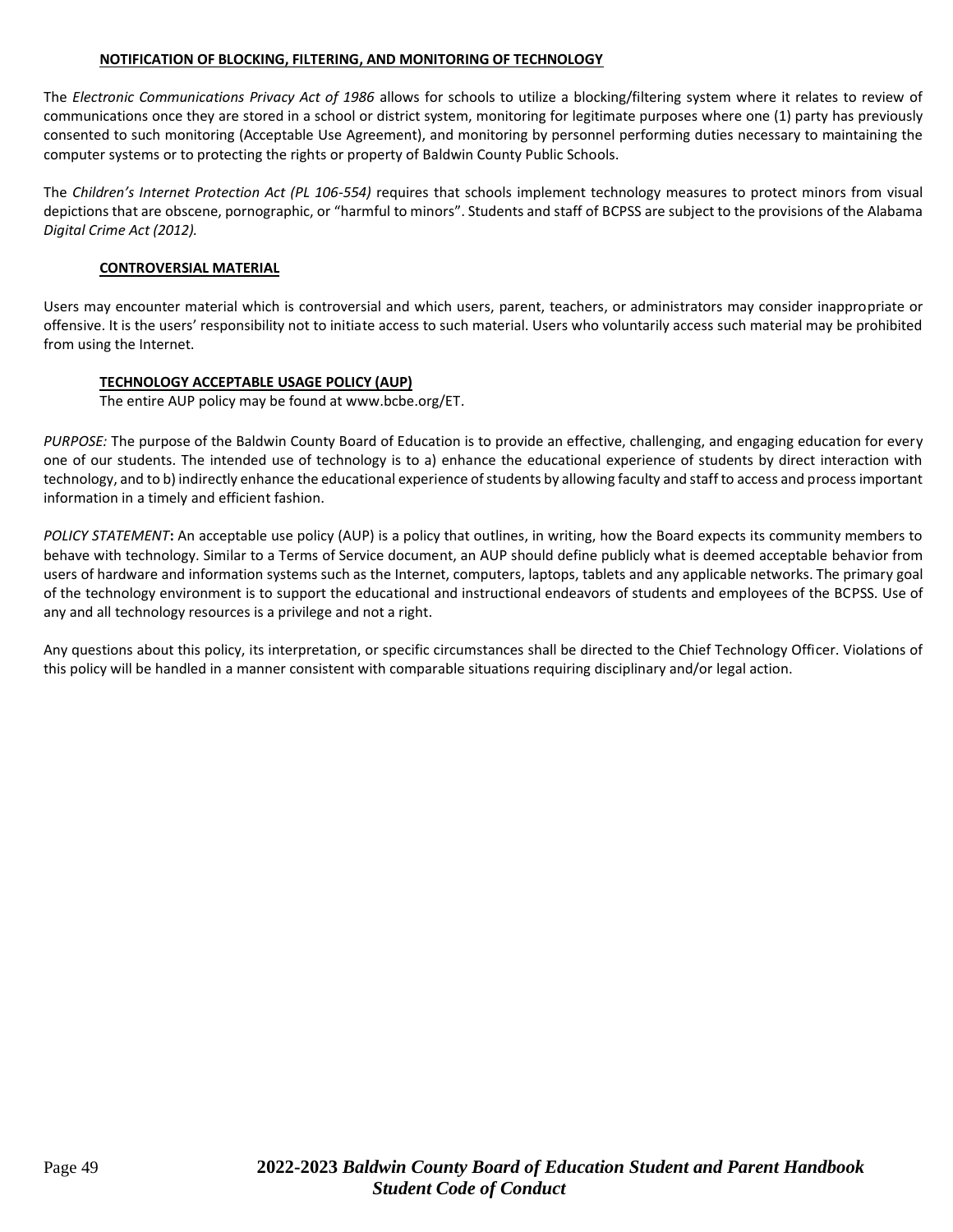### NOTIFICATION OF BLOCKING, FILTERING, AND MONITORING OF TECHNOLOGY

The *Electronic Communications Privacy Act of 1986* allows for schools to utilize a blocking/filtering system where it relates to review of communications once they are stored in a school or district system, monitoring for legitimate purposes where one (1) party has previously consented to such monitoring (Acceptable Use Agreement), and monitoring by personnel performing duties necessary to maintaining the computer systems or to protecting the rights or property of Baldwin County Public Schools.

The *Children's Internet Protection Act (PL 106-554)* requires that schools implement technology measures to protect minors from visual depictions that are obscene, pornographic, or "harmful to minors". Students and staff of BCPSS are subject to the provisions of the Alabama *Digital Crime Act (2012).*

### CONTROVERSIAL MATERIAL

Users may encounter material which is controversial and which users, parent, teachers, or administrators may consider inappropriate or offensive. It is the users' responsibility not to initiate access to such material. Users who voluntarily access such material may be prohibited from using the Internet.

### TECHNOLOGY ACCEPTABLE USAGE POLICY (AUP)

The entire AUP policy may be found at www.bcbe.org/ET.

*PURPOSE:* The purpose of the Baldwin County Board of Education is to provide an effective, challenging, and engaging education for every one of our students. The intended use of technology is to a) enhance the educational experience of students by direct interaction with technology, and to b) indirectly enhance the educational experience of students by allowing faculty and staff to access and process important information in a timely and efficient fashion.

*POLICY STATEMENT*: An acceptable use policy (AUP) is a policy that outlines, in writing, how the Board expects its community members to behave with technology. Similar to a Terms of Service document, an AUP should define publicly what is deemed acceptable behavior from users of hardware and information systems such as the Internet, computers, laptops, tablets and any applicable networks. The primary goal of the technology environment is to support the educational and instructional endeavors of students and employees of the BCPSS. Use of any and all technology resources is a privilege and not a right.

Any questions about this policy, its interpretation, or specific circumstances shall be directed to the Chief Technology Officer. Violations of this policy will be handled in a manner consistent with comparable situations requiring disciplinary and/or legal action.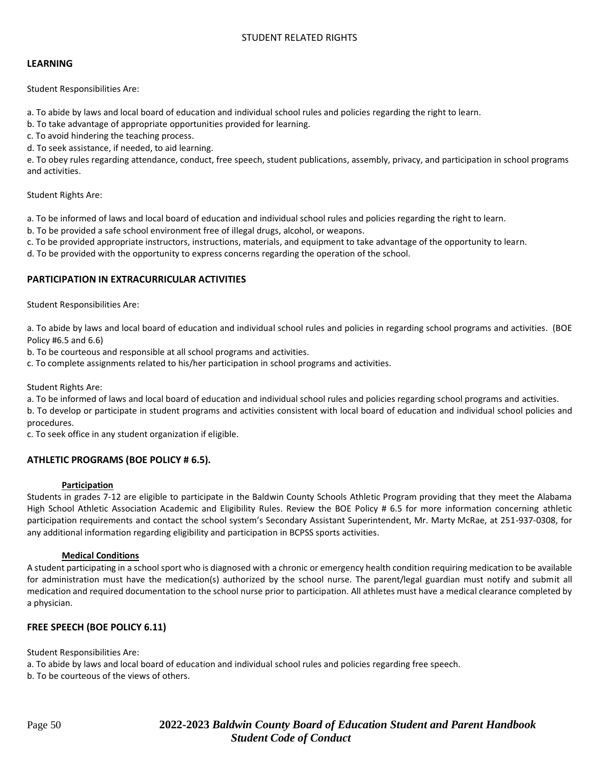STUDENT RELATED RIGHTS

## LEARNING

Student Responsibilities Are:

a. To abide by laws and local board of education and individual school rules and policies regarding the right to learn.
b. To take advantage of appropriate opportunities provided for learning.
c. To avoid hindering the teaching process.
d. To seek assistance, if needed, to aid learning.
e. To obey rules regarding attendance, conduct, free speech, student publications, assembly, privacy, and participation in school programs and activities.

Student Rights Are:

a. To be informed of laws and local board of education and individual school rules and policies regarding the right to learn.
b. To be provided a safe school environment free of illegal drugs, alcohol, or weapons.
c. To be provided appropriate instructors, instructions, materials, and equipment to take advantage of the opportunity to learn.
d. To be provided with the opportunity to express concerns regarding the operation of the school.

## PARTICIPATION IN EXTRACURRICULAR ACTIVITIES

Student Responsibilities Are:

a. To abide by laws and local board of education and individual school rules and policies in regarding school programs and activities. (BOE Policy #6.5 and 6.6)
b. To be courteous and responsible at all school programs and activities.
c. To complete assignments related to his/her participation in school programs and activities.

Student Rights Are:
a. To be informed of laws and local board of education and individual school rules and policies regarding school programs and activities.
b. To develop or participate in student programs and activities consistent with local board of education and individual school policies and procedures.
c. To seek office in any student organization if eligible.

## ATHLETIC PROGRAMS (BOE POLICY # 6.5).

### Participation

Students in grades 7-12 are eligible to participate in the Baldwin County Schools Athletic Program providing that they meet the Alabama High School Athletic Association Academic and Eligibility Rules. Review the BOE Policy # 6.5 for more information concerning athletic participation requirements and contact the school system's Secondary Assistant Superintendent, Mr. Marty McRae, at 251-937-0308, for any additional information regarding eligibility and participation in BCPSS sports activities.

### Medical Conditions

A student participating in a school sport who is diagnosed with a chronic or emergency health condition requiring medication to be available for administration must have the medication(s) authorized by the school nurse. The parent/legal guardian must notify and submit all medication and required documentation to the school nurse prior to participation. All athletes must have a medical clearance completed by a physician.

## FREE SPEECH (BOE POLICY 6.11)

Student Responsibilities Are:
a. To abide by laws and local board of education and individual school rules and policies regarding free speech.
b. To be courteous of the views of others.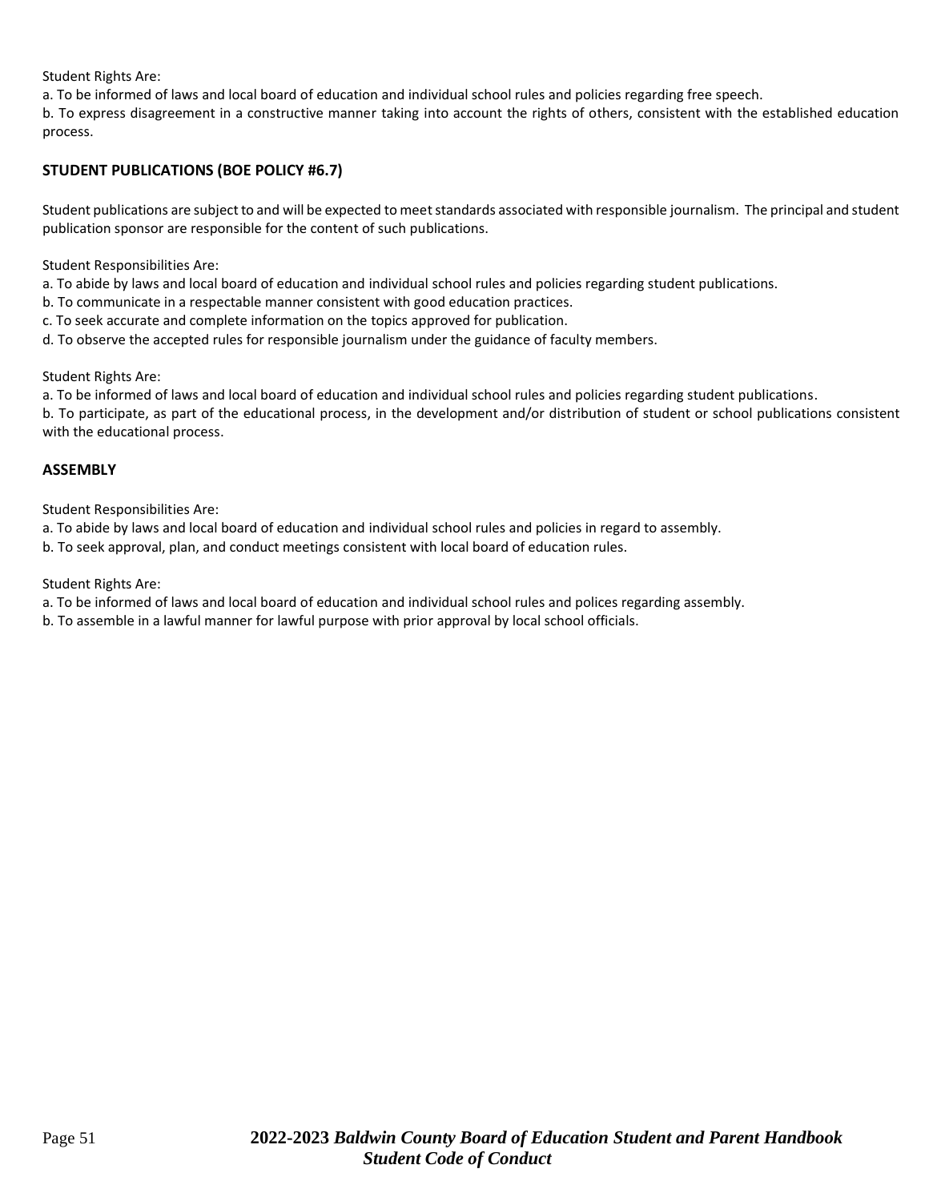Student Rights Are:

a. To be informed of laws and local board of education and individual school rules and policies regarding free speech.

b. To express disagreement in a constructive manner taking into account the rights of others, consistent with the established education process.

### STUDENT PUBLICATIONS (BOE POLICY #6.7)

Student publications are subject to and will be expected to meet standards associated with responsible journalism. The principal and student publication sponsor are responsible for the content of such publications.

Student Responsibilities Are:

a. To abide by laws and local board of education and individual school rules and policies regarding student publications.

b. To communicate in a respectable manner consistent with good education practices.

c. To seek accurate and complete information on the topics approved for publication.

d. To observe the accepted rules for responsible journalism under the guidance of faculty members.

Student Rights Are:

a. To be informed of laws and local board of education and individual school rules and policies regarding student publications.

b. To participate, as part of the educational process, in the development and/or distribution of student or school publications consistent with the educational process.

### ASSEMBLY

Student Responsibilities Are:

a. To abide by laws and local board of education and individual school rules and policies in regard to assembly.

b. To seek approval, plan, and conduct meetings consistent with local board of education rules.

Student Rights Are:

a. To be informed of laws and local board of education and individual school rules and polices regarding assembly.

b. To assemble in a lawful manner for lawful purpose with prior approval by local school officials.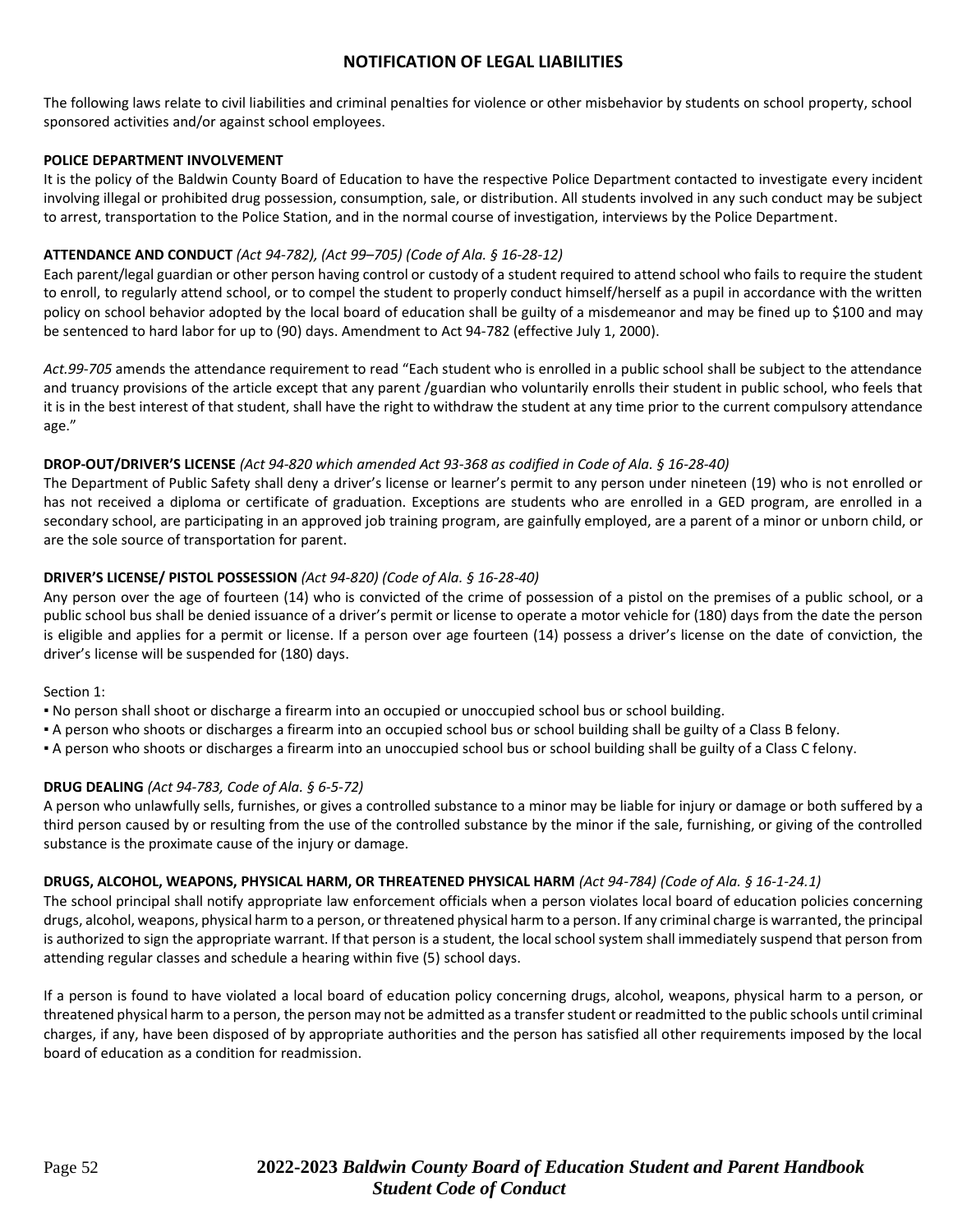## NOTIFICATION OF LEGAL LIABILITIES

The following laws relate to civil liabilities and criminal penalties for violence or other misbehavior by students on school property, school sponsored activities and/or against school employees.

**POLICE DEPARTMENT INVOLVEMENT**
It is the policy of the Baldwin County Board of Education to have the respective Police Department contacted to investigate every incident involving illegal or prohibited drug possession, consumption, sale, or distribution. All students involved in any such conduct may be subject to arrest, transportation to the Police Station, and in the normal course of investigation, interviews by the Police Department.

**ATTENDANCE AND CONDUCT** *(Act 94-782), (Act 99–705) (Code of Ala. § 16-28-12)*
Each parent/legal guardian or other person having control or custody of a student required to attend school who fails to require the student to enroll, to regularly attend school, or to compel the student to properly conduct himself/herself as a pupil in accordance with the written policy on school behavior adopted by the local board of education shall be guilty of a misdemeanor and may be fined up to $100 and may be sentenced to hard labor for up to (90) days. Amendment to Act 94-782 (effective July 1, 2000).

*Act.99-705* amends the attendance requirement to read "Each student who is enrolled in a public school shall be subject to the attendance and truancy provisions of the article except that any parent /guardian who voluntarily enrolls their student in public school, who feels that it is in the best interest of that student, shall have the right to withdraw the student at any time prior to the current compulsory attendance age."

**DROP-OUT/DRIVER'S LICENSE** *(Act 94-820 which amended Act 93-368 as codified in Code of Ala. § 16-28-40)*
The Department of Public Safety shall deny a driver's license or learner's permit to any person under nineteen (19) who is not enrolled or has not received a diploma or certificate of graduation. Exceptions are students who are enrolled in a GED program, are enrolled in a secondary school, are participating in an approved job training program, are gainfully employed, are a parent of a minor or unborn child, or are the sole source of transportation for parent.

**DRIVER'S LICENSE/ PISTOL POSSESSION** *(Act 94-820) (Code of Ala. § 16-28-40)*
Any person over the age of fourteen (14) who is convicted of the crime of possession of a pistol on the premises of a public school, or a public school bus shall be denied issuance of a driver's permit or license to operate a motor vehicle for (180) days from the date the person is eligible and applies for a permit or license. If a person over age fourteen (14) possess a driver's license on the date of conviction, the driver's license will be suspended for (180) days.

Section 1:

- No person shall shoot or discharge a firearm into an occupied or unoccupied school bus or school building.
- A person who shoots or discharges a firearm into an occupied school bus or school building shall be guilty of a Class B felony.
- A person who shoots or discharges a firearm into an unoccupied school bus or school building shall be guilty of a Class C felony.

**DRUG DEALING** *(Act 94-783, Code of Ala. § 6-5-72)*
A person who unlawfully sells, furnishes, or gives a controlled substance to a minor may be liable for injury or damage or both suffered by a third person caused by or resulting from the use of the controlled substance by the minor if the sale, furnishing, or giving of the controlled substance is the proximate cause of the injury or damage.

**DRUGS, ALCOHOL, WEAPONS, PHYSICAL HARM, OR THREATENED PHYSICAL HARM** *(Act 94-784) (Code of Ala. § 16-1-24.1)*
The school principal shall notify appropriate law enforcement officials when a person violates local board of education policies concerning drugs, alcohol, weapons, physical harm to a person, or threatened physical harm to a person. If any criminal charge is warranted, the principal is authorized to sign the appropriate warrant. If that person is a student, the local school system shall immediately suspend that person from attending regular classes and schedule a hearing within five (5) school days.

If a person is found to have violated a local board of education policy concerning drugs, alcohol, weapons, physical harm to a person, or threatened physical harm to a person, the person may not be admitted as a transfer student or readmitted to the public schools until criminal charges, if any, have been disposed of by appropriate authorities and the person has satisfied all other requirements imposed by the local board of education as a condition for readmission.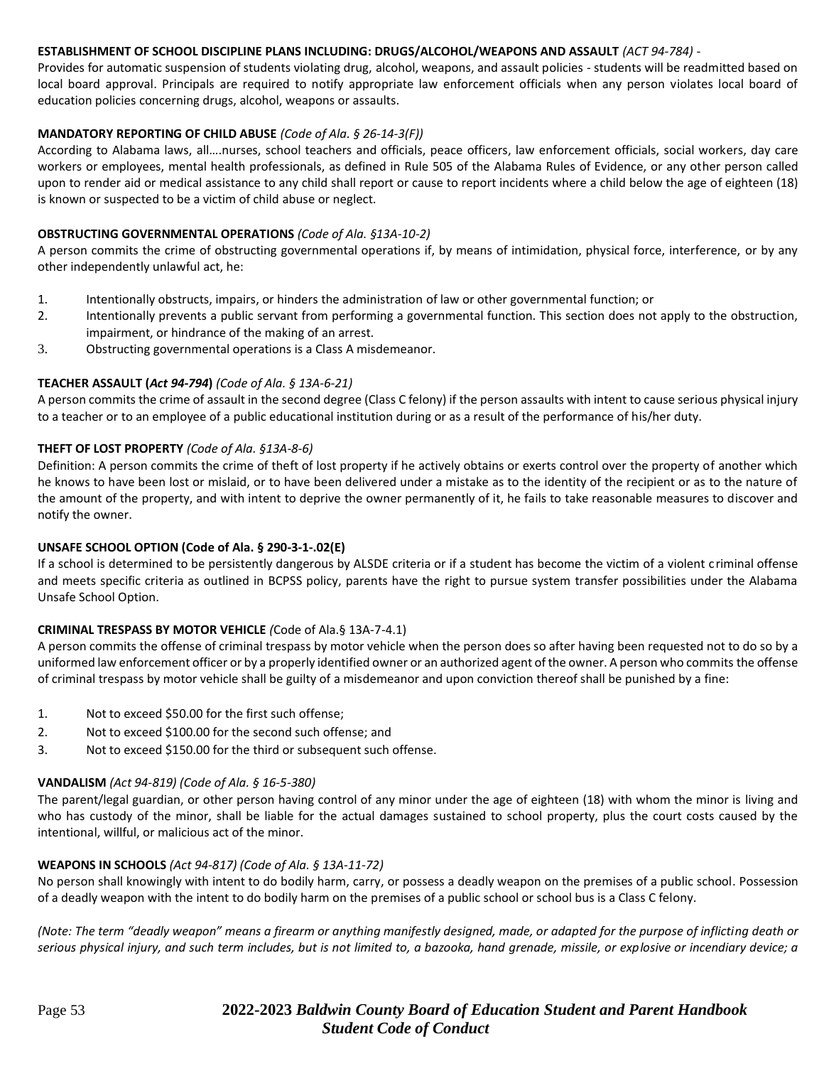**ESTABLISHMENT OF SCHOOL DISCIPLINE PLANS INCLUDING: DRUGS/ALCOHOL/WEAPONS AND ASSAULT** *(ACT 94-784)* -
Provides for automatic suspension of students violating drug, alcohol, weapons, and assault policies - students will be readmitted based on local board approval. Principals are required to notify appropriate law enforcement officials when any person violates local board of education policies concerning drugs, alcohol, weapons or assaults.

**MANDATORY REPORTING OF CHILD ABUSE** *(Code of Ala. § 26-14-3(F))*
According to Alabama laws, all….nurses, school teachers and officials, peace officers, law enforcement officials, social workers, day care workers or employees, mental health professionals, as defined in Rule 505 of the Alabama Rules of Evidence, or any other person called upon to render aid or medical assistance to any child shall report or cause to report incidents where a child below the age of eighteen (18) is known or suspected to be a victim of child abuse or neglect.

**OBSTRUCTING GOVERNMENTAL OPERATIONS** *(Code of Ala. §13A-10-2)*
A person commits the crime of obstructing governmental operations if, by means of intimidation, physical force, interference, or by any other independently unlawful act, he:

1. Intentionally obstructs, impairs, or hinders the administration of law or other governmental function; or
2. Intentionally prevents a public servant from performing a governmental function. This section does not apply to the obstruction, impairment, or hindrance of the making of an arrest.
3. Obstructing governmental operations is a Class A misdemeanor.

**TEACHER ASSAULT (*Act 94-794*)** *(Code of Ala. § 13A-6-21)*
A person commits the crime of assault in the second degree (Class C felony) if the person assaults with intent to cause serious physical injury to a teacher or to an employee of a public educational institution during or as a result of the performance of his/her duty.

**THEFT OF LOST PROPERTY** *(Code of Ala. §13A-8-6)*
Definition: A person commits the crime of theft of lost property if he actively obtains or exerts control over the property of another which he knows to have been lost or mislaid, or to have been delivered under a mistake as to the identity of the recipient or as to the nature of the amount of the property, and with intent to deprive the owner permanently of it, he fails to take reasonable measures to discover and notify the owner.

**UNSAFE SCHOOL OPTION (Code of Ala. § 290-3-1-.02(E)**
If a school is determined to be persistently dangerous by ALSDE criteria or if a student has become the victim of a violent criminal offense and meets specific criteria as outlined in BCPSS policy, parents have the right to pursue system transfer possibilities under the Alabama Unsafe School Option.

**CRIMINAL TRESPASS BY MOTOR VEHICLE** *(*Code of Ala.§ 13A-7-4.1)
A person commits the offense of criminal trespass by motor vehicle when the person does so after having been requested not to do so by a uniformed law enforcement officer or by a properly identified owner or an authorized agent of the owner. A person who commits the offense of criminal trespass by motor vehicle shall be guilty of a misdemeanor and upon conviction thereof shall be punished by a fine:

1. Not to exceed $50.00 for the first such offense;
2. Not to exceed $100.00 for the second such offense; and
3. Not to exceed $150.00 for the third or subsequent such offense.

**VANDALISM** *(Act 94-819) (Code of Ala. § 16-5-380)*
The parent/legal guardian, or other person having control of any minor under the age of eighteen (18) with whom the minor is living and who has custody of the minor, shall be liable for the actual damages sustained to school property, plus the court costs caused by the intentional, willful, or malicious act of the minor.

**WEAPONS IN SCHOOLS** *(Act 94-817) (Code of Ala. § 13A-11-72)*
No person shall knowingly with intent to do bodily harm, carry, or possess a deadly weapon on the premises of a public school. Possession of a deadly weapon with the intent to do bodily harm on the premises of a public school or school bus is a Class C felony.

*(Note: The term "deadly weapon" means a firearm or anything manifestly designed, made, or adapted for the purpose of inflicting death or serious physical injury, and such term includes, but is not limited to, a bazooka, hand grenade, missile, or explosive or incendiary device; a*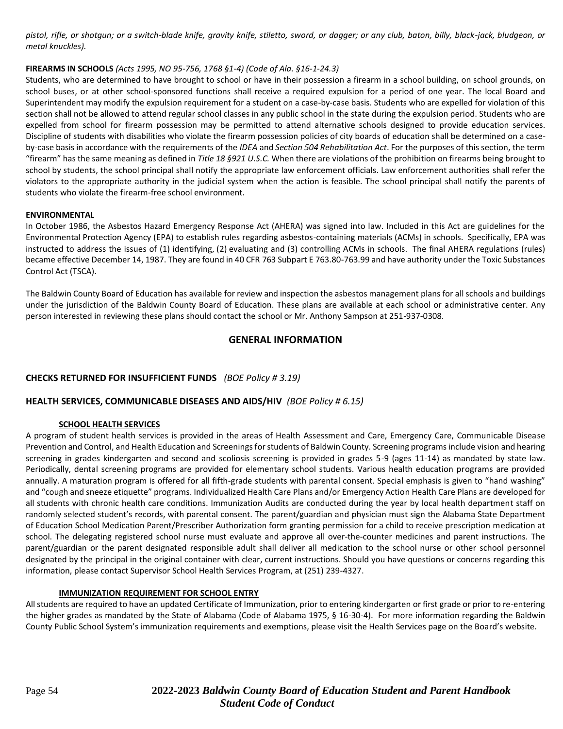*pistol, rifle, or shotgun; or a switch-blade knife, gravity knife, stiletto, sword, or dagger; or any club, baton, billy, black-jack, bludgeon, or metal knuckles).*

**FIREARMS IN SCHOOLS** *(Acts 1995, NO 95-756, 1768 §1-4) (Code of Ala. §16-1-24.3)*

Students, who are determined to have brought to school or have in their possession a firearm in a school building, on school grounds, on school buses, or at other school-sponsored functions shall receive a required expulsion for a period of one year. The local Board and Superintendent may modify the expulsion requirement for a student on a case-by-case basis. Students who are expelled for violation of this section shall not be allowed to attend regular school classes in any public school in the state during the expulsion period. Students who are expelled from school for firearm possession may be permitted to attend alternative schools designed to provide education services. Discipline of students with disabilities who violate the firearm possession policies of city boards of education shall be determined on a case-by-case basis in accordance with the requirements of the *IDEA* and *Section 504 Rehabilitation Act*. For the purposes of this section, the term "firearm" has the same meaning as defined in *Title 18 §921 U.S.C.* When there are violations of the prohibition on firearms being brought to school by students, the school principal shall notify the appropriate law enforcement officials. Law enforcement authorities shall refer the violators to the appropriate authority in the judicial system when the action is feasible. The school principal shall notify the parents of students who violate the firearm-free school environment.

**ENVIRONMENTAL**

In October 1986, the Asbestos Hazard Emergency Response Act (AHERA) was signed into law. Included in this Act are guidelines for the Environmental Protection Agency (EPA) to establish rules regarding asbestos-containing materials (ACMs) in schools. Specifically, EPA was instructed to address the issues of (1) identifying, (2) evaluating and (3) controlling ACMs in schools. The final AHERA regulations (rules) became effective December 14, 1987. They are found in 40 CFR 763 Subpart E 763.80-763.99 and have authority under the Toxic Substances Control Act (TSCA).

The Baldwin County Board of Education has available for review and inspection the asbestos management plans for all schools and buildings under the jurisdiction of the Baldwin County Board of Education. These plans are available at each school or administrative center. Any person interested in reviewing these plans should contact the school or Mr. Anthony Sampson at 251-937-0308.

## GENERAL INFORMATION

### CHECKS RETURNED FOR INSUFFICIENT FUNDS *(BOE Policy # 3.19)*

### HEALTH SERVICES, COMMUNICABLE DISEASES AND AIDS/HIV *(BOE Policy # 6.15)*

**SCHOOL HEALTH SERVICES**

A program of student health services is provided in the areas of Health Assessment and Care, Emergency Care, Communicable Disease Prevention and Control, and Health Education and Screenings for students of Baldwin County. Screening programs include vision and hearing screening in grades kindergarten and second and scoliosis screening is provided in grades 5-9 (ages 11-14) as mandated by state law. Periodically, dental screening programs are provided for elementary school students. Various health education programs are provided annually. A maturation program is offered for all fifth-grade students with parental consent. Special emphasis is given to "hand washing" and "cough and sneeze etiquette" programs. Individualized Health Care Plans and/or Emergency Action Health Care Plans are developed for all students with chronic health care conditions. Immunization Audits are conducted during the year by local health department staff on randomly selected student's records, with parental consent. The parent/guardian and physician must sign the Alabama State Department of Education School Medication Parent/Prescriber Authorization form granting permission for a child to receive prescription medication at school. The delegating registered school nurse must evaluate and approve all over-the-counter medicines and parent instructions. The parent/guardian or the parent designated responsible adult shall deliver all medication to the school nurse or other school personnel designated by the principal in the original container with clear, current instructions. Should you have questions or concerns regarding this information, please contact Supervisor School Health Services Program, at (251) 239-4327.

**IMMUNIZATION REQUIREMENT FOR SCHOOL ENTRY**

All students are required to have an updated Certificate of Immunization, prior to entering kindergarten or first grade or prior to re-entering the higher grades as mandated by the State of Alabama (Code of Alabama 1975, § 16-30-4). For more information regarding the Baldwin County Public School System's immunization requirements and exemptions, please visit the Health Services page on the Board's website.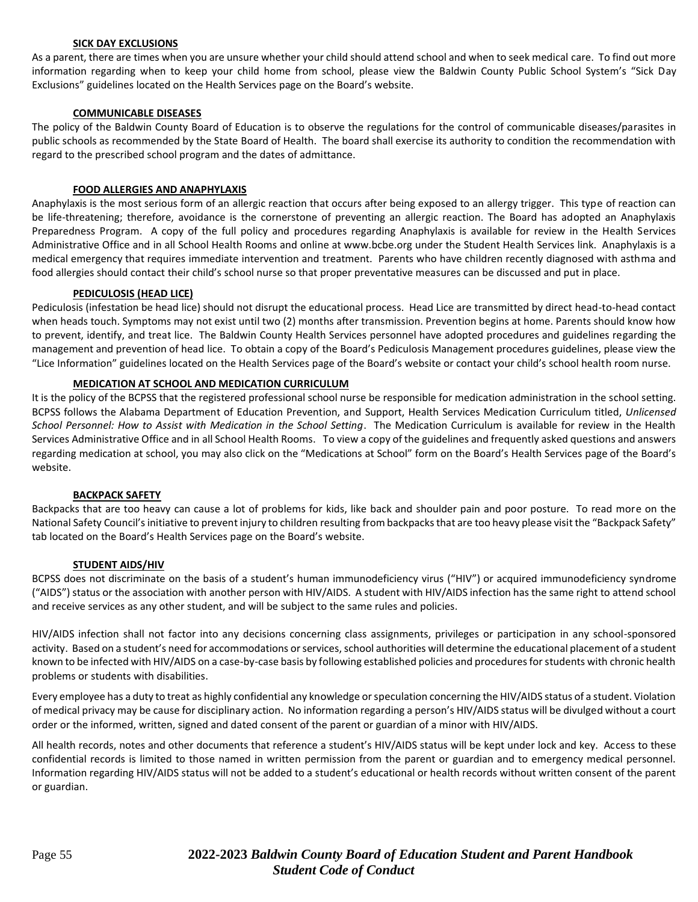### SICK DAY EXCLUSIONS

As a parent, there are times when you are unsure whether your child should attend school and when to seek medical care. To find out more information regarding when to keep your child home from school, please view the Baldwin County Public School System's "Sick Day Exclusions" guidelines located on the Health Services page on the Board's website.

### COMMUNICABLE DISEASES

The policy of the Baldwin County Board of Education is to observe the regulations for the control of communicable diseases/parasites in public schools as recommended by the State Board of Health. The board shall exercise its authority to condition the recommendation with regard to the prescribed school program and the dates of admittance.

### FOOD ALLERGIES AND ANAPHYLAXIS

Anaphylaxis is the most serious form of an allergic reaction that occurs after being exposed to an allergy trigger. This type of reaction can be life-threatening; therefore, avoidance is the cornerstone of preventing an allergic reaction. The Board has adopted an Anaphylaxis Preparedness Program. A copy of the full policy and procedures regarding Anaphylaxis is available for review in the Health Services Administrative Office and in all School Health Rooms and online at www.bcbe.org under the Student Health Services link. Anaphylaxis is a medical emergency that requires immediate intervention and treatment. Parents who have children recently diagnosed with asthma and food allergies should contact their child's school nurse so that proper preventative measures can be discussed and put in place.

### PEDICULOSIS (HEAD LICE)

Pediculosis (infestation be head lice) should not disrupt the educational process. Head Lice are transmitted by direct head-to-head contact when heads touch. Symptoms may not exist until two (2) months after transmission. Prevention begins at home. Parents should know how to prevent, identify, and treat lice. The Baldwin County Health Services personnel have adopted procedures and guidelines regarding the management and prevention of head lice. To obtain a copy of the Board's Pediculosis Management procedures guidelines, please view the "Lice Information" guidelines located on the Health Services page of the Board's website or contact your child's school health room nurse.

### MEDICATION AT SCHOOL AND MEDICATION CURRICULUM

It is the policy of the BCPSS that the registered professional school nurse be responsible for medication administration in the school setting. BCPSS follows the Alabama Department of Education Prevention, and Support, Health Services Medication Curriculum titled, *Unlicensed School Personnel: How to Assist with Medication in the School Setting*. The Medication Curriculum is available for review in the Health Services Administrative Office and in all School Health Rooms. To view a copy of the guidelines and frequently asked questions and answers regarding medication at school, you may also click on the "Medications at School" form on the Board's Health Services page of the Board's website.

### BACKPACK SAFETY

Backpacks that are too heavy can cause a lot of problems for kids, like back and shoulder pain and poor posture. To read more on the National Safety Council's initiative to prevent injury to children resulting from backpacks that are too heavy please visit the "Backpack Safety" tab located on the Board's Health Services page on the Board's website.

### STUDENT AIDS/HIV

BCPSS does not discriminate on the basis of a student's human immunodeficiency virus ("HIV") or acquired immunodeficiency syndrome ("AIDS") status or the association with another person with HIV/AIDS. A student with HIV/AIDS infection has the same right to attend school and receive services as any other student, and will be subject to the same rules and policies.

HIV/AIDS infection shall not factor into any decisions concerning class assignments, privileges or participation in any school-sponsored activity. Based on a student's need for accommodations or services, school authorities will determine the educational placement of a student known to be infected with HIV/AIDS on a case-by-case basis by following established policies and procedures for students with chronic health problems or students with disabilities.

Every employee has a duty to treat as highly confidential any knowledge or speculation concerning the HIV/AIDS status of a student. Violation of medical privacy may be cause for disciplinary action. No information regarding a person's HIV/AIDS status will be divulged without a court order or the informed, written, signed and dated consent of the parent or guardian of a minor with HIV/AIDS.

All health records, notes and other documents that reference a student's HIV/AIDS status will be kept under lock and key. Access to these confidential records is limited to those named in written permission from the parent or guardian and to emergency medical personnel. Information regarding HIV/AIDS status will not be added to a student's educational or health records without written consent of the parent or guardian.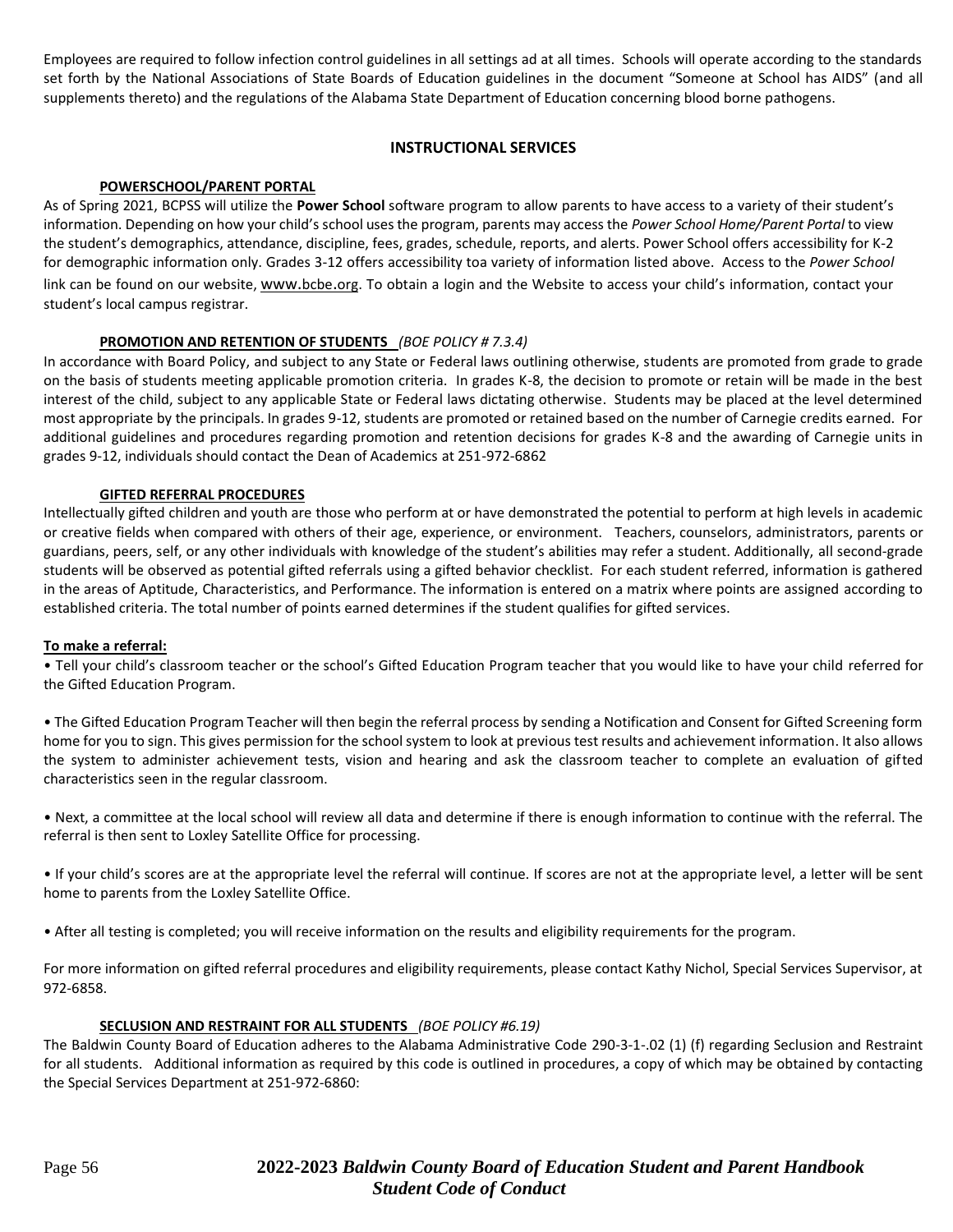Employees are required to follow infection control guidelines in all settings ad at all times. Schools will operate according to the standards set forth by the National Associations of State Boards of Education guidelines in the document "Someone at School has AIDS" (and all supplements thereto) and the regulations of the Alabama State Department of Education concerning blood borne pathogens.

## INSTRUCTIONAL SERVICES

### POWERSCHOOL/PARENT PORTAL

As of Spring 2021, BCPSS will utilize the **Power School** software program to allow parents to have access to a variety of their student's information. Depending on how your child's school uses the program, parents may access the *Power School Home/Parent Portal* to view the student's demographics, attendance, discipline, fees, grades, schedule, reports, and alerts. Power School offers accessibility for K-2 for demographic information only. Grades 3-12 offers accessibility toa variety of information listed above. Access to the *Power School* link can be found on our website, www.bcbe.org. To obtain a login and the Website to access your child's information, contact your student's local campus registrar.

### PROMOTION AND RETENTION OF STUDENTS *(BOE POLICY # 7.3.4)*

In accordance with Board Policy, and subject to any State or Federal laws outlining otherwise, students are promoted from grade to grade on the basis of students meeting applicable promotion criteria. In grades K-8, the decision to promote or retain will be made in the best interest of the child, subject to any applicable State or Federal laws dictating otherwise. Students may be placed at the level determined most appropriate by the principals. In grades 9-12, students are promoted or retained based on the number of Carnegie credits earned. For additional guidelines and procedures regarding promotion and retention decisions for grades K-8 and the awarding of Carnegie units in grades 9-12, individuals should contact the Dean of Academics at 251-972-6862

### GIFTED REFERRAL PROCEDURES

Intellectually gifted children and youth are those who perform at or have demonstrated the potential to perform at high levels in academic or creative fields when compared with others of their age, experience, or environment. Teachers, counselors, administrators, parents or guardians, peers, self, or any other individuals with knowledge of the student's abilities may refer a student. Additionally, all second-grade students will be observed as potential gifted referrals using a gifted behavior checklist. For each student referred, information is gathered in the areas of Aptitude, Characteristics, and Performance. The information is entered on a matrix where points are assigned according to established criteria. The total number of points earned determines if the student qualifies for gifted services.

**To make a referral:**

- Tell your child's classroom teacher or the school's Gifted Education Program teacher that you would like to have your child referred for the Gifted Education Program.

- The Gifted Education Program Teacher will then begin the referral process by sending a Notification and Consent for Gifted Screening form home for you to sign. This gives permission for the school system to look at previous test results and achievement information. It also allows the system to administer achievement tests, vision and hearing and ask the classroom teacher to complete an evaluation of gifted characteristics seen in the regular classroom.

- Next, a committee at the local school will review all data and determine if there is enough information to continue with the referral. The referral is then sent to Loxley Satellite Office for processing.

- If your child's scores are at the appropriate level the referral will continue. If scores are not at the appropriate level, a letter will be sent home to parents from the Loxley Satellite Office.

- After all testing is completed; you will receive information on the results and eligibility requirements for the program.

For more information on gifted referral procedures and eligibility requirements, please contact Kathy Nichol, Special Services Supervisor, at 972-6858.

### SECLUSION AND RESTRAINT FOR ALL STUDENTS *(BOE POLICY #6.19)*

The Baldwin County Board of Education adheres to the Alabama Administrative Code 290-3-1-.02 (1) (f) regarding Seclusion and Restraint for all students. Additional information as required by this code is outlined in procedures, a copy of which may be obtained by contacting the Special Services Department at 251-972-6860: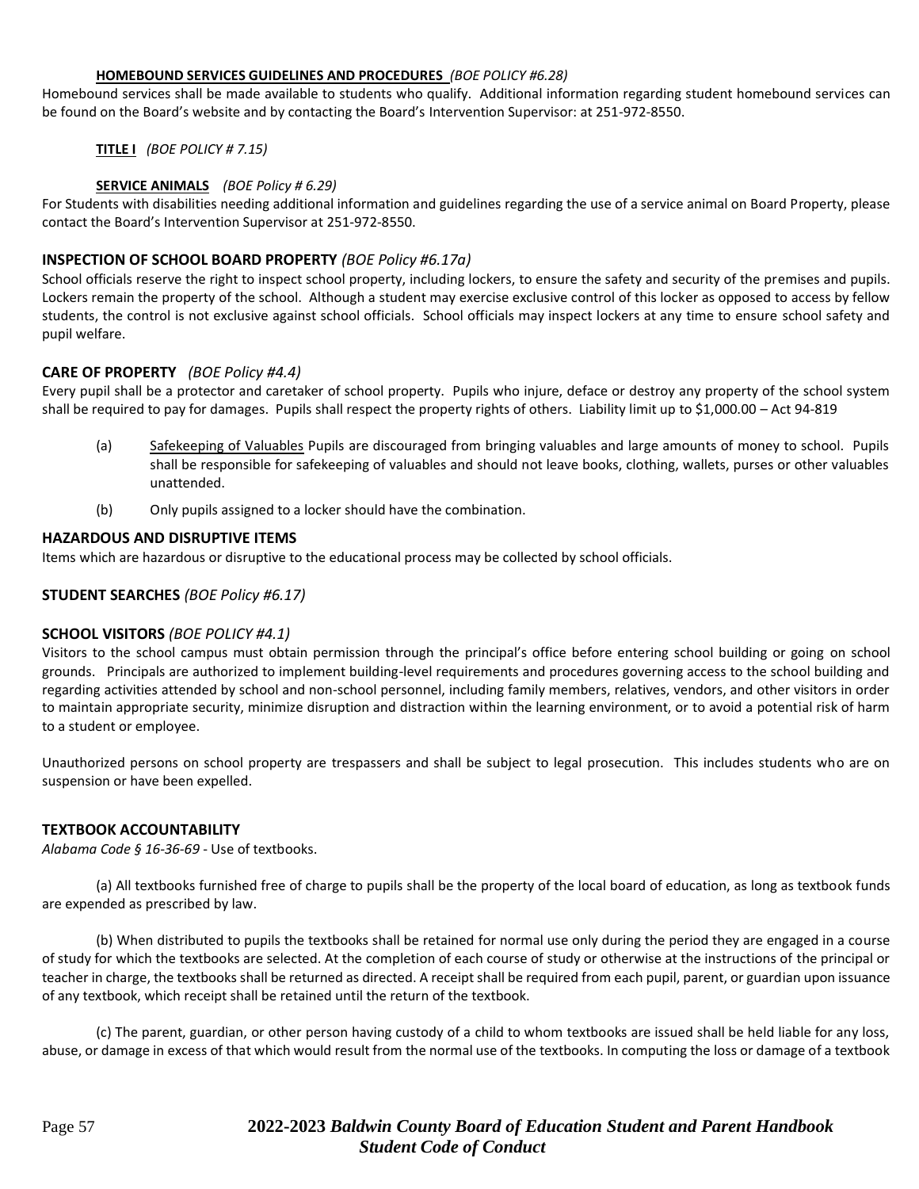#### **HOMEBOUND SERVICES GUIDELINES AND PROCEDURES** *(BOE POLICY #6.28)*

Homebound services shall be made available to students who qualify. Additional information regarding student homebound services can be found on the Board's website and by contacting the Board's Intervention Supervisor: at 251-972-8550.

#### **TITLE I** *(BOE POLICY # 7.15)*

#### **SERVICE ANIMALS** *(BOE Policy # 6.29)*

For Students with disabilities needing additional information and guidelines regarding the use of a service animal on Board Property, please contact the Board's Intervention Supervisor at 251-972-8550.

### **INSPECTION OF SCHOOL BOARD PROPERTY** *(BOE Policy #6.17a)*

School officials reserve the right to inspect school property, including lockers, to ensure the safety and security of the premises and pupils. Lockers remain the property of the school. Although a student may exercise exclusive control of this locker as opposed to access by fellow students, the control is not exclusive against school officials. School officials may inspect lockers at any time to ensure school safety and pupil welfare.

### **CARE OF PROPERTY** *(BOE Policy #4.4)*

Every pupil shall be a protector and caretaker of school property. Pupils who injure, deface or destroy any property of the school system shall be required to pay for damages. Pupils shall respect the property rights of others. Liability limit up to $1,000.00 – Act 94-819

(a) Safekeeping of Valuables Pupils are discouraged from bringing valuables and large amounts of money to school. Pupils shall be responsible for safekeeping of valuables and should not leave books, clothing, wallets, purses or other valuables unattended.

(b) Only pupils assigned to a locker should have the combination.

### **HAZARDOUS AND DISRUPTIVE ITEMS**

Items which are hazardous or disruptive to the educational process may be collected by school officials.

### **STUDENT SEARCHES** *(BOE Policy #6.17)*

### **SCHOOL VISITORS** *(BOE POLICY #4.1)*

Visitors to the school campus must obtain permission through the principal's office before entering school building or going on school grounds. Principals are authorized to implement building-level requirements and procedures governing access to the school building and regarding activities attended by school and non-school personnel, including family members, relatives, vendors, and other visitors in order to maintain appropriate security, minimize disruption and distraction within the learning environment, or to avoid a potential risk of harm to a student or employee.

Unauthorized persons on school property are trespassers and shall be subject to legal prosecution. This includes students who are on suspension or have been expelled.

### **TEXTBOOK ACCOUNTABILITY**

*Alabama Code § 16-36-69* - Use of textbooks.

(a) All textbooks furnished free of charge to pupils shall be the property of the local board of education, as long as textbook funds are expended as prescribed by law.

(b) When distributed to pupils the textbooks shall be retained for normal use only during the period they are engaged in a course of study for which the textbooks are selected. At the completion of each course of study or otherwise at the instructions of the principal or teacher in charge, the textbooks shall be returned as directed. A receipt shall be required from each pupil, parent, or guardian upon issuance of any textbook, which receipt shall be retained until the return of the textbook.

(c) The parent, guardian, or other person having custody of a child to whom textbooks are issued shall be held liable for any loss, abuse, or damage in excess of that which would result from the normal use of the textbooks. In computing the loss or damage of a textbook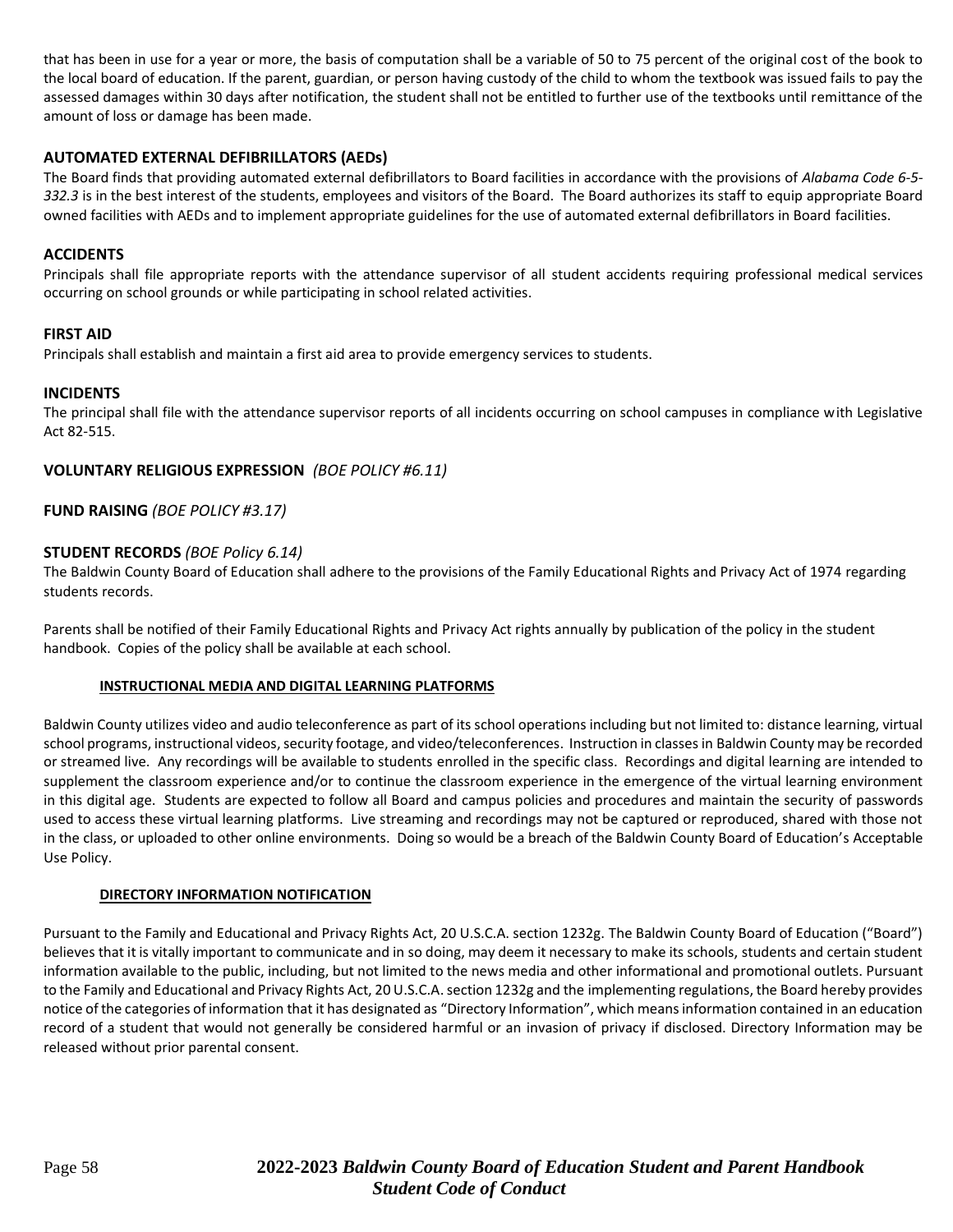that has been in use for a year or more, the basis of computation shall be a variable of 50 to 75 percent of the original cost of the book to the local board of education. If the parent, guardian, or person having custody of the child to whom the textbook was issued fails to pay the assessed damages within 30 days after notification, the student shall not be entitled to further use of the textbooks until remittance of the amount of loss or damage has been made.

## AUTOMATED EXTERNAL DEFIBRILLATORS (AEDs)

The Board finds that providing automated external defibrillators to Board facilities in accordance with the provisions of *Alabama Code 6-5-332.3* is in the best interest of the students, employees and visitors of the Board. The Board authorizes its staff to equip appropriate Board owned facilities with AEDs and to implement appropriate guidelines for the use of automated external defibrillators in Board facilities.

## ACCIDENTS

Principals shall file appropriate reports with the attendance supervisor of all student accidents requiring professional medical services occurring on school grounds or while participating in school related activities.

## FIRST AID

Principals shall establish and maintain a first aid area to provide emergency services to students.

## INCIDENTS

The principal shall file with the attendance supervisor reports of all incidents occurring on school campuses in compliance with Legislative Act 82-515.

## VOLUNTARY RELIGIOUS EXPRESSION *(BOE POLICY #6.11)*

## FUND RAISING *(BOE POLICY #3.17)*

## STUDENT RECORDS *(BOE Policy 6.14)*

The Baldwin County Board of Education shall adhere to the provisions of the Family Educational Rights and Privacy Act of 1974 regarding students records.

Parents shall be notified of their Family Educational Rights and Privacy Act rights annually by publication of the policy in the student handbook. Copies of the policy shall be available at each school.

### INSTRUCTIONAL MEDIA AND DIGITAL LEARNING PLATFORMS

Baldwin County utilizes video and audio teleconference as part of its school operations including but not limited to: distance learning, virtual school programs, instructional videos, security footage, and video/teleconferences. Instruction in classes in Baldwin County may be recorded or streamed live. Any recordings will be available to students enrolled in the specific class. Recordings and digital learning are intended to supplement the classroom experience and/or to continue the classroom experience in the emergence of the virtual learning environment in this digital age. Students are expected to follow all Board and campus policies and procedures and maintain the security of passwords used to access these virtual learning platforms. Live streaming and recordings may not be captured or reproduced, shared with those not in the class, or uploaded to other online environments. Doing so would be a breach of the Baldwin County Board of Education's Acceptable Use Policy.

### DIRECTORY INFORMATION NOTIFICATION

Pursuant to the Family and Educational and Privacy Rights Act, 20 U.S.C.A. section 1232g. The Baldwin County Board of Education ("Board") believes that it is vitally important to communicate and in so doing, may deem it necessary to make its schools, students and certain student information available to the public, including, but not limited to the news media and other informational and promotional outlets. Pursuant to the Family and Educational and Privacy Rights Act, 20 U.S.C.A. section 1232g and the implementing regulations, the Board hereby provides notice of the categories of information that it has designated as "Directory Information", which means information contained in an education record of a student that would not generally be considered harmful or an invasion of privacy if disclosed. Directory Information may be released without prior parental consent.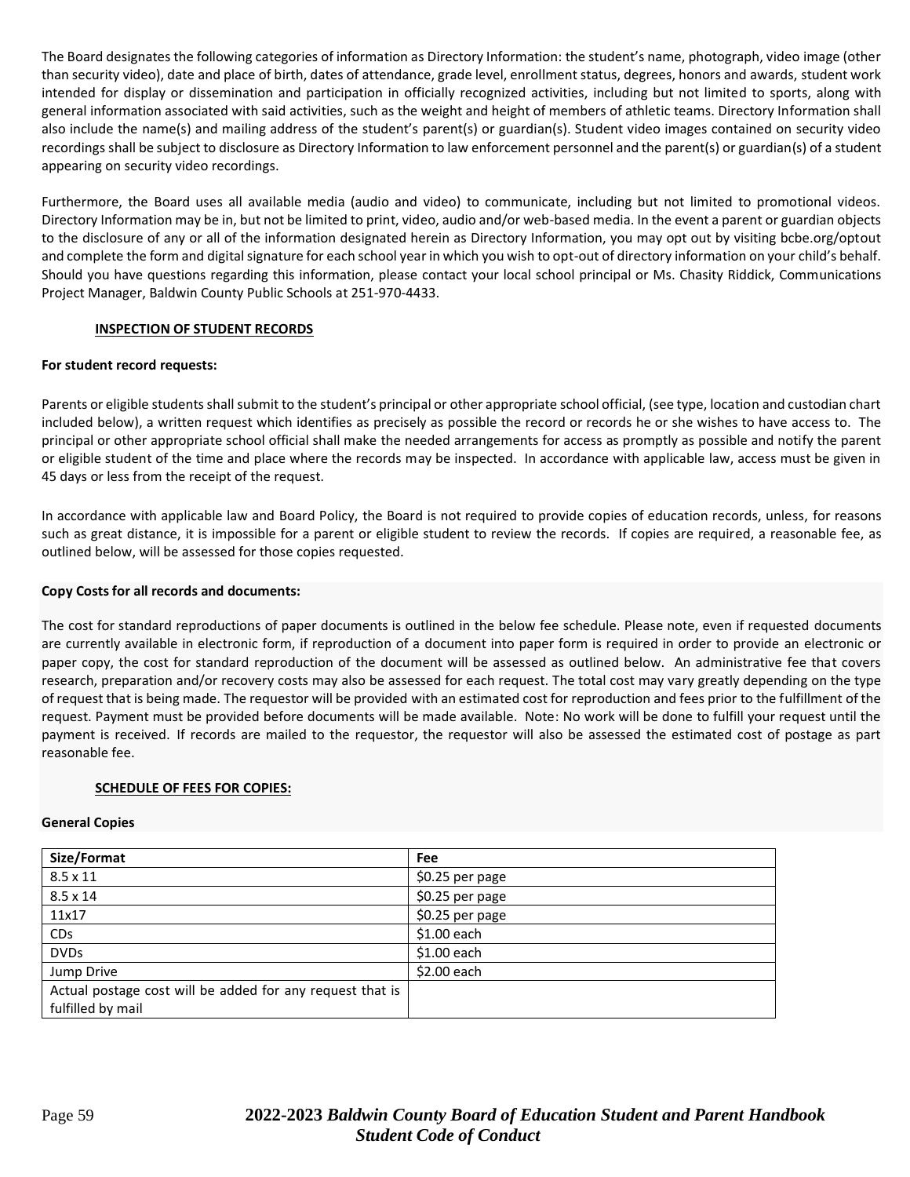The Board designates the following categories of information as Directory Information: the student's name, photograph, video image (other than security video), date and place of birth, dates of attendance, grade level, enrollment status, degrees, honors and awards, student work intended for display or dissemination and participation in officially recognized activities, including but not limited to sports, along with general information associated with said activities, such as the weight and height of members of athletic teams. Directory Information shall also include the name(s) and mailing address of the student's parent(s) or guardian(s). Student video images contained on security video recordings shall be subject to disclosure as Directory Information to law enforcement personnel and the parent(s) or guardian(s) of a student appearing on security video recordings.

Furthermore, the Board uses all available media (audio and video) to communicate, including but not limited to promotional videos. Directory Information may be in, but not be limited to print, video, audio and/or web-based media. In the event a parent or guardian objects to the disclosure of any or all of the information designated herein as Directory Information, you may opt out by visiting bcbe.org/optout and complete the form and digital signature for each school year in which you wish to opt-out of directory information on your child's behalf. Should you have questions regarding this information, please contact your local school principal or Ms. Chasity Riddick, Communications Project Manager, Baldwin County Public Schools at 251-970-4433.

## INSPECTION OF STUDENT RECORDS

**For student record requests:**

Parents or eligible students shall submit to the student's principal or other appropriate school official, (see type, location and custodian chart included below), a written request which identifies as precisely as possible the record or records he or she wishes to have access to. The principal or other appropriate school official shall make the needed arrangements for access as promptly as possible and notify the parent or eligible student of the time and place where the records may be inspected. In accordance with applicable law, access must be given in 45 days or less from the receipt of the request.

In accordance with applicable law and Board Policy, the Board is not required to provide copies of education records, unless, for reasons such as great distance, it is impossible for a parent or eligible student to review the records. If copies are required, a reasonable fee, as outlined below, will be assessed for those copies requested.

**Copy Costs for all records and documents:**

The cost for standard reproductions of paper documents is outlined in the below fee schedule. Please note, even if requested documents are currently available in electronic form, if reproduction of a document into paper form is required in order to provide an electronic or paper copy, the cost for standard reproduction of the document will be assessed as outlined below. An administrative fee that covers research, preparation and/or recovery costs may also be assessed for each request. The total cost may vary greatly depending on the type of request that is being made. The requestor will be provided with an estimated cost for reproduction and fees prior to the fulfillment of the request. Payment must be provided before documents will be made available. Note: No work will be done to fulfill your request until the payment is received. If records are mailed to the requestor, the requestor will also be assessed the estimated cost of postage as part reasonable fee.

## SCHEDULE OF FEES FOR COPIES:

**General Copies**

| Size/Format | Fee |
|---|---|
| 8.5 x 11 | $0.25 per page |
| 8.5 x 14 | $0.25 per page |
| 11x17 | $0.25 per page |
| CDs | $1.00 each |
| DVDs | $1.00 each |
| Jump Drive | $2.00 each |
| Actual postage cost will be added for any request that is fulfilled by mail | |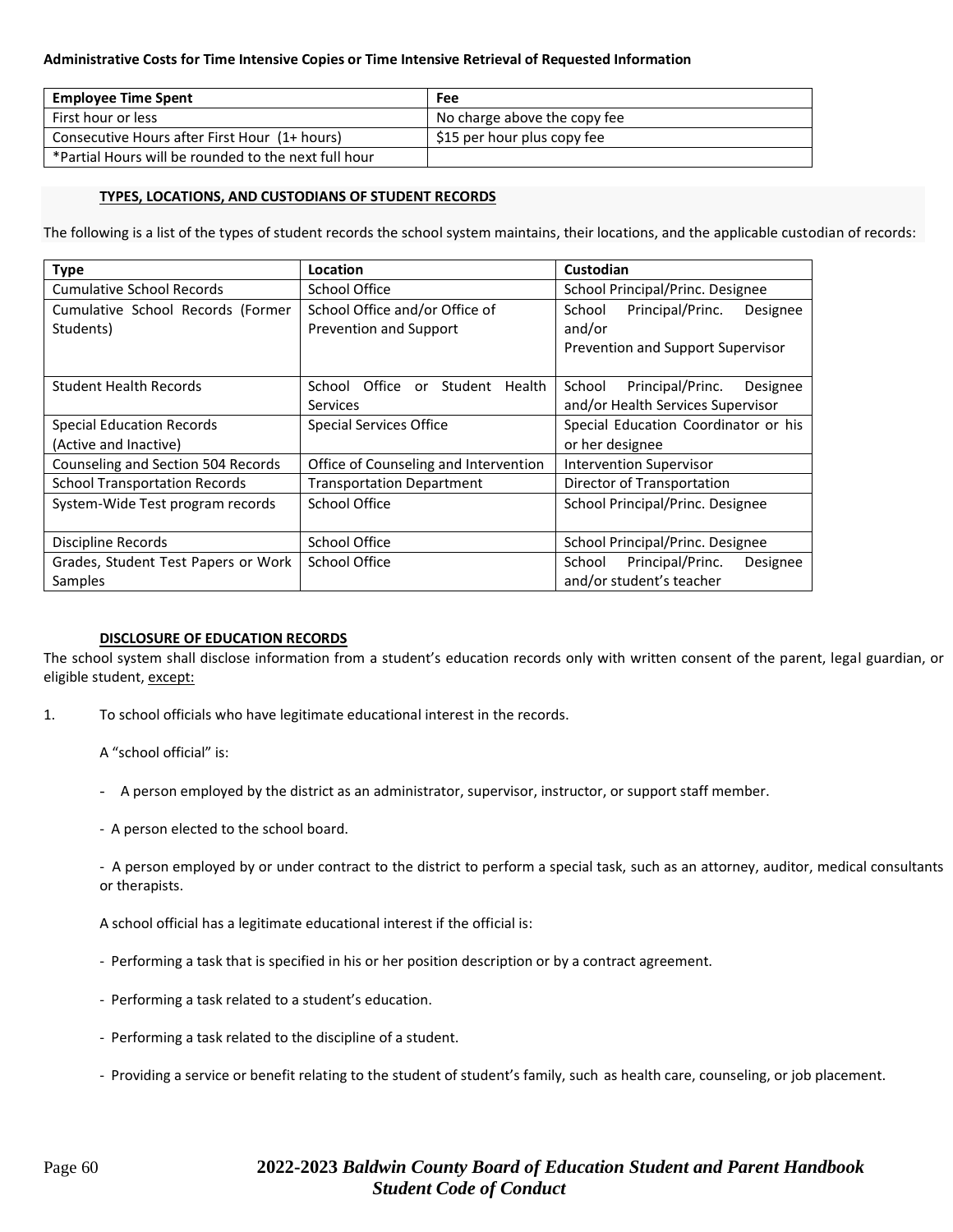**Administrative Costs for Time Intensive Copies or Time Intensive Retrieval of Requested Information**

| Employee Time Spent | Fee |
|---|---|
| First hour or less | No charge above the copy fee |
| Consecutive Hours after First Hour (1+ hours) | $15 per hour plus copy fee |
| *Partial Hours will be rounded to the next full hour | |

**TYPES, LOCATIONS, AND CUSTODIANS OF STUDENT RECORDS**

The following is a list of the types of student records the school system maintains, their locations, and the applicable custodian of records:

| Type | Location | Custodian |
|---|---|---|
| Cumulative School Records | School Office | School Principal/Princ. Designee |
| Cumulative School Records (Former Students) | School Office and/or Office of Prevention and Support | School Principal/Princ. Designee and/or Prevention and Support Supervisor |
| Student Health Records | School Office or Student Health Services | School Principal/Princ. Designee and/or Health Services Supervisor |
| Special Education Records (Active and Inactive) | Special Services Office | Special Education Coordinator or his or her designee |
| Counseling and Section 504 Records | Office of Counseling and Intervention | Intervention Supervisor |
| School Transportation Records | Transportation Department | Director of Transportation |
| System-Wide Test program records | School Office | School Principal/Princ. Designee |
| Discipline Records | School Office | School Principal/Princ. Designee |
| Grades, Student Test Papers or Work Samples | School Office | School Principal/Princ. Designee and/or student's teacher |

**DISCLOSURE OF EDUCATION RECORDS**

The school system shall disclose information from a student's education records only with written consent of the parent, legal guardian, or eligible student, except:

1. To school officials who have legitimate educational interest in the records.

   A "school official" is:

   - A person employed by the district as an administrator, supervisor, instructor, or support staff member.
   - A person elected to the school board.
   - A person employed by or under contract to the district to perform a special task, such as an attorney, auditor, medical consultants or therapists.

   A school official has a legitimate educational interest if the official is:

   - Performing a task that is specified in his or her position description or by a contract agreement.
   - Performing a task related to a student's education.
   - Performing a task related to the discipline of a student.
   - Providing a service or benefit relating to the student of student's family, such as health care, counseling, or job placement.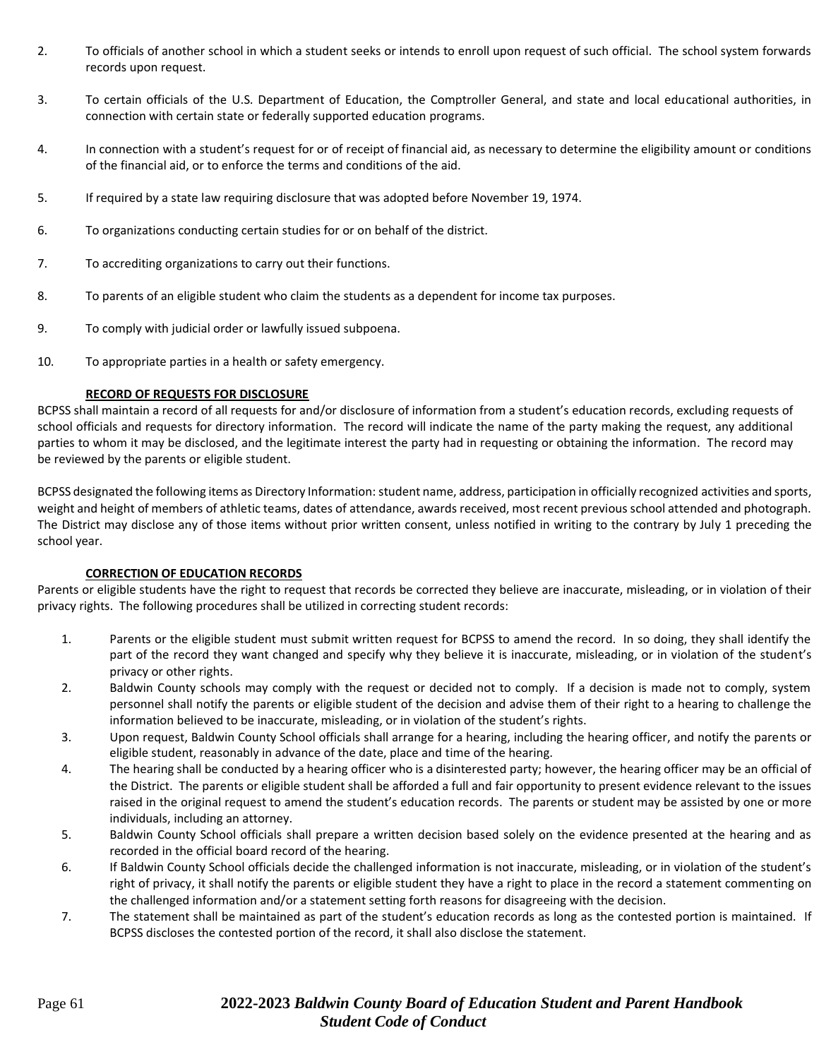2. To officials of another school in which a student seeks or intends to enroll upon request of such official. The school system forwards records upon request.

3. To certain officials of the U.S. Department of Education, the Comptroller General, and state and local educational authorities, in connection with certain state or federally supported education programs.

4. In connection with a student's request for or of receipt of financial aid, as necessary to determine the eligibility amount or conditions of the financial aid, or to enforce the terms and conditions of the aid.

5. If required by a state law requiring disclosure that was adopted before November 19, 1974.

6. To organizations conducting certain studies for or on behalf of the district.

7. To accrediting organizations to carry out their functions.

8. To parents of an eligible student who claim the students as a dependent for income tax purposes.

9. To comply with judicial order or lawfully issued subpoena.

10. To appropriate parties in a health or safety emergency.

**RECORD OF REQUESTS FOR DISCLOSURE**

BCPSS shall maintain a record of all requests for and/or disclosure of information from a student's education records, excluding requests of school officials and requests for directory information. The record will indicate the name of the party making the request, any additional parties to whom it may be disclosed, and the legitimate interest the party had in requesting or obtaining the information. The record may be reviewed by the parents or eligible student.

BCPSS designated the following items as Directory Information: student name, address, participation in officially recognized activities and sports, weight and height of members of athletic teams, dates of attendance, awards received, most recent previous school attended and photograph. The District may disclose any of those items without prior written consent, unless notified in writing to the contrary by July 1 preceding the school year.

**CORRECTION OF EDUCATION RECORDS**

Parents or eligible students have the right to request that records be corrected they believe are inaccurate, misleading, or in violation of their privacy rights. The following procedures shall be utilized in correcting student records:

1. Parents or the eligible student must submit written request for BCPSS to amend the record. In so doing, they shall identify the part of the record they want changed and specify why they believe it is inaccurate, misleading, or in violation of the student's privacy or other rights.
2. Baldwin County schools may comply with the request or decided not to comply. If a decision is made not to comply, system personnel shall notify the parents or eligible student of the decision and advise them of their right to a hearing to challenge the information believed to be inaccurate, misleading, or in violation of the student's rights.
3. Upon request, Baldwin County School officials shall arrange for a hearing, including the hearing officer, and notify the parents or eligible student, reasonably in advance of the date, place and time of the hearing.
4. The hearing shall be conducted by a hearing officer who is a disinterested party; however, the hearing officer may be an official of the District. The parents or eligible student shall be afforded a full and fair opportunity to present evidence relevant to the issues raised in the original request to amend the student's education records. The parents or student may be assisted by one or more individuals, including an attorney.
5. Baldwin County School officials shall prepare a written decision based solely on the evidence presented at the hearing and as recorded in the official board record of the hearing.
6. If Baldwin County School officials decide the challenged information is not inaccurate, misleading, or in violation of the student's right of privacy, it shall notify the parents or eligible student they have a right to place in the record a statement commenting on the challenged information and/or a statement setting forth reasons for disagreeing with the decision.
7. The statement shall be maintained as part of the student's education records as long as the contested portion is maintained. If BCPSS discloses the contested portion of the record, it shall also disclose the statement.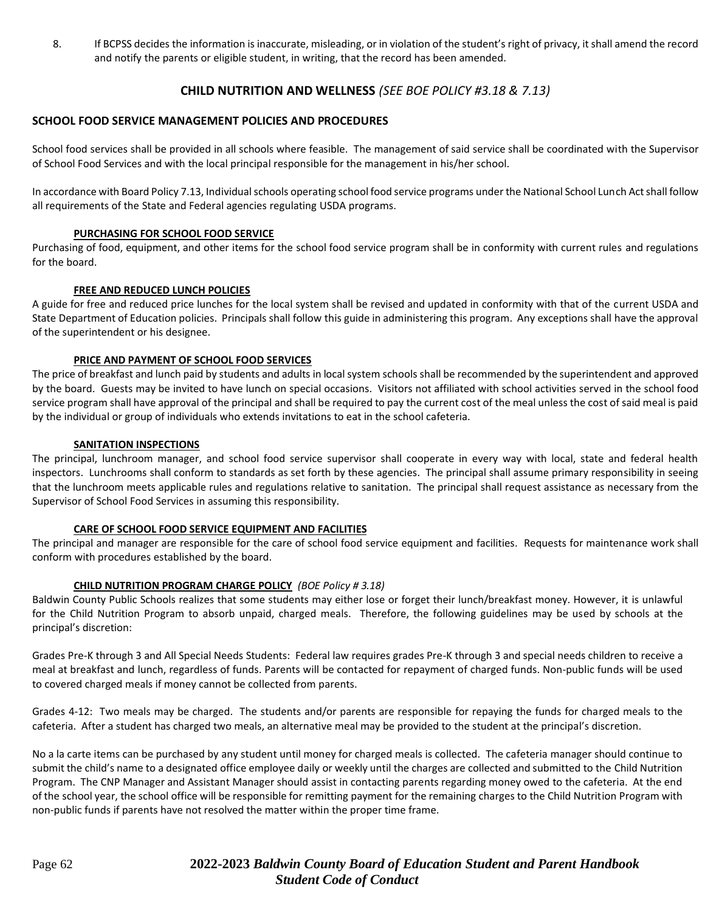8. If BCPSS decides the information is inaccurate, misleading, or in violation of the student's right of privacy, it shall amend the record and notify the parents or eligible student, in writing, that the record has been amended.

## CHILD NUTRITION AND WELLNESS *(SEE BOE POLICY #3.18 & 7.13)*

### SCHOOL FOOD SERVICE MANAGEMENT POLICIES AND PROCEDURES

School food services shall be provided in all schools where feasible. The management of said service shall be coordinated with the Supervisor of School Food Services and with the local principal responsible for the management in his/her school.

In accordance with Board Policy 7.13, Individual schools operating school food service programs under the National School Lunch Act shall follow all requirements of the State and Federal agencies regulating USDA programs.

#### PURCHASING FOR SCHOOL FOOD SERVICE

Purchasing of food, equipment, and other items for the school food service program shall be in conformity with current rules and regulations for the board.

#### FREE AND REDUCED LUNCH POLICIES

A guide for free and reduced price lunches for the local system shall be revised and updated in conformity with that of the current USDA and State Department of Education policies. Principals shall follow this guide in administering this program. Any exceptions shall have the approval of the superintendent or his designee.

#### PRICE AND PAYMENT OF SCHOOL FOOD SERVICES

The price of breakfast and lunch paid by students and adults in local system schools shall be recommended by the superintendent and approved by the board. Guests may be invited to have lunch on special occasions. Visitors not affiliated with school activities served in the school food service program shall have approval of the principal and shall be required to pay the current cost of the meal unless the cost of said meal is paid by the individual or group of individuals who extends invitations to eat in the school cafeteria.

#### SANITATION INSPECTIONS

The principal, lunchroom manager, and school food service supervisor shall cooperate in every way with local, state and federal health inspectors. Lunchrooms shall conform to standards as set forth by these agencies. The principal shall assume primary responsibility in seeing that the lunchroom meets applicable rules and regulations relative to sanitation. The principal shall request assistance as necessary from the Supervisor of School Food Services in assuming this responsibility.

#### CARE OF SCHOOL FOOD SERVICE EQUIPMENT AND FACILITIES

The principal and manager are responsible for the care of school food service equipment and facilities. Requests for maintenance work shall conform with procedures established by the board.

#### CHILD NUTRITION PROGRAM CHARGE POLICY *(BOE Policy # 3.18)*

Baldwin County Public Schools realizes that some students may either lose or forget their lunch/breakfast money. However, it is unlawful for the Child Nutrition Program to absorb unpaid, charged meals. Therefore, the following guidelines may be used by schools at the principal's discretion:

Grades Pre-K through 3 and All Special Needs Students: Federal law requires grades Pre-K through 3 and special needs children to receive a meal at breakfast and lunch, regardless of funds. Parents will be contacted for repayment of charged funds. Non-public funds will be used to covered charged meals if money cannot be collected from parents.

Grades 4-12: Two meals may be charged. The students and/or parents are responsible for repaying the funds for charged meals to the cafeteria. After a student has charged two meals, an alternative meal may be provided to the student at the principal's discretion.

No a la carte items can be purchased by any student until money for charged meals is collected. The cafeteria manager should continue to submit the child's name to a designated office employee daily or weekly until the charges are collected and submitted to the Child Nutrition Program. The CNP Manager and Assistant Manager should assist in contacting parents regarding money owed to the cafeteria. At the end of the school year, the school office will be responsible for remitting payment for the remaining charges to the Child Nutrition Program with non-public funds if parents have not resolved the matter within the proper time frame.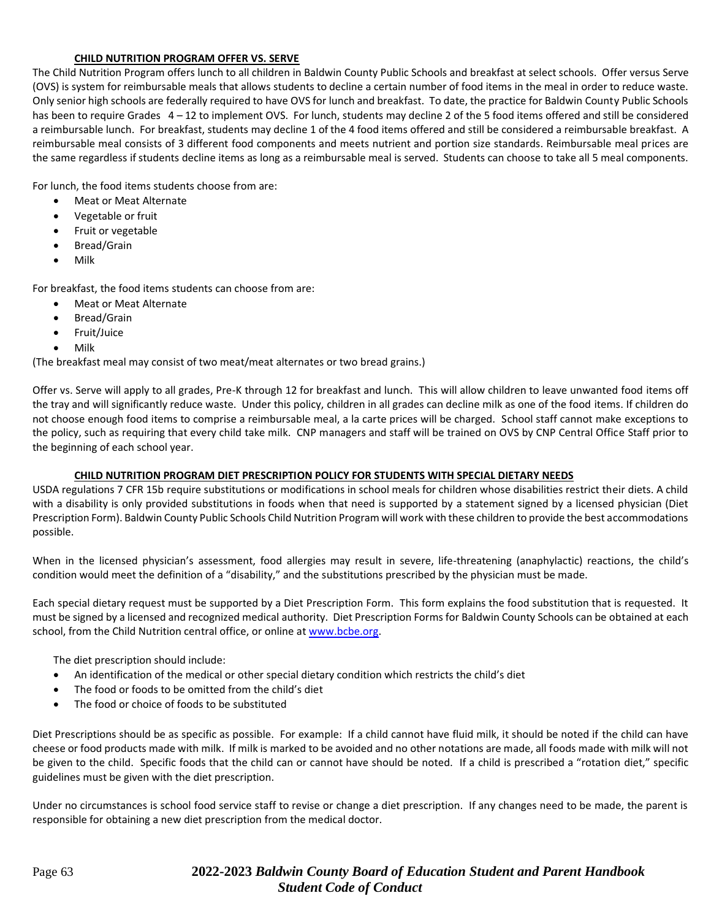## CHILD NUTRITION PROGRAM OFFER VS. SERVE

The Child Nutrition Program offers lunch to all children in Baldwin County Public Schools and breakfast at select schools. Offer versus Serve (OVS) is system for reimbursable meals that allows students to decline a certain number of food items in the meal in order to reduce waste. Only senior high schools are federally required to have OVS for lunch and breakfast. To date, the practice for Baldwin County Public Schools has been to require Grades 4 – 12 to implement OVS. For lunch, students may decline 2 of the 5 food items offered and still be considered a reimbursable lunch. For breakfast, students may decline 1 of the 4 food items offered and still be considered a reimbursable breakfast. A reimbursable meal consists of 3 different food components and meets nutrient and portion size standards. Reimbursable meal prices are the same regardless if students decline items as long as a reimbursable meal is served. Students can choose to take all 5 meal components.

For lunch, the food items students choose from are:

- Meat or Meat Alternate
- Vegetable or fruit
- Fruit or vegetable
- Bread/Grain
- Milk

For breakfast, the food items students can choose from are:

- Meat or Meat Alternate
- Bread/Grain
- Fruit/Juice
- Milk

(The breakfast meal may consist of two meat/meat alternates or two bread grains.)

Offer vs. Serve will apply to all grades, Pre-K through 12 for breakfast and lunch. This will allow children to leave unwanted food items off the tray and will significantly reduce waste. Under this policy, children in all grades can decline milk as one of the food items. If children do not choose enough food items to comprise a reimbursable meal, a la carte prices will be charged. School staff cannot make exceptions to the policy, such as requiring that every child take milk. CNP managers and staff will be trained on OVS by CNP Central Office Staff prior to the beginning of each school year.

## CHILD NUTRITION PROGRAM DIET PRESCRIPTION POLICY FOR STUDENTS WITH SPECIAL DIETARY NEEDS

USDA regulations 7 CFR 15b require substitutions or modifications in school meals for children whose disabilities restrict their diets. A child with a disability is only provided substitutions in foods when that need is supported by a statement signed by a licensed physician (Diet Prescription Form). Baldwin County Public Schools Child Nutrition Program will work with these children to provide the best accommodations possible.

When in the licensed physician's assessment, food allergies may result in severe, life-threatening (anaphylactic) reactions, the child's condition would meet the definition of a "disability," and the substitutions prescribed by the physician must be made.

Each special dietary request must be supported by a Diet Prescription Form. This form explains the food substitution that is requested. It must be signed by a licensed and recognized medical authority. Diet Prescription Forms for Baldwin County Schools can be obtained at each school, from the Child Nutrition central office, or online at www.bcbe.org.

The diet prescription should include:

- An identification of the medical or other special dietary condition which restricts the child's diet
- The food or foods to be omitted from the child's diet
- The food or choice of foods to be substituted

Diet Prescriptions should be as specific as possible. For example: If a child cannot have fluid milk, it should be noted if the child can have cheese or food products made with milk. If milk is marked to be avoided and no other notations are made, all foods made with milk will not be given to the child. Specific foods that the child can or cannot have should be noted. If a child is prescribed a "rotation diet," specific guidelines must be given with the diet prescription.

Under no circumstances is school food service staff to revise or change a diet prescription. If any changes need to be made, the parent is responsible for obtaining a new diet prescription from the medical doctor.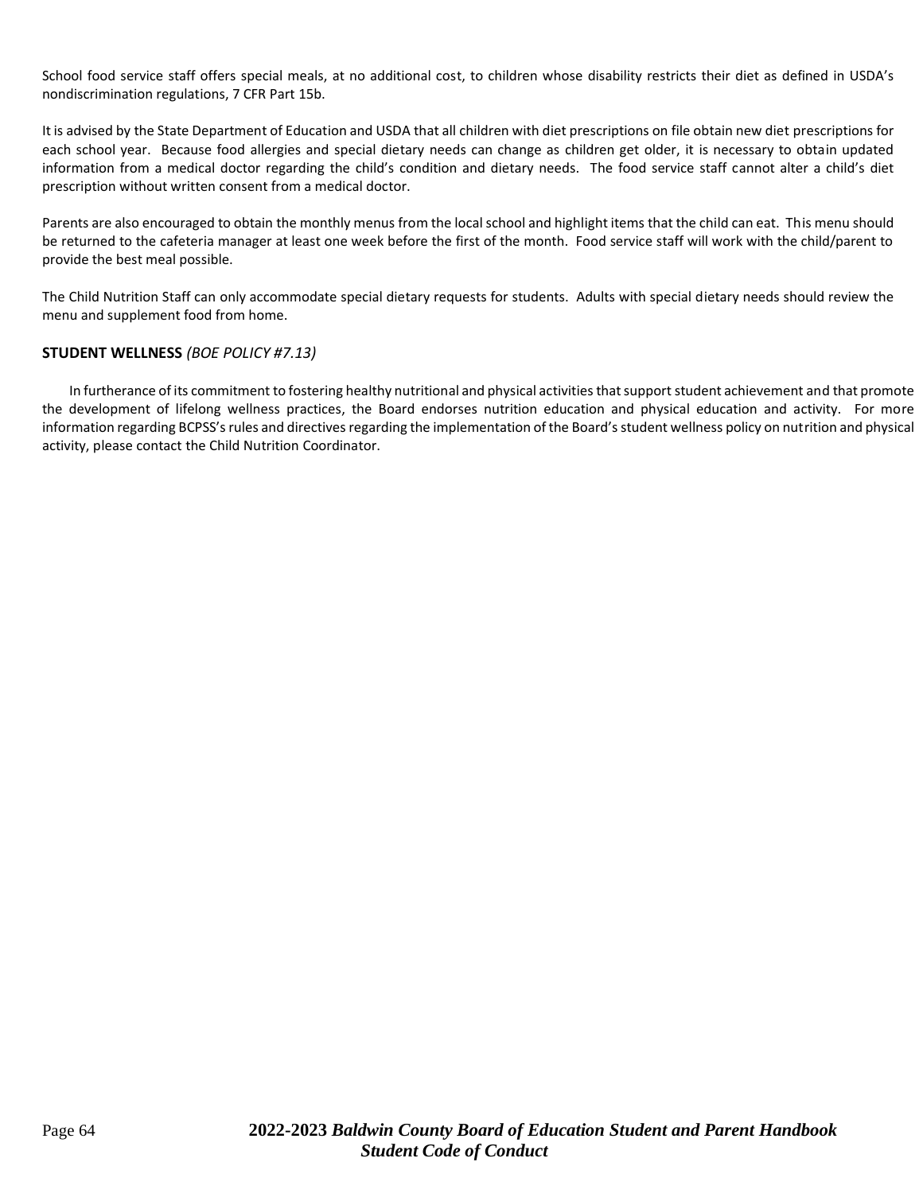School food service staff offers special meals, at no additional cost, to children whose disability restricts their diet as defined in USDA's nondiscrimination regulations, 7 CFR Part 15b.

It is advised by the State Department of Education and USDA that all children with diet prescriptions on file obtain new diet prescriptions for each school year. Because food allergies and special dietary needs can change as children get older, it is necessary to obtain updated information from a medical doctor regarding the child's condition and dietary needs. The food service staff cannot alter a child's diet prescription without written consent from a medical doctor.

Parents are also encouraged to obtain the monthly menus from the local school and highlight items that the child can eat. This menu should be returned to the cafeteria manager at least one week before the first of the month. Food service staff will work with the child/parent to provide the best meal possible.

The Child Nutrition Staff can only accommodate special dietary requests for students. Adults with special dietary needs should review the menu and supplement food from home.

**STUDENT WELLNESS** *(BOE POLICY #7.13)*

In furtherance of its commitment to fostering healthy nutritional and physical activities that support student achievement and that promote the development of lifelong wellness practices, the Board endorses nutrition education and physical education and activity. For more information regarding BCPSS's rules and directives regarding the implementation of the Board's student wellness policy on nutrition and physical activity, please contact the Child Nutrition Coordinator.